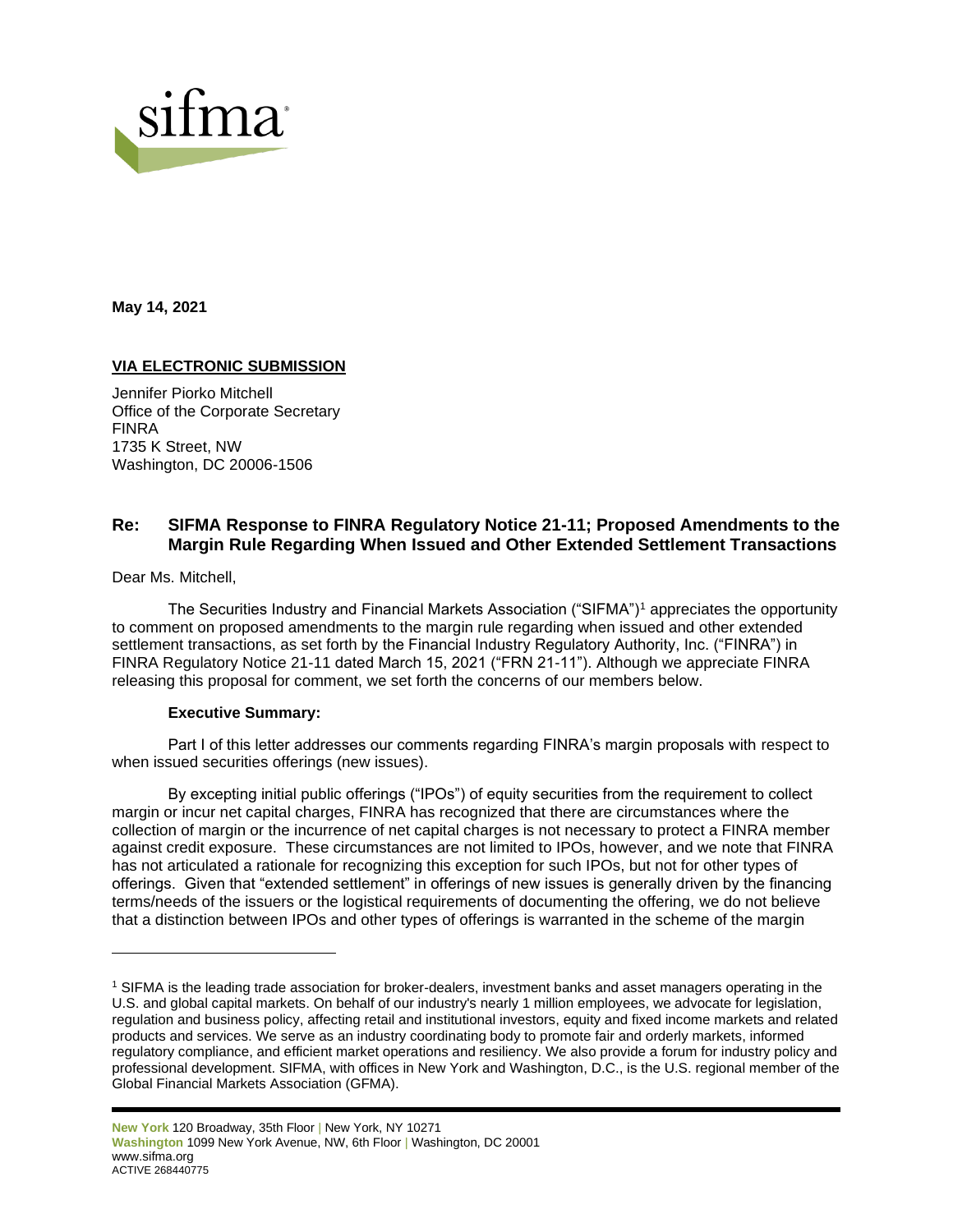sifma

**May 14, 2021**

**VIA ELECTRONIC SUBMISSION**

Jennifer Piorko Mitchell
Office of the Corporate Secretary
FINRA
1735 K Street, NW
Washington, DC 20006-1506

### Re: SIFMA Response to FINRA Regulatory Notice 21-11; Proposed Amendments to the Margin Rule Regarding When Issued and Other Extended Settlement Transactions

Dear Ms. Mitchell,

The Securities Industry and Financial Markets Association ("SIFMA")[1] appreciates the opportunity to comment on proposed amendments to the margin rule regarding when issued and other extended settlement transactions, as set forth by the Financial Industry Regulatory Authority, Inc. ("FINRA") in FINRA Regulatory Notice 21-11 dated March 15, 2021 ("FRN 21-11"). Although we appreciate FINRA releasing this proposal for comment, we set forth the concerns of our members below.

**Executive Summary:**

Part I of this letter addresses our comments regarding FINRA's margin proposals with respect to when issued securities offerings (new issues).

By excepting initial public offerings ("IPOs") of equity securities from the requirement to collect margin or incur net capital charges, FINRA has recognized that there are circumstances where the collection of margin or the incurrence of net capital charges is not necessary to protect a FINRA member against credit exposure. These circumstances are not limited to IPOs, however, and we note that FINRA has not articulated a rationale for recognizing this exception for such IPOs, but not for other types of offerings. Given that "extended settlement" in offerings of new issues is generally driven by the financing terms/needs of the issuers or the logistical requirements of documenting the offering, we do not believe that a distinction between IPOs and other types of offerings is warranted in the scheme of the margin

[1] SIFMA is the leading trade association for broker-dealers, investment banks and asset managers operating in the U.S. and global capital markets. On behalf of our industry's nearly 1 million employees, we advocate for legislation, regulation and business policy, affecting retail and institutional investors, equity and fixed income markets and related products and services. We serve as an industry coordinating body to promote fair and orderly markets, informed regulatory compliance, and efficient market operations and resiliency. We also provide a forum for industry policy and professional development. SIFMA, with offices in New York and Washington, D.C., is the U.S. regional member of the Global Financial Markets Association (GFMA).

**New York** 120 Broadway, 35th Floor | New York, NY 10271
**Washington** 1099 New York Avenue, NW, 6th Floor | Washington, DC 20001
www.sifma.org
ACTIVE 268440775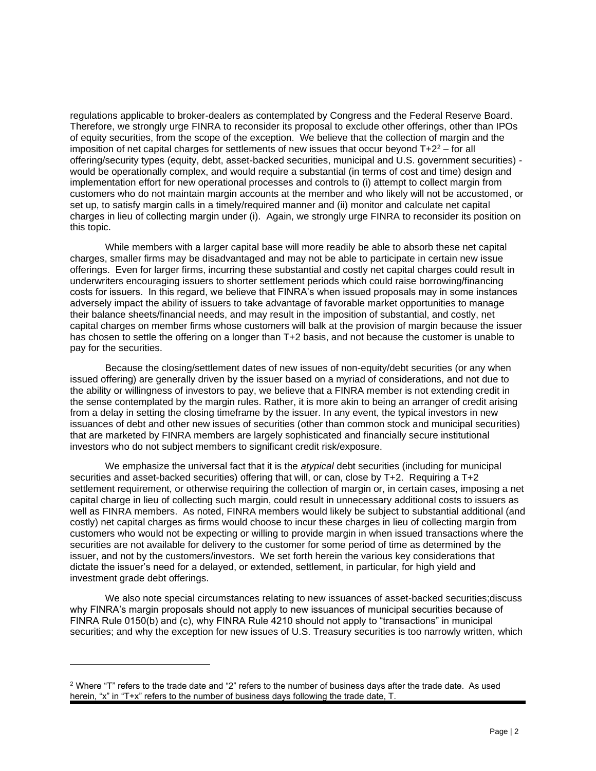regulations applicable to broker-dealers as contemplated by Congress and the Federal Reserve Board. Therefore, we strongly urge FINRA to reconsider its proposal to exclude other offerings, other than IPOs of equity securities, from the scope of the exception. We believe that the collection of margin and the imposition of net capital charges for settlements of new issues that occur beyond T+2[2] – for all offering/security types (equity, debt, asset-backed securities, municipal and U.S. government securities) - would be operationally complex, and would require a substantial (in terms of cost and time) design and implementation effort for new operational processes and controls to (i) attempt to collect margin from customers who do not maintain margin accounts at the member and who likely will not be accustomed, or set up, to satisfy margin calls in a timely/required manner and (ii) monitor and calculate net capital charges in lieu of collecting margin under (i). Again, we strongly urge FINRA to reconsider its position on this topic.

While members with a larger capital base will more readily be able to absorb these net capital charges, smaller firms may be disadvantaged and may not be able to participate in certain new issue offerings. Even for larger firms, incurring these substantial and costly net capital charges could result in underwriters encouraging issuers to shorter settlement periods which could raise borrowing/financing costs for issuers. In this regard, we believe that FINRA's when issued proposals may in some instances adversely impact the ability of issuers to take advantage of favorable market opportunities to manage their balance sheets/financial needs, and may result in the imposition of substantial, and costly, net capital charges on member firms whose customers will balk at the provision of margin because the issuer has chosen to settle the offering on a longer than T+2 basis, and not because the customer is unable to pay for the securities.

Because the closing/settlement dates of new issues of non-equity/debt securities (or any when issued offering) are generally driven by the issuer based on a myriad of considerations, and not due to the ability or willingness of investors to pay, we believe that a FINRA member is not extending credit in the sense contemplated by the margin rules. Rather, it is more akin to being an arranger of credit arising from a delay in setting the closing timeframe by the issuer. In any event, the typical investors in new issuances of debt and other new issues of securities (other than common stock and municipal securities) that are marketed by FINRA members are largely sophisticated and financially secure institutional investors who do not subject members to significant credit risk/exposure.

We emphasize the universal fact that it is the *atypical* debt securities (including for municipal securities and asset-backed securities) offering that will, or can, close by T+2. Requiring a T+2 settlement requirement, or otherwise requiring the collection of margin or, in certain cases, imposing a net capital charge in lieu of collecting such margin, could result in unnecessary additional costs to issuers as well as FINRA members. As noted, FINRA members would likely be subject to substantial additional (and costly) net capital charges as firms would choose to incur these charges in lieu of collecting margin from customers who would not be expecting or willing to provide margin in when issued transactions where the securities are not available for delivery to the customer for some period of time as determined by the issuer, and not by the customers/investors. We set forth herein the various key considerations that dictate the issuer's need for a delayed, or extended, settlement, in particular, for high yield and investment grade debt offerings.

We also note special circumstances relating to new issuances of asset-backed securities;discuss why FINRA's margin proposals should not apply to new issuances of municipal securities because of FINRA Rule 0150(b) and (c), why FINRA Rule 4210 should not apply to "transactions" in municipal securities; and why the exception for new issues of U.S. Treasury securities is too narrowly written, which

---

[2] Where "T" refers to the trade date and "2" refers to the number of business days after the trade date. As used herein, "x" in "T+x" refers to the number of business days following the trade date, T.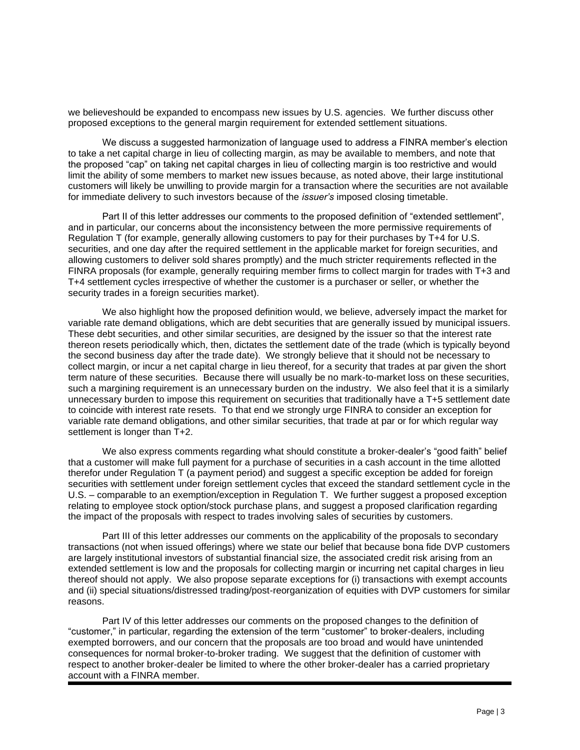we believeshould be expanded to encompass new issues by U.S. agencies. We further discuss other proposed exceptions to the general margin requirement for extended settlement situations.

We discuss a suggested harmonization of language used to address a FINRA member's election to take a net capital charge in lieu of collecting margin, as may be available to members, and note that the proposed "cap" on taking net capital charges in lieu of collecting margin is too restrictive and would limit the ability of some members to market new issues because, as noted above, their large institutional customers will likely be unwilling to provide margin for a transaction where the securities are not available for immediate delivery to such investors because of the *issuer's* imposed closing timetable.

Part II of this letter addresses our comments to the proposed definition of "extended settlement", and in particular, our concerns about the inconsistency between the more permissive requirements of Regulation T (for example, generally allowing customers to pay for their purchases by T+4 for U.S. securities, and one day after the required settlement in the applicable market for foreign securities, and allowing customers to deliver sold shares promptly) and the much stricter requirements reflected in the FINRA proposals (for example, generally requiring member firms to collect margin for trades with T+3 and T+4 settlement cycles irrespective of whether the customer is a purchaser or seller, or whether the security trades in a foreign securities market).

We also highlight how the proposed definition would, we believe, adversely impact the market for variable rate demand obligations, which are debt securities that are generally issued by municipal issuers. These debt securities, and other similar securities, are designed by the issuer so that the interest rate thereon resets periodically which, then, dictates the settlement date of the trade (which is typically beyond the second business day after the trade date). We strongly believe that it should not be necessary to collect margin, or incur a net capital charge in lieu thereof, for a security that trades at par given the short term nature of these securities. Because there will usually be no mark-to-market loss on these securities, such a margining requirement is an unnecessary burden on the industry. We also feel that it is a similarly unnecessary burden to impose this requirement on securities that traditionally have a T+5 settlement date to coincide with interest rate resets. To that end we strongly urge FINRA to consider an exception for variable rate demand obligations, and other similar securities, that trade at par or for which regular way settlement is longer than T+2.

We also express comments regarding what should constitute a broker-dealer's "good faith" belief that a customer will make full payment for a purchase of securities in a cash account in the time allotted therefor under Regulation T (a payment period) and suggest a specific exception be added for foreign securities with settlement under foreign settlement cycles that exceed the standard settlement cycle in the U.S. – comparable to an exemption/exception in Regulation T. We further suggest a proposed exception relating to employee stock option/stock purchase plans, and suggest a proposed clarification regarding the impact of the proposals with respect to trades involving sales of securities by customers.

Part III of this letter addresses our comments on the applicability of the proposals to secondary transactions (not when issued offerings) where we state our belief that because bona fide DVP customers are largely institutional investors of substantial financial size, the associated credit risk arising from an extended settlement is low and the proposals for collecting margin or incurring net capital charges in lieu thereof should not apply. We also propose separate exceptions for (i) transactions with exempt accounts and (ii) special situations/distressed trading/post-reorganization of equities with DVP customers for similar reasons.

Part IV of this letter addresses our comments on the proposed changes to the definition of "customer," in particular, regarding the extension of the term "customer" to broker-dealers, including exempted borrowers, and our concern that the proposals are too broad and would have unintended consequences for normal broker-to-broker trading. We suggest that the definition of customer with respect to another broker-dealer be limited to where the other broker-dealer has a carried proprietary account with a FINRA member.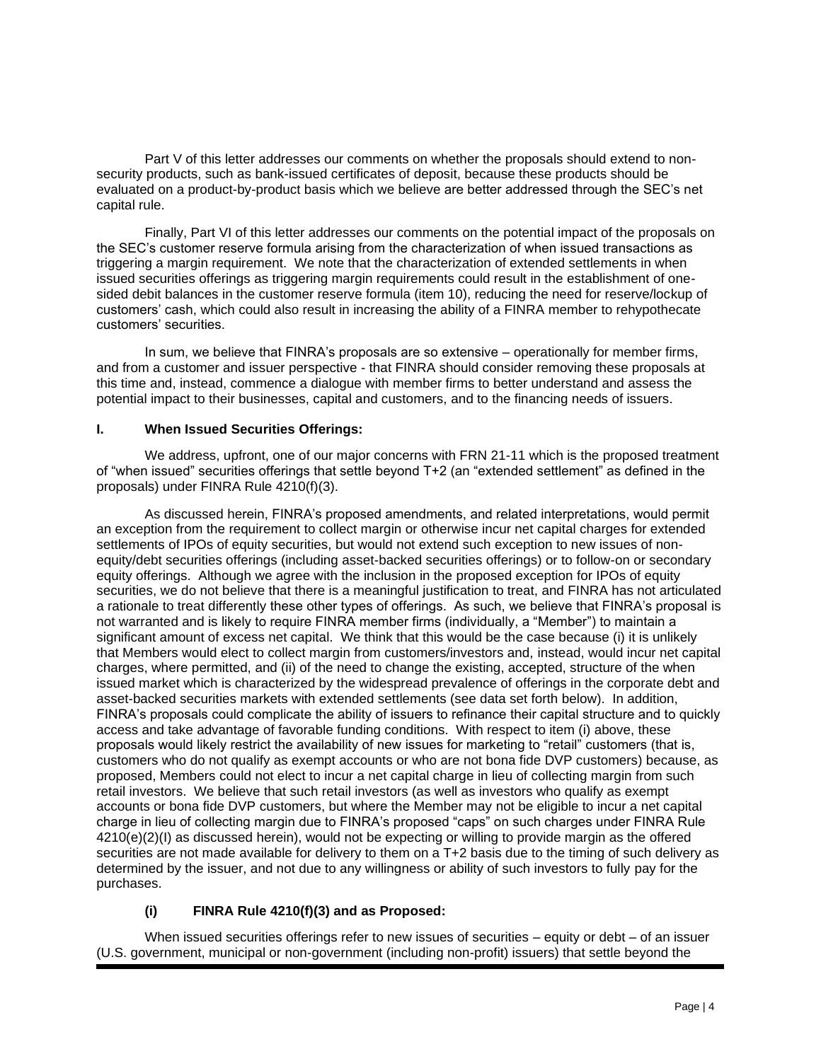Part V of this letter addresses our comments on whether the proposals should extend to non-security products, such as bank-issued certificates of deposit, because these products should be evaluated on a product-by-product basis which we believe are better addressed through the SEC's net capital rule.

Finally, Part VI of this letter addresses our comments on the potential impact of the proposals on the SEC's customer reserve formula arising from the characterization of when issued transactions as triggering a margin requirement. We note that the characterization of extended settlements in when issued securities offerings as triggering margin requirements could result in the establishment of one-sided debit balances in the customer reserve formula (item 10), reducing the need for reserve/lockup of customers' cash, which could also result in increasing the ability of a FINRA member to rehypothecate customers' securities.

In sum, we believe that FINRA's proposals are so extensive – operationally for member firms, and from a customer and issuer perspective - that FINRA should consider removing these proposals at this time and, instead, commence a dialogue with member firms to better understand and assess the potential impact to their businesses, capital and customers, and to the financing needs of issuers.

## I. When Issued Securities Offerings:

We address, upfront, one of our major concerns with FRN 21-11 which is the proposed treatment of "when issued" securities offerings that settle beyond T+2 (an "extended settlement" as defined in the proposals) under FINRA Rule 4210(f)(3).

As discussed herein, FINRA's proposed amendments, and related interpretations, would permit an exception from the requirement to collect margin or otherwise incur net capital charges for extended settlements of IPOs of equity securities, but would not extend such exception to new issues of non-equity/debt securities offerings (including asset-backed securities offerings) or to follow-on or secondary equity offerings. Although we agree with the inclusion in the proposed exception for IPOs of equity securities, we do not believe that there is a meaningful justification to treat, and FINRA has not articulated a rationale to treat differently these other types of offerings. As such, we believe that FINRA's proposal is not warranted and is likely to require FINRA member firms (individually, a "Member") to maintain a significant amount of excess net capital. We think that this would be the case because (i) it is unlikely that Members would elect to collect margin from customers/investors and, instead, would incur net capital charges, where permitted, and (ii) of the need to change the existing, accepted, structure of the when issued market which is characterized by the widespread prevalence of offerings in the corporate debt and asset-backed securities markets with extended settlements (see data set forth below). In addition, FINRA's proposals could complicate the ability of issuers to refinance their capital structure and to quickly access and take advantage of favorable funding conditions. With respect to item (i) above, these proposals would likely restrict the availability of new issues for marketing to "retail" customers (that is, customers who do not qualify as exempt accounts or who are not bona fide DVP customers) because, as proposed, Members could not elect to incur a net capital charge in lieu of collecting margin from such retail investors. We believe that such retail investors (as well as investors who qualify as exempt accounts or bona fide DVP customers, but where the Member may not be eligible to incur a net capital charge in lieu of collecting margin due to FINRA's proposed "caps" on such charges under FINRA Rule 4210(e)(2)(I) as discussed herein), would not be expecting or willing to provide margin as the offered securities are not made available for delivery to them on a T+2 basis due to the timing of such delivery as determined by the issuer, and not due to any willingness or ability of such investors to fully pay for the purchases.

### (i) FINRA Rule 4210(f)(3) and as Proposed:

When issued securities offerings refer to new issues of securities – equity or debt – of an issuer (U.S. government, municipal or non-government (including non-profit) issuers) that settle beyond the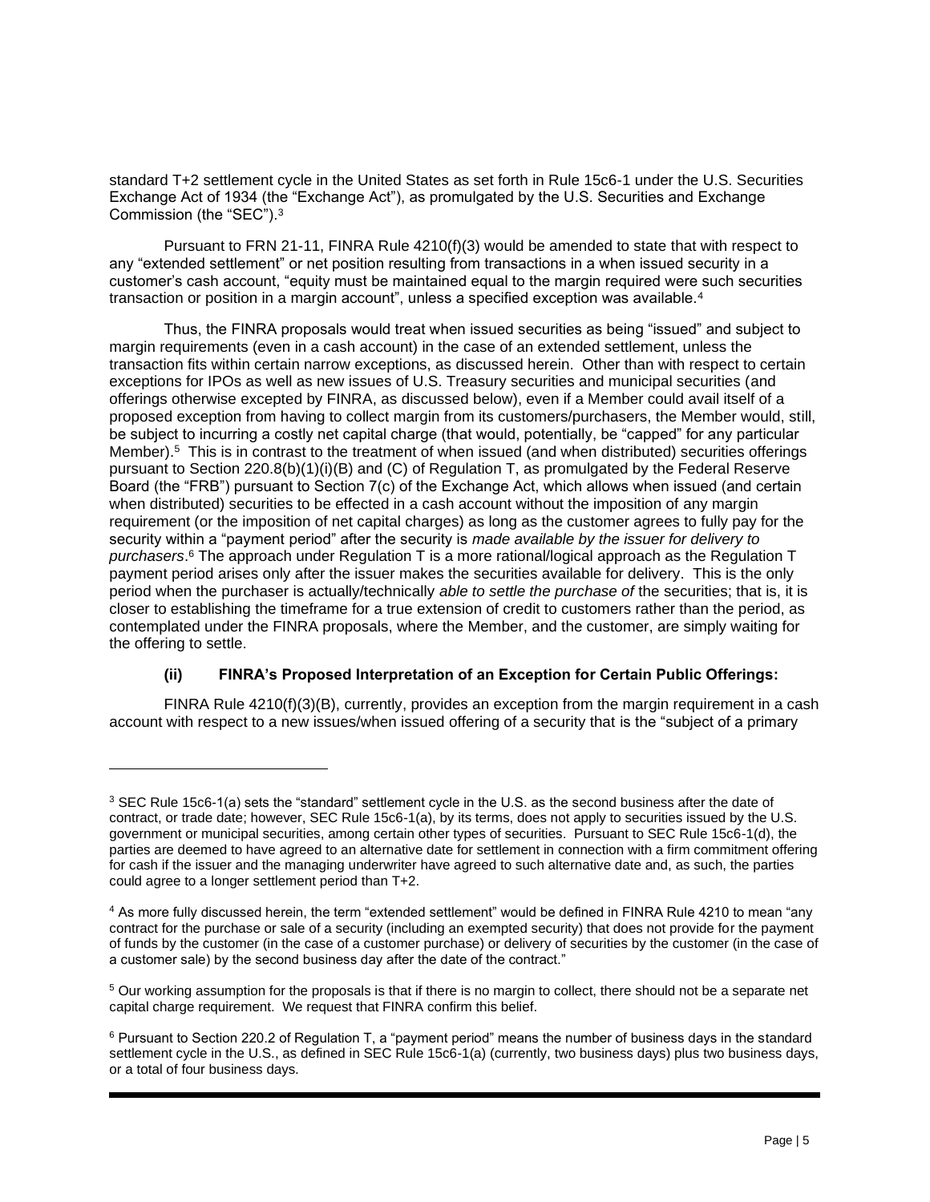standard T+2 settlement cycle in the United States as set forth in Rule 15c6-1 under the U.S. Securities Exchange Act of 1934 (the "Exchange Act"), as promulgated by the U.S. Securities and Exchange Commission (the "SEC").[3]

Pursuant to FRN 21-11, FINRA Rule 4210(f)(3) would be amended to state that with respect to any "extended settlement" or net position resulting from transactions in a when issued security in a customer's cash account, "equity must be maintained equal to the margin required were such securities transaction or position in a margin account", unless a specified exception was available.[4]

Thus, the FINRA proposals would treat when issued securities as being "issued" and subject to margin requirements (even in a cash account) in the case of an extended settlement, unless the transaction fits within certain narrow exceptions, as discussed herein. Other than with respect to certain exceptions for IPOs as well as new issues of U.S. Treasury securities and municipal securities (and offerings otherwise excepted by FINRA, as discussed below), even if a Member could avail itself of a proposed exception from having to collect margin from its customers/purchasers, the Member would, still, be subject to incurring a costly net capital charge (that would, potentially, be "capped" for any particular Member).[5] This is in contrast to the treatment of when issued (and when distributed) securities offerings pursuant to Section 220.8(b)(1)(i)(B) and (C) of Regulation T, as promulgated by the Federal Reserve Board (the "FRB") pursuant to Section 7(c) of the Exchange Act, which allows when issued (and certain when distributed) securities to be effected in a cash account without the imposition of any margin requirement (or the imposition of net capital charges) as long as the customer agrees to fully pay for the security within a "payment period" after the security is *made available by the issuer for delivery to purchasers*.[6] The approach under Regulation T is a more rational/logical approach as the Regulation T payment period arises only after the issuer makes the securities available for delivery. This is the only period when the purchaser is actually/technically *able to settle the purchase of* the securities; that is, it is closer to establishing the timeframe for a true extension of credit to customers rather than the period, as contemplated under the FINRA proposals, where the Member, and the customer, are simply waiting for the offering to settle.

#### (ii) FINRA's Proposed Interpretation of an Exception for Certain Public Offerings:

FINRA Rule 4210(f)(3)(B), currently, provides an exception from the margin requirement in a cash account with respect to a new issues/when issued offering of a security that is the "subject of a primary

---

[3] SEC Rule 15c6-1(a) sets the "standard" settlement cycle in the U.S. as the second business after the date of contract, or trade date; however, SEC Rule 15c6-1(a), by its terms, does not apply to securities issued by the U.S. government or municipal securities, among certain other types of securities. Pursuant to SEC Rule 15c6-1(d), the parties are deemed to have agreed to an alternative date for settlement in connection with a firm commitment offering for cash if the issuer and the managing underwriter have agreed to such alternative date and, as such, the parties could agree to a longer settlement period than T+2.

[4] As more fully discussed herein, the term "extended settlement" would be defined in FINRA Rule 4210 to mean "any contract for the purchase or sale of a security (including an exempted security) that does not provide for the payment of funds by the customer (in the case of a customer purchase) or delivery of securities by the customer (in the case of a customer sale) by the second business day after the date of the contract."

[5] Our working assumption for the proposals is that if there is no margin to collect, there should not be a separate net capital charge requirement. We request that FINRA confirm this belief.

[6] Pursuant to Section 220.2 of Regulation T, a "payment period" means the number of business days in the standard settlement cycle in the U.S., as defined in SEC Rule 15c6-1(a) (currently, two business days) plus two business days, or a total of four business days.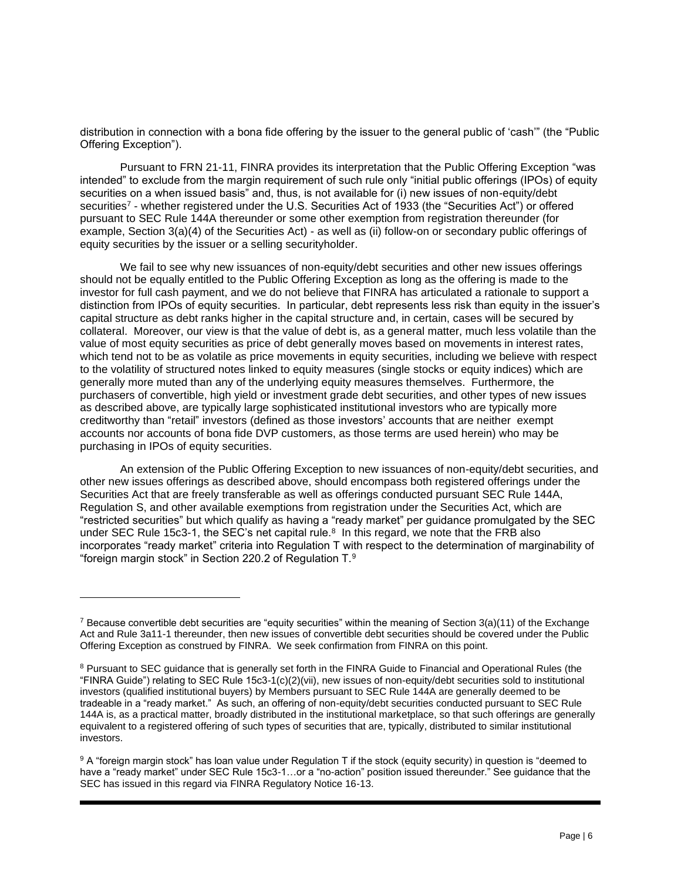distribution in connection with a bona fide offering by the issuer to the general public of 'cash'" (the "Public Offering Exception").

Pursuant to FRN 21-11, FINRA provides its interpretation that the Public Offering Exception "was intended" to exclude from the margin requirement of such rule only "initial public offerings (IPOs) of equity securities on a when issued basis" and, thus, is not available for (i) new issues of non-equity/debt securities[7] - whether registered under the U.S. Securities Act of 1933 (the "Securities Act") or offered pursuant to SEC Rule 144A thereunder or some other exemption from registration thereunder (for example, Section 3(a)(4) of the Securities Act) - as well as (ii) follow-on or secondary public offerings of equity securities by the issuer or a selling securityholder.

We fail to see why new issuances of non-equity/debt securities and other new issues offerings should not be equally entitled to the Public Offering Exception as long as the offering is made to the investor for full cash payment, and we do not believe that FINRA has articulated a rationale to support a distinction from IPOs of equity securities. In particular, debt represents less risk than equity in the issuer's capital structure as debt ranks higher in the capital structure and, in certain, cases will be secured by collateral. Moreover, our view is that the value of debt is, as a general matter, much less volatile than the value of most equity securities as price of debt generally moves based on movements in interest rates, which tend not to be as volatile as price movements in equity securities, including we believe with respect to the volatility of structured notes linked to equity measures (single stocks or equity indices) which are generally more muted than any of the underlying equity measures themselves. Furthermore, the purchasers of convertible, high yield or investment grade debt securities, and other types of new issues as described above, are typically large sophisticated institutional investors who are typically more creditworthy than "retail" investors (defined as those investors' accounts that are neither exempt accounts nor accounts of bona fide DVP customers, as those terms are used herein) who may be purchasing in IPOs of equity securities.

An extension of the Public Offering Exception to new issuances of non-equity/debt securities, and other new issues offerings as described above, should encompass both registered offerings under the Securities Act that are freely transferable as well as offerings conducted pursuant SEC Rule 144A, Regulation S, and other available exemptions from registration under the Securities Act, which are "restricted securities" but which qualify as having a "ready market" per guidance promulgated by the SEC under SEC Rule 15c3-1, the SEC's net capital rule.[8] In this regard, we note that the FRB also incorporates "ready market" criteria into Regulation T with respect to the determination of marginability of "foreign margin stock" in Section 220.2 of Regulation T.[9]

---

[7] Because convertible debt securities are "equity securities" within the meaning of Section 3(a)(11) of the Exchange Act and Rule 3a11-1 thereunder, then new issues of convertible debt securities should be covered under the Public Offering Exception as construed by FINRA. We seek confirmation from FINRA on this point.

[8] Pursuant to SEC guidance that is generally set forth in the FINRA Guide to Financial and Operational Rules (the "FINRA Guide") relating to SEC Rule 15c3-1(c)(2)(vii), new issues of non-equity/debt securities sold to institutional investors (qualified institutional buyers) by Members pursuant to SEC Rule 144A are generally deemed to be tradeable in a "ready market." As such, an offering of non-equity/debt securities conducted pursuant to SEC Rule 144A is, as a practical matter, broadly distributed in the institutional marketplace, so that such offerings are generally equivalent to a registered offering of such types of securities that are, typically, distributed to similar institutional investors.

[9] A "foreign margin stock" has loan value under Regulation T if the stock (equity security) in question is "deemed to have a "ready market" under SEC Rule 15c3-1…or a "no-action" position issued thereunder." See guidance that the SEC has issued in this regard via FINRA Regulatory Notice 16-13.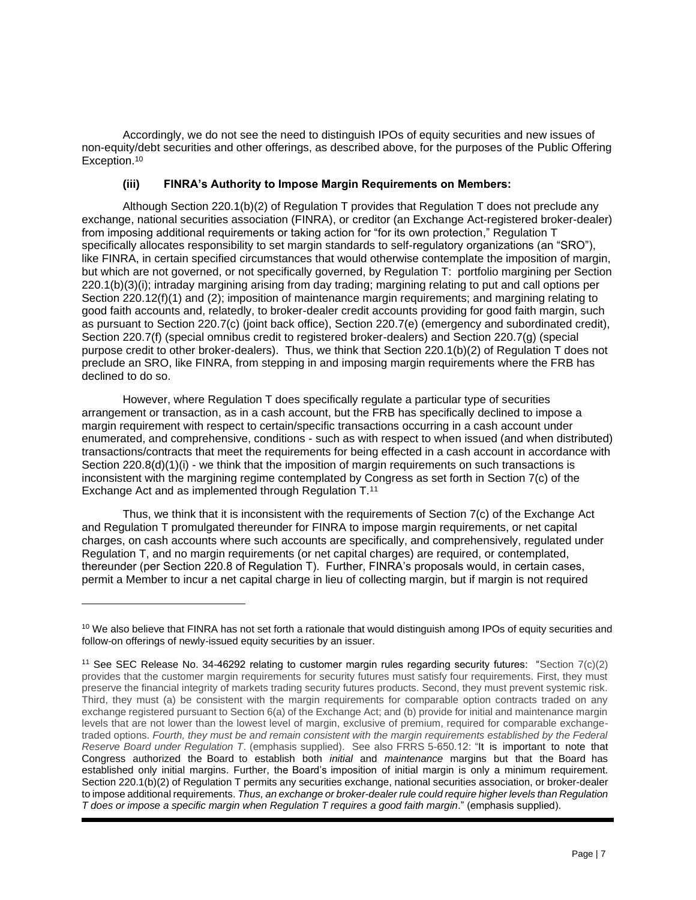Accordingly, we do not see the need to distinguish IPOs of equity securities and new issues of non-equity/debt securities and other offerings, as described above, for the purposes of the Public Offering Exception.[10]

### (iii) FINRA's Authority to Impose Margin Requirements on Members:

Although Section 220.1(b)(2) of Regulation T provides that Regulation T does not preclude any exchange, national securities association (FINRA), or creditor (an Exchange Act-registered broker-dealer) from imposing additional requirements or taking action for "for its own protection," Regulation T specifically allocates responsibility to set margin standards to self-regulatory organizations (an "SRO"), like FINRA, in certain specified circumstances that would otherwise contemplate the imposition of margin, but which are not governed, or not specifically governed, by Regulation T: portfolio margining per Section 220.1(b)(3)(i); intraday margining arising from day trading; margining relating to put and call options per Section 220.12(f)(1) and (2); imposition of maintenance margin requirements; and margining relating to good faith accounts and, relatedly, to broker-dealer credit accounts providing for good faith margin, such as pursuant to Section 220.7(c) (joint back office), Section 220.7(e) (emergency and subordinated credit), Section 220.7(f) (special omnibus credit to registered broker-dealers) and Section 220.7(g) (special purpose credit to other broker-dealers). Thus, we think that Section 220.1(b)(2) of Regulation T does not preclude an SRO, like FINRA, from stepping in and imposing margin requirements where the FRB has declined to do so.

However, where Regulation T does specifically regulate a particular type of securities arrangement or transaction, as in a cash account, but the FRB has specifically declined to impose a margin requirement with respect to certain/specific transactions occurring in a cash account under enumerated, and comprehensive, conditions - such as with respect to when issued (and when distributed) transactions/contracts that meet the requirements for being effected in a cash account in accordance with Section 220.8(d)(1)(i) - we think that the imposition of margin requirements on such transactions is inconsistent with the margining regime contemplated by Congress as set forth in Section 7(c) of the Exchange Act and as implemented through Regulation T.[11]

Thus, we think that it is inconsistent with the requirements of Section 7(c) of the Exchange Act and Regulation T promulgated thereunder for FINRA to impose margin requirements, or net capital charges, on cash accounts where such accounts are specifically, and comprehensively, regulated under Regulation T, and no margin requirements (or net capital charges) are required, or contemplated, thereunder (per Section 220.8 of Regulation T). Further, FINRA's proposals would, in certain cases, permit a Member to incur a net capital charge in lieu of collecting margin, but if margin is not required

---

[10] We also believe that FINRA has not set forth a rationale that would distinguish among IPOs of equity securities and follow-on offerings of newly-issued equity securities by an issuer.

[11] See SEC Release No. 34-46292 relating to customer margin rules regarding security futures: "Section 7(c)(2) provides that the customer margin requirements for security futures must satisfy four requirements. First, they must preserve the financial integrity of markets trading security futures products. Second, they must prevent systemic risk. Third, they must (a) be consistent with the margin requirements for comparable option contracts traded on any exchange registered pursuant to Section 6(a) of the Exchange Act; and (b) provide for initial and maintenance margin levels that are not lower than the lowest level of margin, exclusive of premium, required for comparable exchange-traded options. *Fourth, they must be and remain consistent with the margin requirements established by the Federal Reserve Board under Regulation T*. (emphasis supplied). See also FRRS 5-650.12: "It is important to note that Congress authorized the Board to establish both *initial* and *maintenance* margins but that the Board has established only initial margins. Further, the Board's imposition of initial margin is only a minimum requirement. Section 220.1(b)(2) of Regulation T permits any securities exchange, national securities association, or broker-dealer to impose additional requirements. *Thus, an exchange or broker-dealer rule could require higher levels than Regulation T does or impose a specific margin when Regulation T requires a good faith margin*." (emphasis supplied).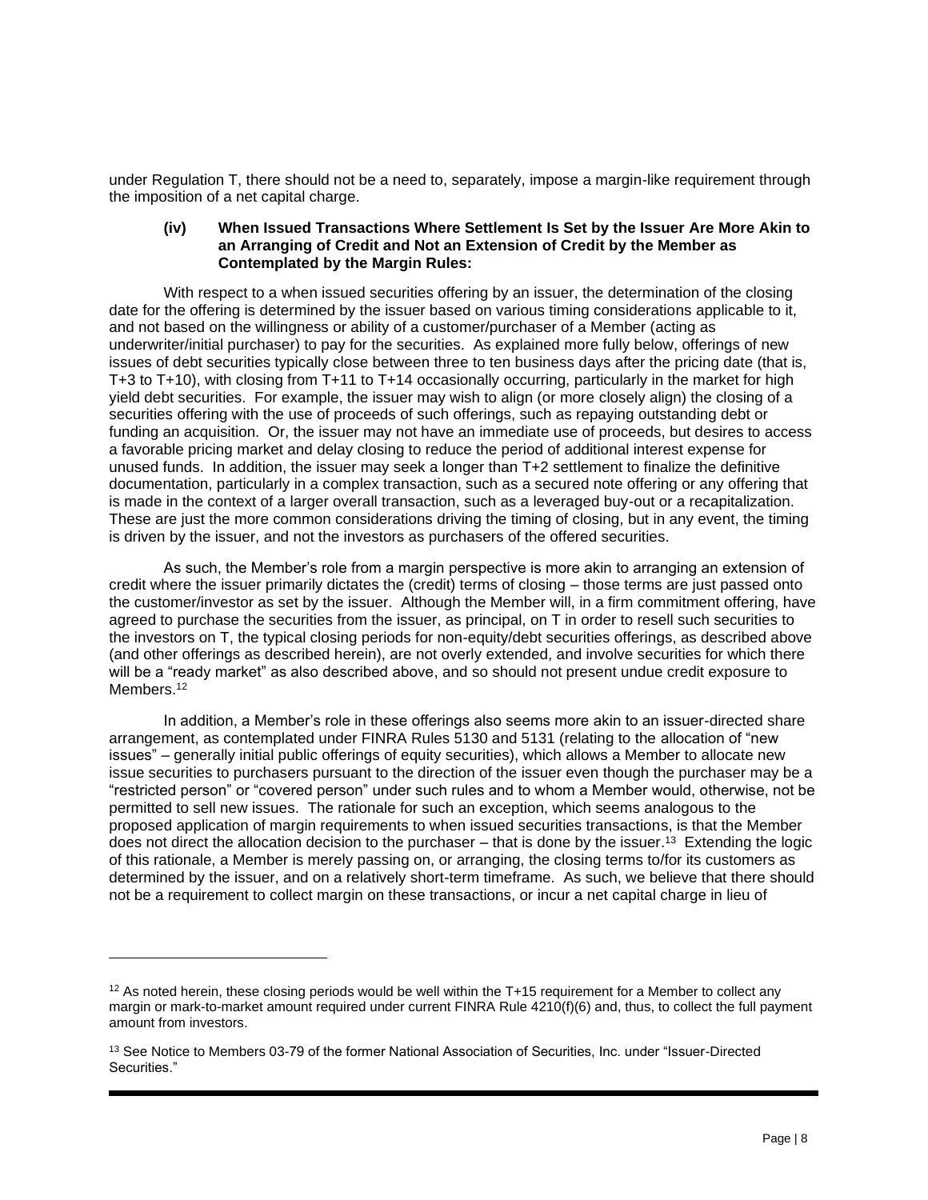under Regulation T, there should not be a need to, separately, impose a margin-like requirement through the imposition of a net capital charge.

**(iv) When Issued Transactions Where Settlement Is Set by the Issuer Are More Akin to an Arranging of Credit and Not an Extension of Credit by the Member as Contemplated by the Margin Rules:**

With respect to a when issued securities offering by an issuer, the determination of the closing date for the offering is determined by the issuer based on various timing considerations applicable to it, and not based on the willingness or ability of a customer/purchaser of a Member (acting as underwriter/initial purchaser) to pay for the securities. As explained more fully below, offerings of new issues of debt securities typically close between three to ten business days after the pricing date (that is, T+3 to T+10), with closing from T+11 to T+14 occasionally occurring, particularly in the market for high yield debt securities. For example, the issuer may wish to align (or more closely align) the closing of a securities offering with the use of proceeds of such offerings, such as repaying outstanding debt or funding an acquisition. Or, the issuer may not have an immediate use of proceeds, but desires to access a favorable pricing market and delay closing to reduce the period of additional interest expense for unused funds. In addition, the issuer may seek a longer than T+2 settlement to finalize the definitive documentation, particularly in a complex transaction, such as a secured note offering or any offering that is made in the context of a larger overall transaction, such as a leveraged buy-out or a recapitalization. These are just the more common considerations driving the timing of closing, but in any event, the timing is driven by the issuer, and not the investors as purchasers of the offered securities.

As such, the Member's role from a margin perspective is more akin to arranging an extension of credit where the issuer primarily dictates the (credit) terms of closing – those terms are just passed onto the customer/investor as set by the issuer. Although the Member will, in a firm commitment offering, have agreed to purchase the securities from the issuer, as principal, on T in order to resell such securities to the investors on T, the typical closing periods for non-equity/debt securities offerings, as described above (and other offerings as described herein), are not overly extended, and involve securities for which there will be a "ready market" as also described above, and so should not present undue credit exposure to Members.[12]

In addition, a Member's role in these offerings also seems more akin to an issuer-directed share arrangement, as contemplated under FINRA Rules 5130 and 5131 (relating to the allocation of "new issues" – generally initial public offerings of equity securities), which allows a Member to allocate new issue securities to purchasers pursuant to the direction of the issuer even though the purchaser may be a "restricted person" or "covered person" under such rules and to whom a Member would, otherwise, not be permitted to sell new issues. The rationale for such an exception, which seems analogous to the proposed application of margin requirements to when issued securities transactions, is that the Member does not direct the allocation decision to the purchaser – that is done by the issuer.[13] Extending the logic of this rationale, a Member is merely passing on, or arranging, the closing terms to/for its customers as determined by the issuer, and on a relatively short-term timeframe. As such, we believe that there should not be a requirement to collect margin on these transactions, or incur a net capital charge in lieu of

---

[12] As noted herein, these closing periods would be well within the T+15 requirement for a Member to collect any margin or mark-to-market amount required under current FINRA Rule 4210(f)(6) and, thus, to collect the full payment amount from investors.

[13] See Notice to Members 03-79 of the former National Association of Securities, Inc. under "Issuer-Directed Securities."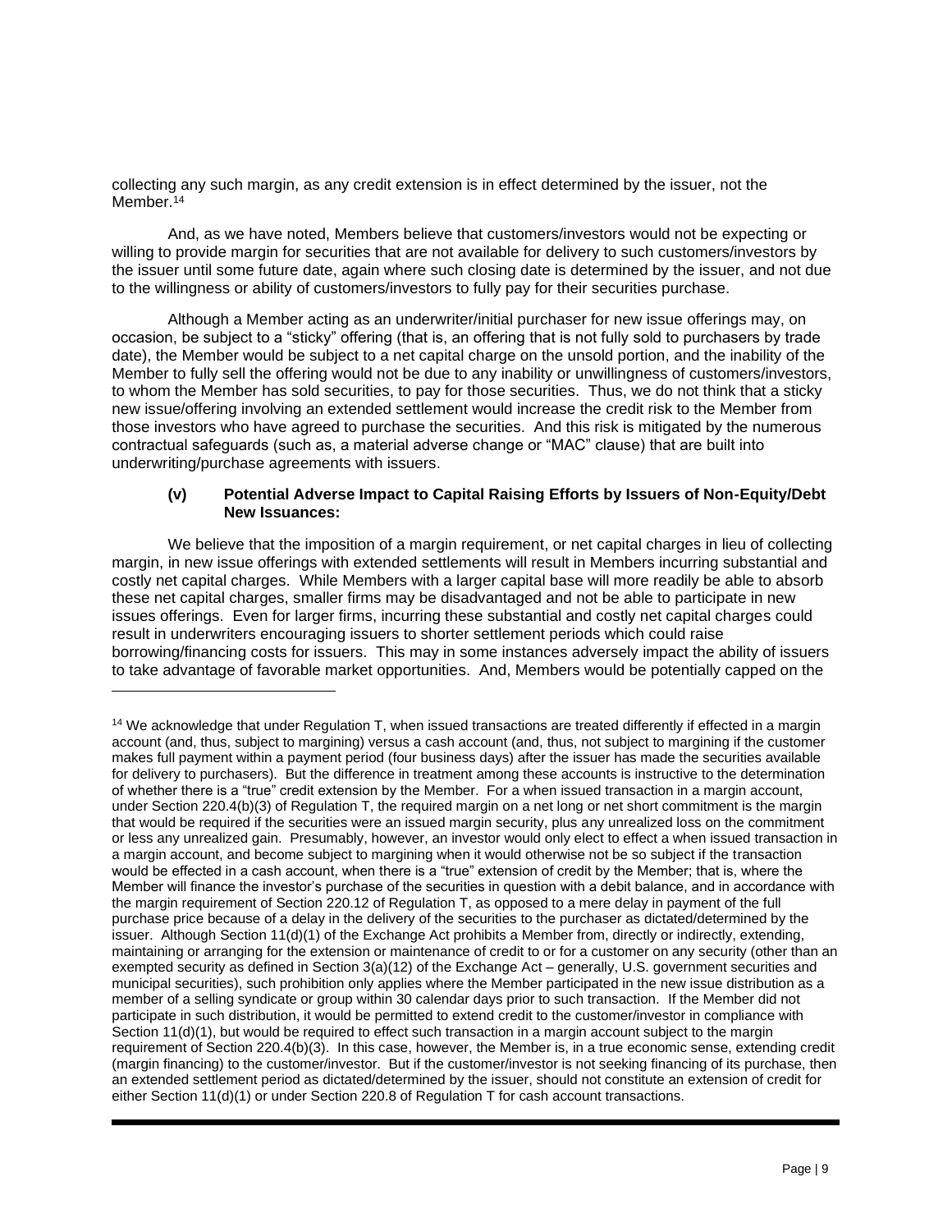collecting any such margin, as any credit extension is in effect determined by the issuer, not the Member.[14]

And, as we have noted, Members believe that customers/investors would not be expecting or willing to provide margin for securities that are not available for delivery to such customers/investors by the issuer until some future date, again where such closing date is determined by the issuer, and not due to the willingness or ability of customers/investors to fully pay for their securities purchase.

Although a Member acting as an underwriter/initial purchaser for new issue offerings may, on occasion, be subject to a "sticky" offering (that is, an offering that is not fully sold to purchasers by trade date), the Member would be subject to a net capital charge on the unsold portion, and the inability of the Member to fully sell the offering would not be due to any inability or unwillingness of customers/investors, to whom the Member has sold securities, to pay for those securities. Thus, we do not think that a sticky new issue/offering involving an extended settlement would increase the credit risk to the Member from those investors who have agreed to purchase the securities. And this risk is mitigated by the numerous contractual safeguards (such as, a material adverse change or "MAC" clause) that are built into underwriting/purchase agreements with issuers.

#### (v) Potential Adverse Impact to Capital Raising Efforts by Issuers of Non-Equity/Debt New Issuances:

We believe that the imposition of a margin requirement, or net capital charges in lieu of collecting margin, in new issue offerings with extended settlements will result in Members incurring substantial and costly net capital charges. While Members with a larger capital base will more readily be able to absorb these net capital charges, smaller firms may be disadvantaged and not be able to participate in new issues offerings. Even for larger firms, incurring these substantial and costly net capital charges could result in underwriters encouraging issuers to shorter settlement periods which could raise borrowing/financing costs for issuers. This may in some instances adversely impact the ability of issuers to take advantage of favorable market opportunities. And, Members would be potentially capped on the

---

[14] We acknowledge that under Regulation T, when issued transactions are treated differently if effected in a margin account (and, thus, subject to margining) versus a cash account (and, thus, not subject to margining if the customer makes full payment within a payment period (four business days) after the issuer has made the securities available for delivery to purchasers). But the difference in treatment among these accounts is instructive to the determination of whether there is a "true" credit extension by the Member. For a when issued transaction in a margin account, under Section 220.4(b)(3) of Regulation T, the required margin on a net long or net short commitment is the margin that would be required if the securities were an issued margin security, plus any unrealized loss on the commitment or less any unrealized gain. Presumably, however, an investor would only elect to effect a when issued transaction in a margin account, and become subject to margining when it would otherwise not be so subject if the transaction would be effected in a cash account, when there is a "true" extension of credit by the Member; that is, where the Member will finance the investor's purchase of the securities in question with a debit balance, and in accordance with the margin requirement of Section 220.12 of Regulation T, as opposed to a mere delay in payment of the full purchase price because of a delay in the delivery of the securities to the purchaser as dictated/determined by the issuer. Although Section 11(d)(1) of the Exchange Act prohibits a Member from, directly or indirectly, extending, maintaining or arranging for the extension or maintenance of credit to or for a customer on any security (other than an exempted security as defined in Section 3(a)(12) of the Exchange Act – generally, U.S. government securities and municipal securities), such prohibition only applies where the Member participated in the new issue distribution as a member of a selling syndicate or group within 30 calendar days prior to such transaction. If the Member did not participate in such distribution, it would be permitted to extend credit to the customer/investor in compliance with Section 11(d)(1), but would be required to effect such transaction in a margin account subject to the margin requirement of Section 220.4(b)(3). In this case, however, the Member is, in a true economic sense, extending credit (margin financing) to the customer/investor. But if the customer/investor is not seeking financing of its purchase, then an extended settlement period as dictated/determined by the issuer, should not constitute an extension of credit for either Section 11(d)(1) or under Section 220.8 of Regulation T for cash account transactions.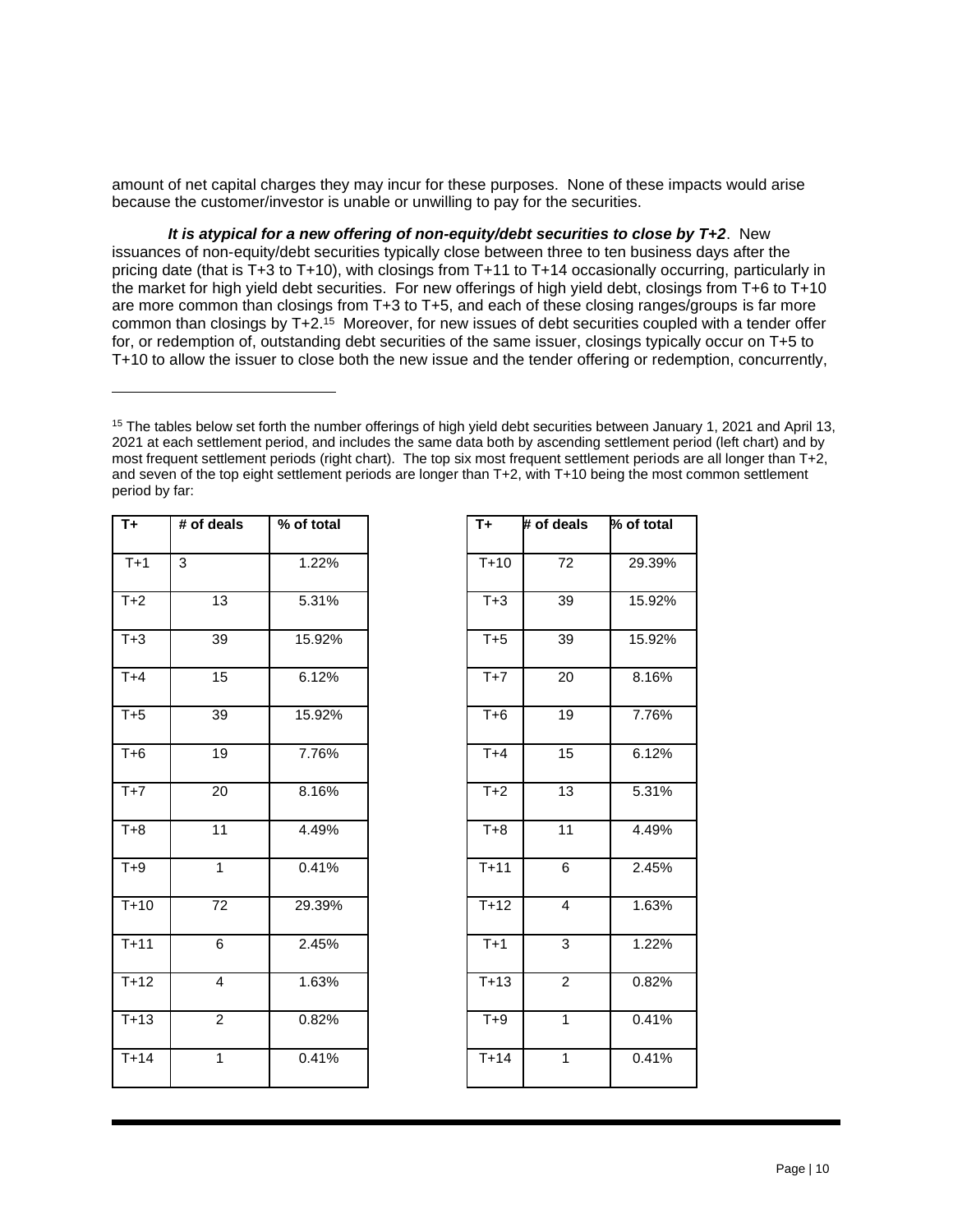amount of net capital charges they may incur for these purposes. None of these impacts would arise because the customer/investor is unable or unwilling to pay for the securities.

***It is atypical for a new offering of non-equity/debt securities to close by T+2***. New issuances of non-equity/debt securities typically close between three to ten business days after the pricing date (that is T+3 to T+10), with closings from T+11 to T+14 occasionally occurring, particularly in the market for high yield debt securities. For new offerings of high yield debt, closings from T+6 to T+10 are more common than closings from T+3 to T+5, and each of these closing ranges/groups is far more common than closings by T+2.[15] Moreover, for new issues of debt securities coupled with a tender offer for, or redemption of, outstanding debt securities of the same issuer, closings typically occur on T+5 to T+10 to allow the issuer to close both the new issue and the tender offering or redemption, concurrently,

---

[15] The tables below set forth the number offerings of high yield debt securities between January 1, 2021 and April 13, 2021 at each settlement period, and includes the same data both by ascending settlement period (left chart) and by most frequent settlement periods (right chart). The top six most frequent settlement periods are all longer than T+2, and seven of the top eight settlement periods are longer than T+2, with T+10 being the most common settlement period by far:

| T+ | # of deals | % of total |
|---|---|---|
| T+1 | 3 | 1.22% |
| T+2 | 13 | 5.31% |
| T+3 | 39 | 15.92% |
| T+4 | 15 | 6.12% |
| T+5 | 39 | 15.92% |
| T+6 | 19 | 7.76% |
| T+7 | 20 | 8.16% |
| T+8 | 11 | 4.49% |
| T+9 | 1 | 0.41% |
| T+10 | 72 | 29.39% |
| T+11 | 6 | 2.45% |
| T+12 | 4 | 1.63% |
| T+13 | 2 | 0.82% |
| T+14 | 1 | 0.41% |

| T+ | # of deals | % of total |
|---|---|---|
| T+10 | 72 | 29.39% |
| T+3 | 39 | 15.92% |
| T+5 | 39 | 15.92% |
| T+7 | 20 | 8.16% |
| T+6 | 19 | 7.76% |
| T+4 | 15 | 6.12% |
| T+2 | 13 | 5.31% |
| T+8 | 11 | 4.49% |
| T+11 | 6 | 2.45% |
| T+12 | 4 | 1.63% |
| T+1 | 3 | 1.22% |
| T+13 | 2 | 0.82% |
| T+9 | 1 | 0.41% |
| T+14 | 1 | 0.41% |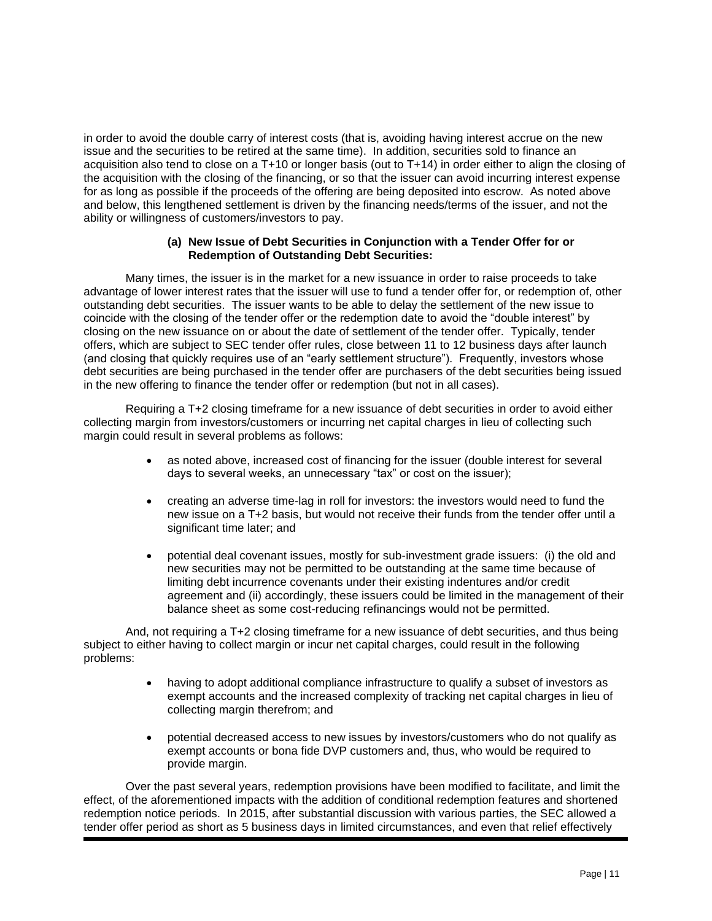in order to avoid the double carry of interest costs (that is, avoiding having interest accrue on the new issue and the securities to be retired at the same time). In addition, securities sold to finance an acquisition also tend to close on a T+10 or longer basis (out to T+14) in order either to align the closing of the acquisition with the closing of the financing, or so that the issuer can avoid incurring interest expense for as long as possible if the proceeds of the offering are being deposited into escrow. As noted above and below, this lengthened settlement is driven by the financing needs/terms of the issuer, and not the ability or willingness of customers/investors to pay.

**(a) New Issue of Debt Securities in Conjunction with a Tender Offer for or Redemption of Outstanding Debt Securities:**

Many times, the issuer is in the market for a new issuance in order to raise proceeds to take advantage of lower interest rates that the issuer will use to fund a tender offer for, or redemption of, other outstanding debt securities. The issuer wants to be able to delay the settlement of the new issue to coincide with the closing of the tender offer or the redemption date to avoid the "double interest" by closing on the new issuance on or about the date of settlement of the tender offer. Typically, tender offers, which are subject to SEC tender offer rules, close between 11 to 12 business days after launch (and closing that quickly requires use of an "early settlement structure"). Frequently, investors whose debt securities are being purchased in the tender offer are purchasers of the debt securities being issued in the new offering to finance the tender offer or redemption (but not in all cases).

Requiring a T+2 closing timeframe for a new issuance of debt securities in order to avoid either collecting margin from investors/customers or incurring net capital charges in lieu of collecting such margin could result in several problems as follows:

- as noted above, increased cost of financing for the issuer (double interest for several days to several weeks, an unnecessary "tax" or cost on the issuer);
- creating an adverse time-lag in roll for investors: the investors would need to fund the new issue on a T+2 basis, but would not receive their funds from the tender offer until a significant time later; and
- potential deal covenant issues, mostly for sub-investment grade issuers: (i) the old and new securities may not be permitted to be outstanding at the same time because of limiting debt incurrence covenants under their existing indentures and/or credit agreement and (ii) accordingly, these issuers could be limited in the management of their balance sheet as some cost-reducing refinancings would not be permitted.

And, not requiring a T+2 closing timeframe for a new issuance of debt securities, and thus being subject to either having to collect margin or incur net capital charges, could result in the following problems:

- having to adopt additional compliance infrastructure to qualify a subset of investors as exempt accounts and the increased complexity of tracking net capital charges in lieu of collecting margin therefrom; and
- potential decreased access to new issues by investors/customers who do not qualify as exempt accounts or bona fide DVP customers and, thus, who would be required to provide margin.

Over the past several years, redemption provisions have been modified to facilitate, and limit the effect, of the aforementioned impacts with the addition of conditional redemption features and shortened redemption notice periods. In 2015, after substantial discussion with various parties, the SEC allowed a tender offer period as short as 5 business days in limited circumstances, and even that relief effectively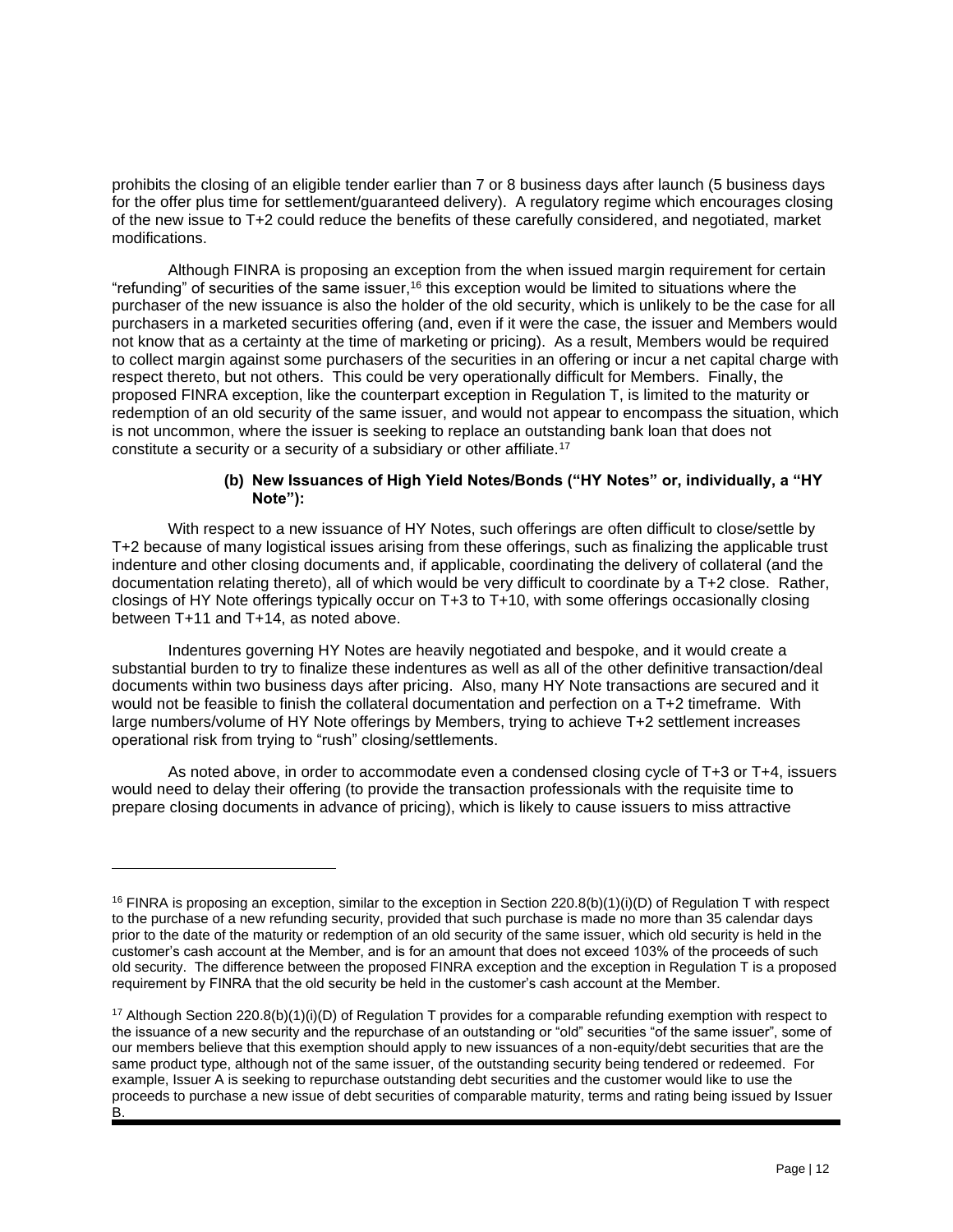prohibits the closing of an eligible tender earlier than 7 or 8 business days after launch (5 business days for the offer plus time for settlement/guaranteed delivery). A regulatory regime which encourages closing of the new issue to T+2 could reduce the benefits of these carefully considered, and negotiated, market modifications.

Although FINRA is proposing an exception from the when issued margin requirement for certain "refunding" of securities of the same issuer,[16] this exception would be limited to situations where the purchaser of the new issuance is also the holder of the old security, which is unlikely to be the case for all purchasers in a marketed securities offering (and, even if it were the case, the issuer and Members would not know that as a certainty at the time of marketing or pricing). As a result, Members would be required to collect margin against some purchasers of the securities in an offering or incur a net capital charge with respect thereto, but not others. This could be very operationally difficult for Members. Finally, the proposed FINRA exception, like the counterpart exception in Regulation T, is limited to the maturity or redemption of an old security of the same issuer, and would not appear to encompass the situation, which is not uncommon, where the issuer is seeking to replace an outstanding bank loan that does not constitute a security or a security of a subsidiary or other affiliate.[17]

**(b) New Issuances of High Yield Notes/Bonds ("HY Notes" or, individually, a "HY Note"):**

With respect to a new issuance of HY Notes, such offerings are often difficult to close/settle by T+2 because of many logistical issues arising from these offerings, such as finalizing the applicable trust indenture and other closing documents and, if applicable, coordinating the delivery of collateral (and the documentation relating thereto), all of which would be very difficult to coordinate by a T+2 close. Rather, closings of HY Note offerings typically occur on T+3 to T+10, with some offerings occasionally closing between T+11 and T+14, as noted above.

Indentures governing HY Notes are heavily negotiated and bespoke, and it would create a substantial burden to try to finalize these indentures as well as all of the other definitive transaction/deal documents within two business days after pricing. Also, many HY Note transactions are secured and it would not be feasible to finish the collateral documentation and perfection on a T+2 timeframe. With large numbers/volume of HY Note offerings by Members, trying to achieve T+2 settlement increases operational risk from trying to "rush" closing/settlements.

As noted above, in order to accommodate even a condensed closing cycle of T+3 or T+4, issuers would need to delay their offering (to provide the transaction professionals with the requisite time to prepare closing documents in advance of pricing), which is likely to cause issuers to miss attractive

---

[16] FINRA is proposing an exception, similar to the exception in Section 220.8(b)(1)(i)(D) of Regulation T with respect to the purchase of a new refunding security, provided that such purchase is made no more than 35 calendar days prior to the date of the maturity or redemption of an old security of the same issuer, which old security is held in the customer's cash account at the Member, and is for an amount that does not exceed 103% of the proceeds of such old security. The difference between the proposed FINRA exception and the exception in Regulation T is a proposed requirement by FINRA that the old security be held in the customer's cash account at the Member.

[17] Although Section 220.8(b)(1)(i)(D) of Regulation T provides for a comparable refunding exemption with respect to the issuance of a new security and the repurchase of an outstanding or "old" securities "of the same issuer", some of our members believe that this exemption should apply to new issuances of a non-equity/debt securities that are the same product type, although not of the same issuer, of the outstanding security being tendered or redeemed. For example, Issuer A is seeking to repurchase outstanding debt securities and the customer would like to use the proceeds to purchase a new issue of debt securities of comparable maturity, terms and rating being issued by Issuer B.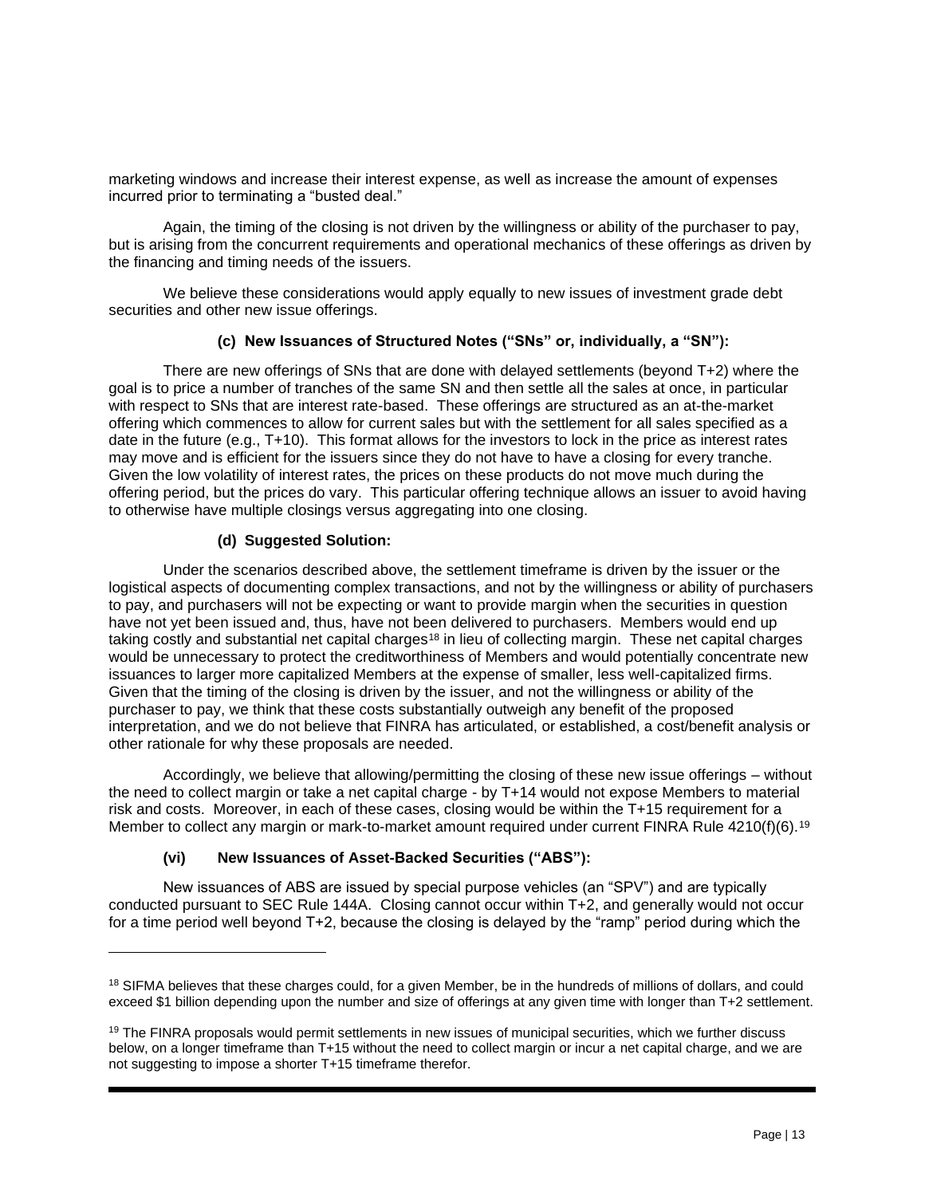marketing windows and increase their interest expense, as well as increase the amount of expenses incurred prior to terminating a "busted deal."

Again, the timing of the closing is not driven by the willingness or ability of the purchaser to pay, but is arising from the concurrent requirements and operational mechanics of these offerings as driven by the financing and timing needs of the issuers.

We believe these considerations would apply equally to new issues of investment grade debt securities and other new issue offerings.

**(c) New Issuances of Structured Notes ("SNs" or, individually, a "SN"):**

There are new offerings of SNs that are done with delayed settlements (beyond T+2) where the goal is to price a number of tranches of the same SN and then settle all the sales at once, in particular with respect to SNs that are interest rate-based. These offerings are structured as an at-the-market offering which commences to allow for current sales but with the settlement for all sales specified as a date in the future (e.g., T+10). This format allows for the investors to lock in the price as interest rates may move and is efficient for the issuers since they do not have to have a closing for every tranche. Given the low volatility of interest rates, the prices on these products do not move much during the offering period, but the prices do vary. This particular offering technique allows an issuer to avoid having to otherwise have multiple closings versus aggregating into one closing.

**(d) Suggested Solution:**

Under the scenarios described above, the settlement timeframe is driven by the issuer or the logistical aspects of documenting complex transactions, and not by the willingness or ability of purchasers to pay, and purchasers will not be expecting or want to provide margin when the securities in question have not yet been issued and, thus, have not been delivered to purchasers. Members would end up taking costly and substantial net capital charges[18] in lieu of collecting margin. These net capital charges would be unnecessary to protect the creditworthiness of Members and would potentially concentrate new issuances to larger more capitalized Members at the expense of smaller, less well-capitalized firms. Given that the timing of the closing is driven by the issuer, and not the willingness or ability of the purchaser to pay, we think that these costs substantially outweigh any benefit of the proposed interpretation, and we do not believe that FINRA has articulated, or established, a cost/benefit analysis or other rationale for why these proposals are needed.

Accordingly, we believe that allowing/permitting the closing of these new issue offerings – without the need to collect margin or take a net capital charge - by T+14 would not expose Members to material risk and costs. Moreover, in each of these cases, closing would be within the T+15 requirement for a Member to collect any margin or mark-to-market amount required under current FINRA Rule 4210(f)(6).[19]

**(vi) New Issuances of Asset-Backed Securities ("ABS"):**

New issuances of ABS are issued by special purpose vehicles (an "SPV") and are typically conducted pursuant to SEC Rule 144A. Closing cannot occur within T+2, and generally would not occur for a time period well beyond T+2, because the closing is delayed by the "ramp" period during which the

---

[18] SIFMA believes that these charges could, for a given Member, be in the hundreds of millions of dollars, and could exceed $1 billion depending upon the number and size of offerings at any given time with longer than T+2 settlement.

[19] The FINRA proposals would permit settlements in new issues of municipal securities, which we further discuss below, on a longer timeframe than T+15 without the need to collect margin or incur a net capital charge, and we are not suggesting to impose a shorter T+15 timeframe therefor.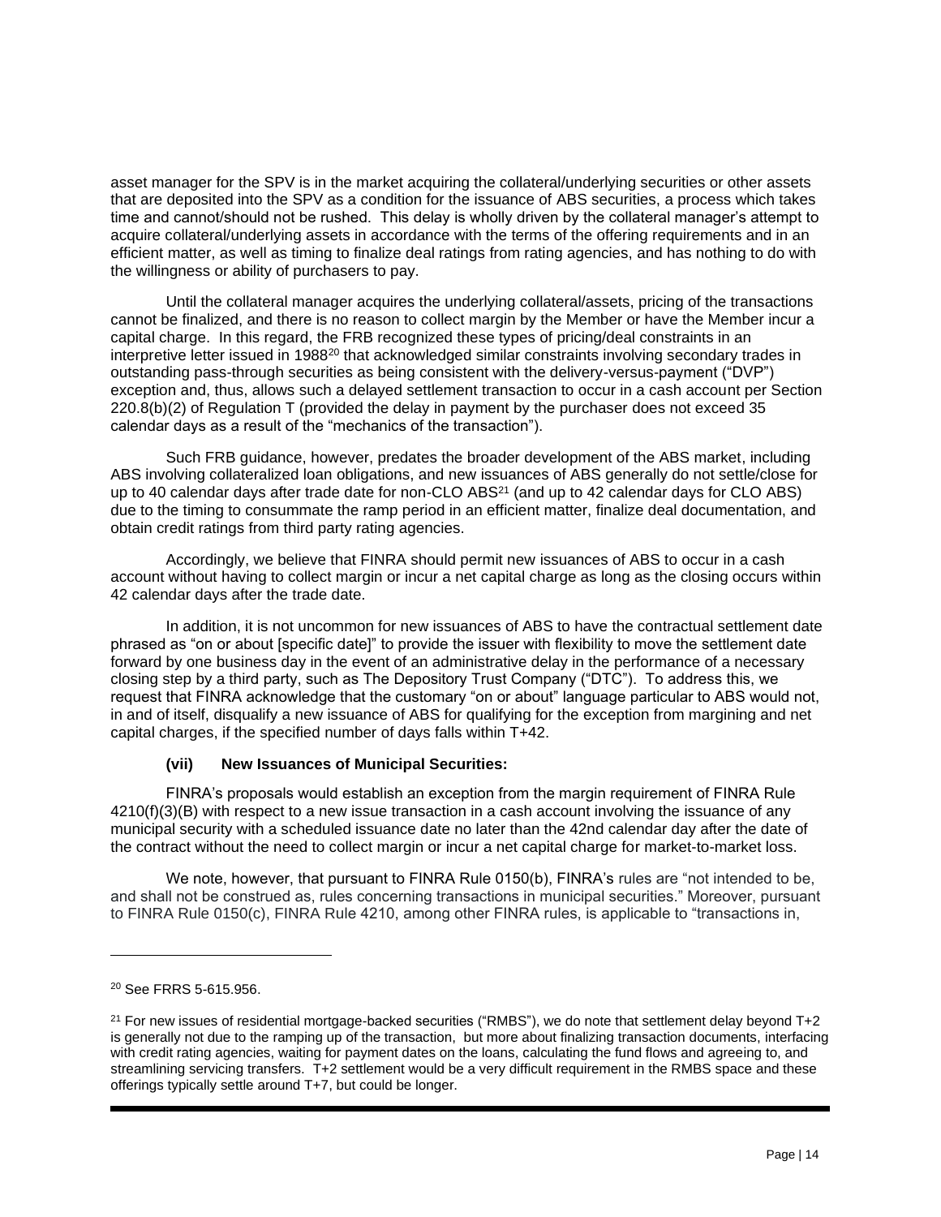asset manager for the SPV is in the market acquiring the collateral/underlying securities or other assets that are deposited into the SPV as a condition for the issuance of ABS securities, a process which takes time and cannot/should not be rushed. This delay is wholly driven by the collateral manager's attempt to acquire collateral/underlying assets in accordance with the terms of the offering requirements and in an efficient matter, as well as timing to finalize deal ratings from rating agencies, and has nothing to do with the willingness or ability of purchasers to pay.

Until the collateral manager acquires the underlying collateral/assets, pricing of the transactions cannot be finalized, and there is no reason to collect margin by the Member or have the Member incur a capital charge. In this regard, the FRB recognized these types of pricing/deal constraints in an interpretive letter issued in 1988[20] that acknowledged similar constraints involving secondary trades in outstanding pass-through securities as being consistent with the delivery-versus-payment ("DVP") exception and, thus, allows such a delayed settlement transaction to occur in a cash account per Section 220.8(b)(2) of Regulation T (provided the delay in payment by the purchaser does not exceed 35 calendar days as a result of the "mechanics of the transaction").

Such FRB guidance, however, predates the broader development of the ABS market, including ABS involving collateralized loan obligations, and new issuances of ABS generally do not settle/close for up to 40 calendar days after trade date for non-CLO ABS[21] (and up to 42 calendar days for CLO ABS) due to the timing to consummate the ramp period in an efficient matter, finalize deal documentation, and obtain credit ratings from third party rating agencies.

Accordingly, we believe that FINRA should permit new issuances of ABS to occur in a cash account without having to collect margin or incur a net capital charge as long as the closing occurs within 42 calendar days after the trade date.

In addition, it is not uncommon for new issuances of ABS to have the contractual settlement date phrased as "on or about [specific date]" to provide the issuer with flexibility to move the settlement date forward by one business day in the event of an administrative delay in the performance of a necessary closing step by a third party, such as The Depository Trust Company ("DTC"). To address this, we request that FINRA acknowledge that the customary "on or about" language particular to ABS would not, in and of itself, disqualify a new issuance of ABS for qualifying for the exception from margining and net capital charges, if the specified number of days falls within T+42.

**(vii) New Issuances of Municipal Securities:**

FINRA's proposals would establish an exception from the margin requirement of FINRA Rule 4210(f)(3)(B) with respect to a new issue transaction in a cash account involving the issuance of any municipal security with a scheduled issuance date no later than the 42nd calendar day after the date of the contract without the need to collect margin or incur a net capital charge for market-to-market loss.

We note, however, that pursuant to FINRA Rule 0150(b), FINRA's rules are "not intended to be, and shall not be construed as, rules concerning transactions in municipal securities." Moreover, pursuant to FINRA Rule 0150(c), FINRA Rule 4210, among other FINRA rules, is applicable to "transactions in,

---

[20] See FRRS 5-615.956.

[21] For new issues of residential mortgage-backed securities ("RMBS"), we do note that settlement delay beyond T+2 is generally not due to the ramping up of the transaction, but more about finalizing transaction documents, interfacing with credit rating agencies, waiting for payment dates on the loans, calculating the fund flows and agreeing to, and streamlining servicing transfers. T+2 settlement would be a very difficult requirement in the RMBS space and these offerings typically settle around T+7, but could be longer.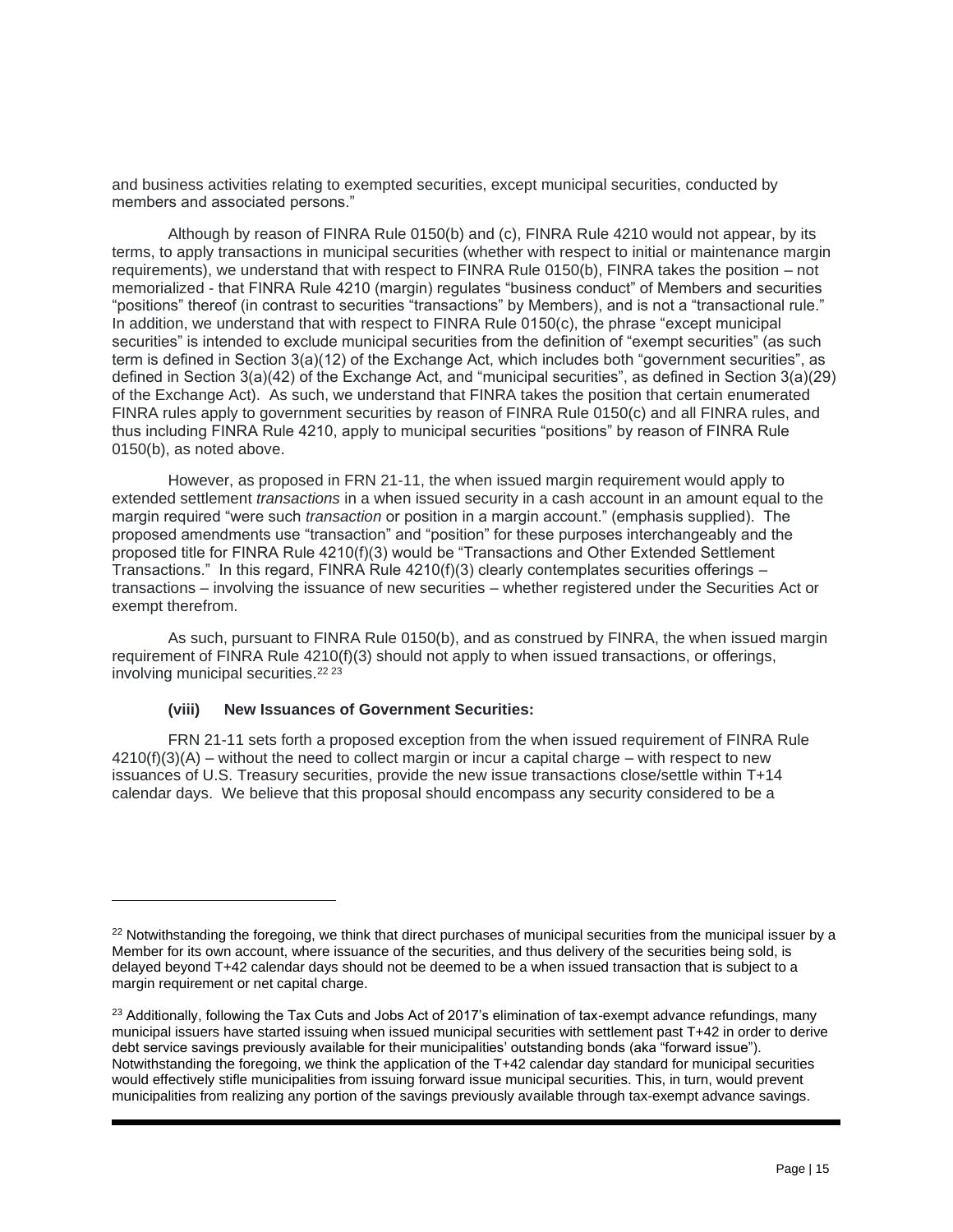and business activities relating to exempted securities, except municipal securities, conducted by members and associated persons."

Although by reason of FINRA Rule 0150(b) and (c), FINRA Rule 4210 would not appear, by its terms, to apply transactions in municipal securities (whether with respect to initial or maintenance margin requirements), we understand that with respect to FINRA Rule 0150(b), FINRA takes the position – not memorialized - that FINRA Rule 4210 (margin) regulates "business conduct" of Members and securities "positions" thereof (in contrast to securities "transactions" by Members), and is not a "transactional rule." In addition, we understand that with respect to FINRA Rule 0150(c), the phrase "except municipal securities" is intended to exclude municipal securities from the definition of "exempt securities" (as such term is defined in Section 3(a)(12) of the Exchange Act, which includes both "government securities", as defined in Section 3(a)(42) of the Exchange Act, and "municipal securities", as defined in Section 3(a)(29) of the Exchange Act). As such, we understand that FINRA takes the position that certain enumerated FINRA rules apply to government securities by reason of FINRA Rule 0150(c) and all FINRA rules, and thus including FINRA Rule 4210, apply to municipal securities "positions" by reason of FINRA Rule 0150(b), as noted above.

However, as proposed in FRN 21-11, the when issued margin requirement would apply to extended settlement *transactions* in a when issued security in a cash account in an amount equal to the margin required "were such *transaction* or position in a margin account." (emphasis supplied). The proposed amendments use "transaction" and "position" for these purposes interchangeably and the proposed title for FINRA Rule 4210(f)(3) would be "Transactions and Other Extended Settlement Transactions." In this regard, FINRA Rule 4210(f)(3) clearly contemplates securities offerings – transactions – involving the issuance of new securities – whether registered under the Securities Act or exempt therefrom.

As such, pursuant to FINRA Rule 0150(b), and as construed by FINRA, the when issued margin requirement of FINRA Rule 4210(f)(3) should not apply to when issued transactions, or offerings, involving municipal securities.[22] [23]

**(viii) New Issuances of Government Securities:**

FRN 21-11 sets forth a proposed exception from the when issued requirement of FINRA Rule 4210(f)(3)(A) – without the need to collect margin or incur a capital charge – with respect to new issuances of U.S. Treasury securities, provide the new issue transactions close/settle within T+14 calendar days. We believe that this proposal should encompass any security considered to be a

---

[22] Notwithstanding the foregoing, we think that direct purchases of municipal securities from the municipal issuer by a Member for its own account, where issuance of the securities, and thus delivery of the securities being sold, is delayed beyond T+42 calendar days should not be deemed to be a when issued transaction that is subject to a margin requirement or net capital charge.

[23] Additionally, following the Tax Cuts and Jobs Act of 2017's elimination of tax-exempt advance refundings, many municipal issuers have started issuing when issued municipal securities with settlement past T+42 in order to derive debt service savings previously available for their municipalities' outstanding bonds (aka "forward issue"). Notwithstanding the foregoing, we think the application of the T+42 calendar day standard for municipal securities would effectively stifle municipalities from issuing forward issue municipal securities. This, in turn, would prevent municipalities from realizing any portion of the savings previously available through tax-exempt advance savings.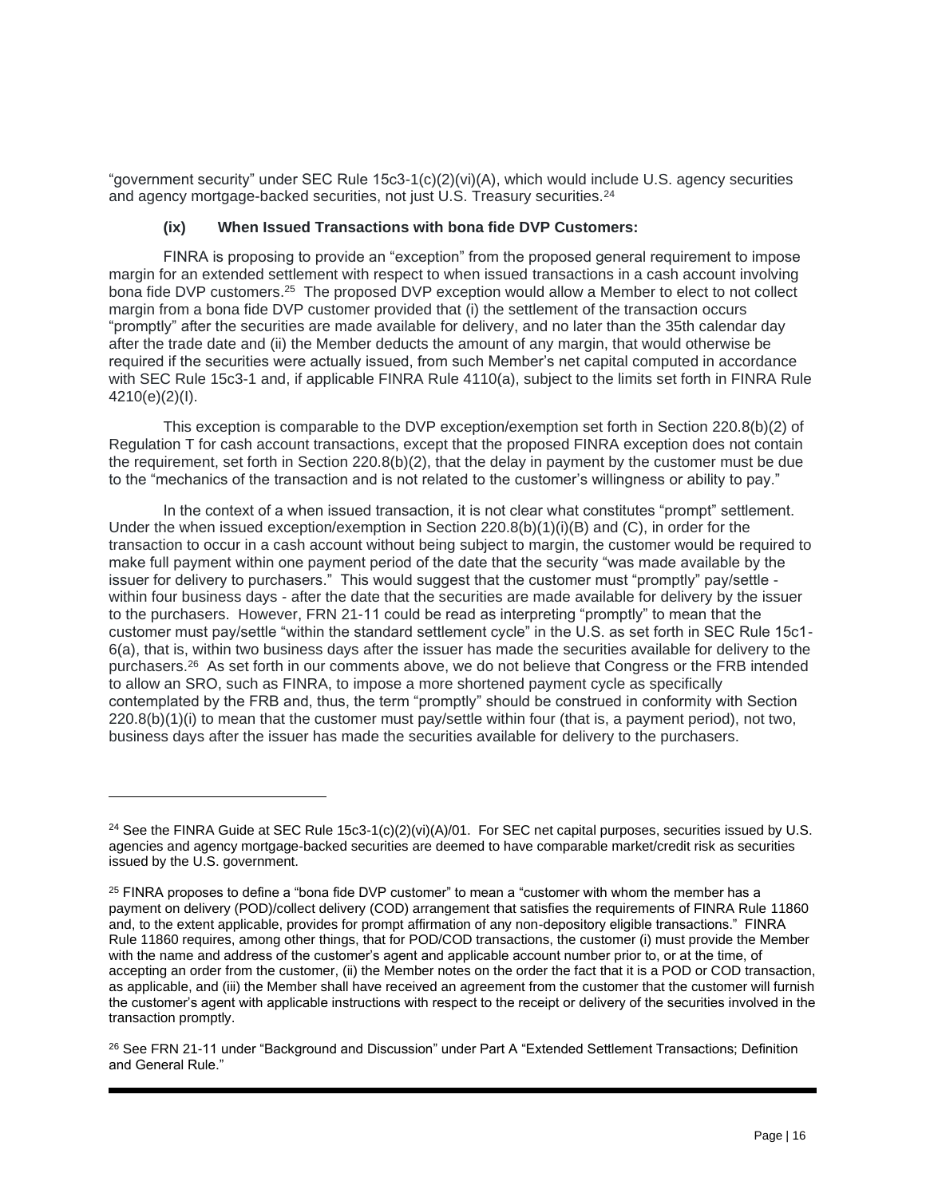"government security" under SEC Rule 15c3-1(c)(2)(vi)(A), which would include U.S. agency securities and agency mortgage-backed securities, not just U.S. Treasury securities.[24]

**(ix) When Issued Transactions with bona fide DVP Customers:**

FINRA is proposing to provide an "exception" from the proposed general requirement to impose margin for an extended settlement with respect to when issued transactions in a cash account involving bona fide DVP customers.[25] The proposed DVP exception would allow a Member to elect to not collect margin from a bona fide DVP customer provided that (i) the settlement of the transaction occurs "promptly" after the securities are made available for delivery, and no later than the 35th calendar day after the trade date and (ii) the Member deducts the amount of any margin, that would otherwise be required if the securities were actually issued, from such Member's net capital computed in accordance with SEC Rule 15c3-1 and, if applicable FINRA Rule 4110(a), subject to the limits set forth in FINRA Rule 4210(e)(2)(I).

This exception is comparable to the DVP exception/exemption set forth in Section 220.8(b)(2) of Regulation T for cash account transactions, except that the proposed FINRA exception does not contain the requirement, set forth in Section 220.8(b)(2), that the delay in payment by the customer must be due to the "mechanics of the transaction and is not related to the customer's willingness or ability to pay."

In the context of a when issued transaction, it is not clear what constitutes "prompt" settlement. Under the when issued exception/exemption in Section 220.8(b)(1)(i)(B) and (C), in order for the transaction to occur in a cash account without being subject to margin, the customer would be required to make full payment within one payment period of the date that the security "was made available by the issuer for delivery to purchasers." This would suggest that the customer must "promptly" pay/settle - within four business days - after the date that the securities are made available for delivery by the issuer to the purchasers. However, FRN 21-11 could be read as interpreting "promptly" to mean that the customer must pay/settle "within the standard settlement cycle" in the U.S. as set forth in SEC Rule 15c1-6(a), that is, within two business days after the issuer has made the securities available for delivery to the purchasers.[26] As set forth in our comments above, we do not believe that Congress or the FRB intended to allow an SRO, such as FINRA, to impose a more shortened payment cycle as specifically contemplated by the FRB and, thus, the term "promptly" should be construed in conformity with Section 220.8(b)(1)(i) to mean that the customer must pay/settle within four (that is, a payment period), not two, business days after the issuer has made the securities available for delivery to the purchasers.

---

[24] See the FINRA Guide at SEC Rule 15c3-1(c)(2)(vi)(A)/01. For SEC net capital purposes, securities issued by U.S. agencies and agency mortgage-backed securities are deemed to have comparable market/credit risk as securities issued by the U.S. government.

[25] FINRA proposes to define a "bona fide DVP customer" to mean a "customer with whom the member has a payment on delivery (POD)/collect delivery (COD) arrangement that satisfies the requirements of FINRA Rule 11860 and, to the extent applicable, provides for prompt affirmation of any non-depository eligible transactions." FINRA Rule 11860 requires, among other things, that for POD/COD transactions, the customer (i) must provide the Member with the name and address of the customer's agent and applicable account number prior to, or at the time, of accepting an order from the customer, (ii) the Member notes on the order the fact that it is a POD or COD transaction, as applicable, and (iii) the Member shall have received an agreement from the customer that the customer will furnish the customer's agent with applicable instructions with respect to the receipt or delivery of the securities involved in the transaction promptly.

[26] See FRN 21-11 under "Background and Discussion" under Part A "Extended Settlement Transactions; Definition and General Rule."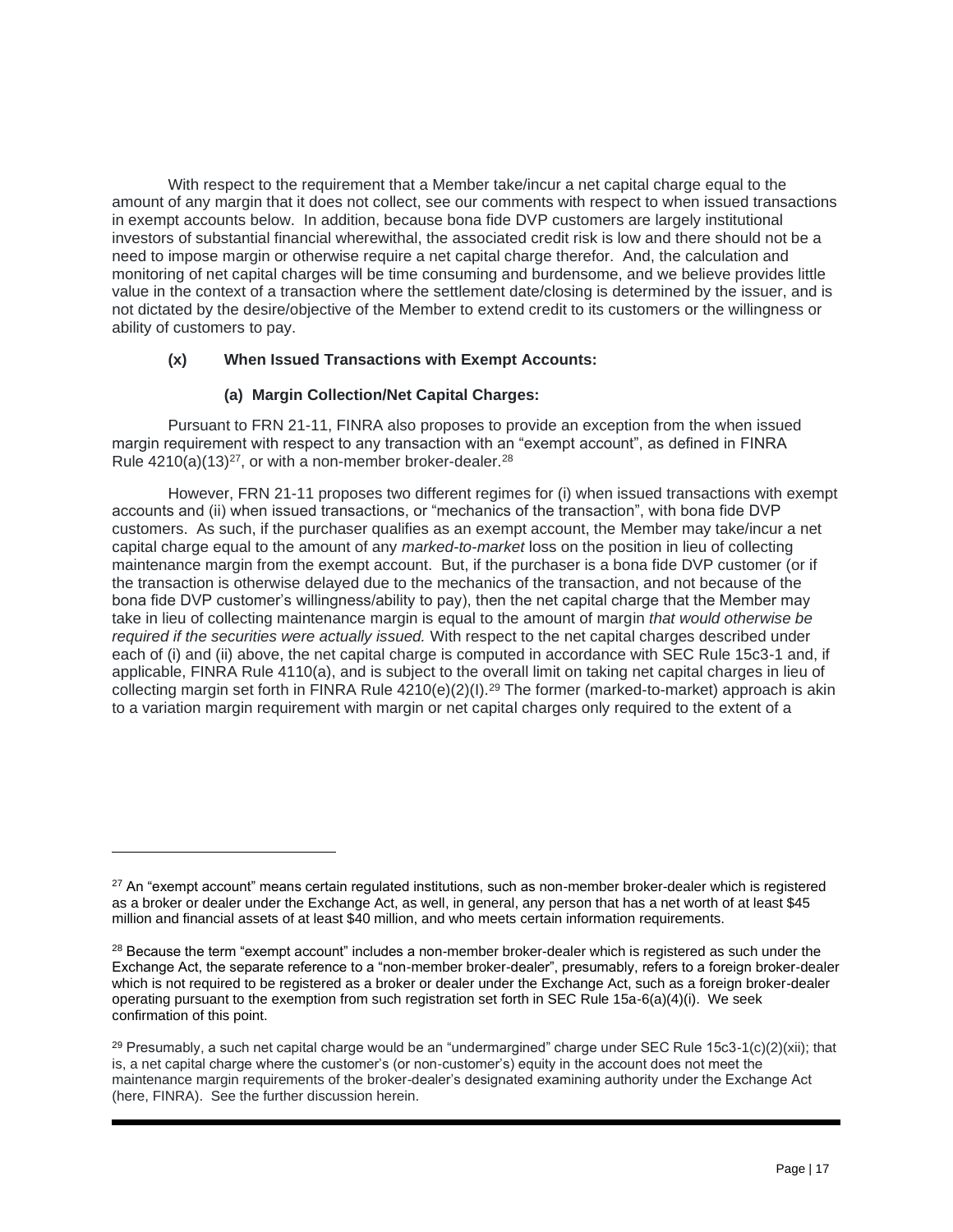With respect to the requirement that a Member take/incur a net capital charge equal to the amount of any margin that it does not collect, see our comments with respect to when issued transactions in exempt accounts below. In addition, because bona fide DVP customers are largely institutional investors of substantial financial wherewithal, the associated credit risk is low and there should not be a need to impose margin or otherwise require a net capital charge therefor. And, the calculation and monitoring of net capital charges will be time consuming and burdensome, and we believe provides little value in the context of a transaction where the settlement date/closing is determined by the issuer, and is not dictated by the desire/objective of the Member to extend credit to its customers or the willingness or ability of customers to pay.

**(x) When Issued Transactions with Exempt Accounts:**

**(a) Margin Collection/Net Capital Charges:**

Pursuant to FRN 21-11, FINRA also proposes to provide an exception from the when issued margin requirement with respect to any transaction with an "exempt account", as defined in FINRA Rule 4210(a)(13)[27], or with a non-member broker-dealer.[28]

However, FRN 21-11 proposes two different regimes for (i) when issued transactions with exempt accounts and (ii) when issued transactions, or "mechanics of the transaction", with bona fide DVP customers. As such, if the purchaser qualifies as an exempt account, the Member may take/incur a net capital charge equal to the amount of any *marked-to-market* loss on the position in lieu of collecting maintenance margin from the exempt account. But, if the purchaser is a bona fide DVP customer (or if the transaction is otherwise delayed due to the mechanics of the transaction, and not because of the bona fide DVP customer's willingness/ability to pay), then the net capital charge that the Member may take in lieu of collecting maintenance margin is equal to the amount of margin *that would otherwise be required if the securities were actually issued.* With respect to the net capital charges described under each of (i) and (ii) above, the net capital charge is computed in accordance with SEC Rule 15c3-1 and, if applicable, FINRA Rule 4110(a), and is subject to the overall limit on taking net capital charges in lieu of collecting margin set forth in FINRA Rule 4210(e)(2)(I).[29] The former (marked-to-market) approach is akin to a variation margin requirement with margin or net capital charges only required to the extent of a

---

[27] An "exempt account" means certain regulated institutions, such as non-member broker-dealer which is registered as a broker or dealer under the Exchange Act, as well, in general, any person that has a net worth of at least $45 million and financial assets of at least $40 million, and who meets certain information requirements.

[28] Because the term "exempt account" includes a non-member broker-dealer which is registered as such under the Exchange Act, the separate reference to a "non-member broker-dealer", presumably, refers to a foreign broker-dealer which is not required to be registered as a broker or dealer under the Exchange Act, such as a foreign broker-dealer operating pursuant to the exemption from such registration set forth in SEC Rule 15a-6(a)(4)(i). We seek confirmation of this point.

[29] Presumably, a such net capital charge would be an "undermargined" charge under SEC Rule 15c3-1(c)(2)(xii); that is, a net capital charge where the customer's (or non-customer's) equity in the account does not meet the maintenance margin requirements of the broker-dealer's designated examining authority under the Exchange Act (here, FINRA). See the further discussion herein.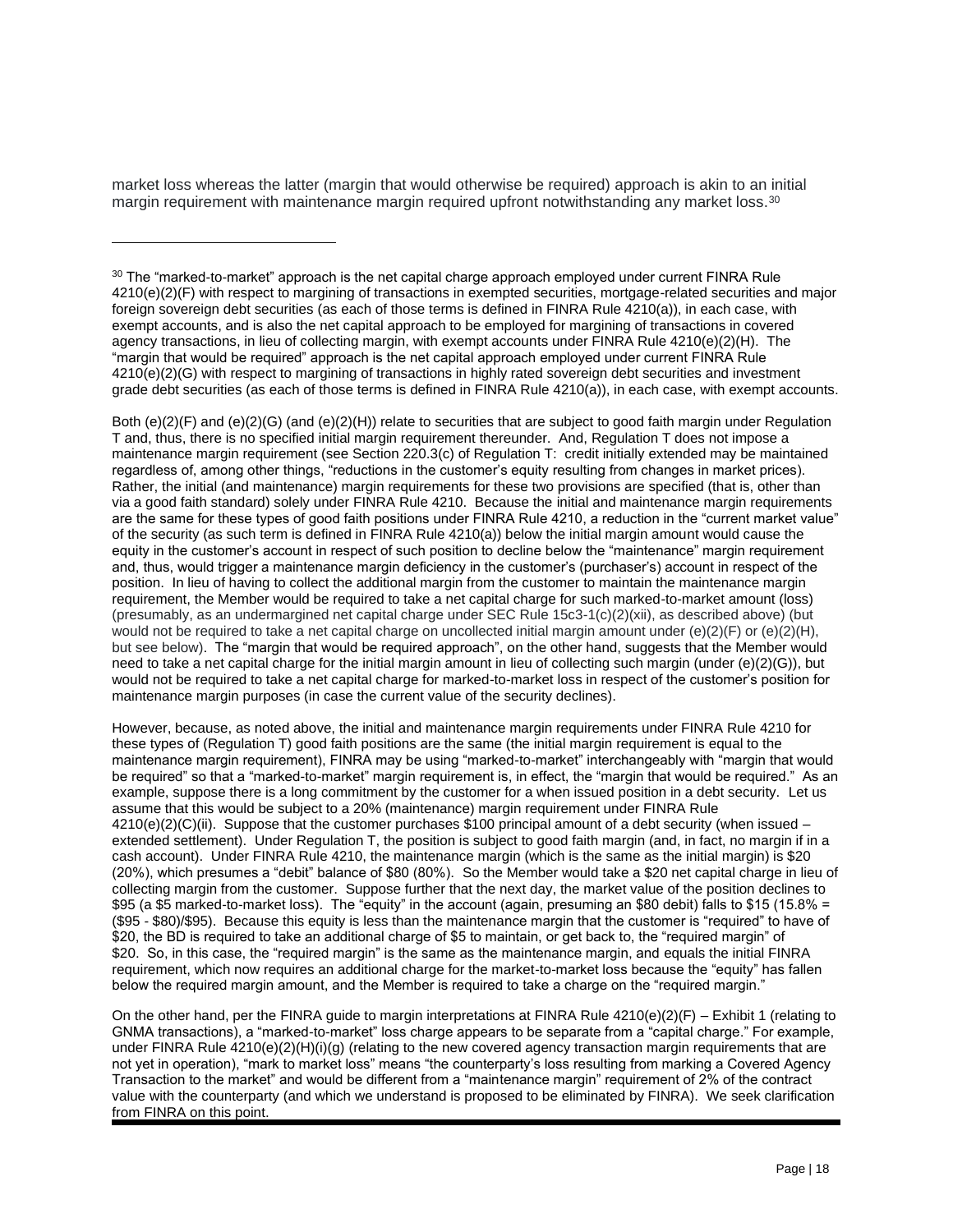market loss whereas the latter (margin that would otherwise be required) approach is akin to an initial margin requirement with maintenance margin required upfront notwithstanding any market loss.[30]

---

[30] The "marked-to-market" approach is the net capital charge approach employed under current FINRA Rule 4210(e)(2)(F) with respect to margining of transactions in exempted securities, mortgage-related securities and major foreign sovereign debt securities (as each of those terms is defined in FINRA Rule 4210(a)), in each case, with exempt accounts, and is also the net capital approach to be employed for margining of transactions in covered agency transactions, in lieu of collecting margin, with exempt accounts under FINRA Rule 4210(e)(2)(H). The "margin that would be required" approach is the net capital approach employed under current FINRA Rule 4210(e)(2)(G) with respect to margining of transactions in highly rated sovereign debt securities and investment grade debt securities (as each of those terms is defined in FINRA Rule 4210(a)), in each case, with exempt accounts.

Both (e)(2)(F) and (e)(2)(G) (and (e)(2)(H)) relate to securities that are subject to good faith margin under Regulation T and, thus, there is no specified initial margin requirement thereunder. And, Regulation T does not impose a maintenance margin requirement (see Section 220.3(c) of Regulation T: credit initially extended may be maintained regardless of, among other things, "reductions in the customer's equity resulting from changes in market prices). Rather, the initial (and maintenance) margin requirements for these two provisions are specified (that is, other than via a good faith standard) solely under FINRA Rule 4210. Because the initial and maintenance margin requirements are the same for these types of good faith positions under FINRA Rule 4210, a reduction in the "current market value" of the security (as such term is defined in FINRA Rule 4210(a)) below the initial margin amount would cause the equity in the customer's account in respect of such position to decline below the "maintenance" margin requirement and, thus, would trigger a maintenance margin deficiency in the customer's (purchaser's) account in respect of the position. In lieu of having to collect the additional margin from the customer to maintain the maintenance margin requirement, the Member would be required to take a net capital charge for such marked-to-market amount (loss) (presumably, as an undermargined net capital charge under SEC Rule 15c3-1(c)(2)(xii), as described above) (but would not be required to take a net capital charge on uncollected initial margin amount under (e)(2)(F) or (e)(2)(H), but see below). The "margin that would be required approach", on the other hand, suggests that the Member would need to take a net capital charge for the initial margin amount in lieu of collecting such margin (under (e)(2)(G)), but would not be required to take a net capital charge for marked-to-market loss in respect of the customer's position for maintenance margin purposes (in case the current value of the security declines).

However, because, as noted above, the initial and maintenance margin requirements under FINRA Rule 4210 for these types of (Regulation T) good faith positions are the same (the initial margin requirement is equal to the maintenance margin requirement), FINRA may be using "marked-to-market" interchangeably with "margin that would be required" so that a "marked-to-market" margin requirement is, in effect, the "margin that would be required." As an example, suppose there is a long commitment by the customer for a when issued position in a debt security. Let us assume that this would be subject to a 20% (maintenance) margin requirement under FINRA Rule 4210(e)(2)(C)(ii). Suppose that the customer purchases $100 principal amount of a debt security (when issued – extended settlement). Under Regulation T, the position is subject to good faith margin (and, in fact, no margin if in a cash account). Under FINRA Rule 4210, the maintenance margin (which is the same as the initial margin) is $20 (20%), which presumes a "debit" balance of $80 (80%). So the Member would take a $20 net capital charge in lieu of collecting margin from the customer. Suppose further that the next day, the market value of the position declines to $95 (a $5 marked-to-market loss). The "equity" in the account (again, presuming an $80 debit) falls to $15 (15.8% = ($95 - $80)/$95). Because this equity is less than the maintenance margin that the customer is "required" to have of $20, the BD is required to take an additional charge of $5 to maintain, or get back to, the "required margin" of $20. So, in this case, the "required margin" is the same as the maintenance margin, and equals the initial FINRA requirement, which now requires an additional charge for the market-to-market loss because the "equity" has fallen below the required margin amount, and the Member is required to take a charge on the "required margin."

On the other hand, per the FINRA guide to margin interpretations at FINRA Rule 4210(e)(2)(F) – Exhibit 1 (relating to GNMA transactions), a "marked-to-market" loss charge appears to be separate from a "capital charge." For example, under FINRA Rule 4210(e)(2)(H)(i)(g) (relating to the new covered agency transaction margin requirements that are not yet in operation), "mark to market loss" means "the counterparty's loss resulting from marking a Covered Agency Transaction to the market" and would be different from a "maintenance margin" requirement of 2% of the contract value with the counterparty (and which we understand is proposed to be eliminated by FINRA). We seek clarification from FINRA on this point.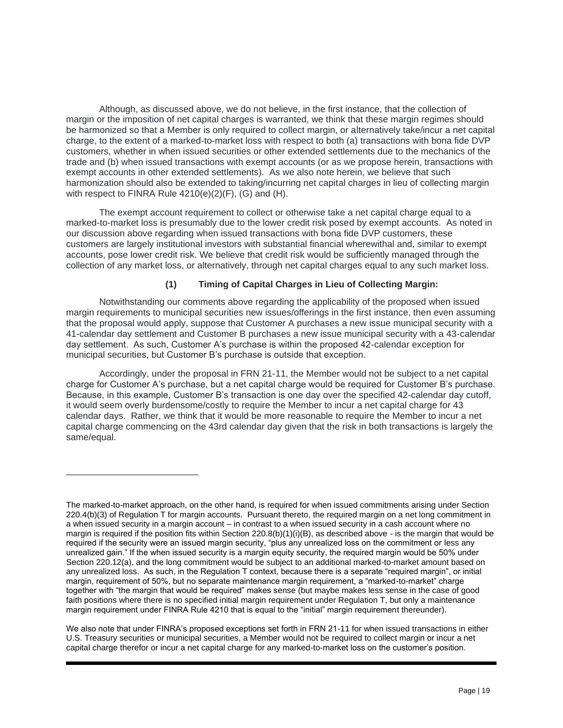Although, as discussed above, we do not believe, in the first instance, that the collection of margin or the imposition of net capital charges is warranted, we think that these margin regimes should be harmonized so that a Member is only required to collect margin, or alternatively take/incur a net capital charge, to the extent of a marked-to-market loss with respect to both (a) transactions with bona fide DVP customers, whether in when issued securities or other extended settlements due to the mechanics of the trade and (b) when issued transactions with exempt accounts (or as we propose herein, transactions with exempt accounts in other extended settlements). As we also note herein, we believe that such harmonization should also be extended to taking/incurring net capital charges in lieu of collecting margin with respect to FINRA Rule 4210(e)(2)(F), (G) and (H).

The exempt account requirement to collect or otherwise take a net capital charge equal to a marked-to-market loss is presumably due to the lower credit risk posed by exempt accounts. As noted in our discussion above regarding when issued transactions with bona fide DVP customers, these customers are largely institutional investors with substantial financial wherewithal and, similar to exempt accounts, pose lower credit risk. We believe that credit risk would be sufficiently managed through the collection of any market loss, or alternatively, through net capital charges equal to any such market loss.

#### (1) Timing of Capital Charges in Lieu of Collecting Margin:

Notwithstanding our comments above regarding the applicability of the proposed when issued margin requirements to municipal securities new issues/offerings in the first instance, then even assuming that the proposal would apply, suppose that Customer A purchases a new issue municipal security with a 41-calendar day settlement and Customer B purchases a new issue municipal security with a 43-calendar day settlement. As such, Customer A's purchase is within the proposed 42-calendar exception for municipal securities, but Customer B's purchase is outside that exception.

Accordingly, under the proposal in FRN 21-11, the Member would not be subject to a net capital charge for Customer A's purchase, but a net capital charge would be required for Customer B's purchase. Because, in this example, Customer B's transaction is one day over the specified 42-calendar day cutoff, it would seem overly burdensome/costly to require the Member to incur a net capital charge for 43 calendar days. Rather, we think that it would be more reasonable to require the Member to incur a net capital charge commencing on the 43rd calendar day given that the risk in both transactions is largely the same/equal.

---

The marked-to-market approach, on the other hand, is required for when issued commitments arising under Section 220.4(b)(3) of Regulation T for margin accounts. Pursuant thereto, the required margin on a net long commitment in a when issued security in a margin account – in contrast to a when issued security in a cash account where no margin is required if the position fits within Section 220.8(b)(1)(i)(B), as described above - is the margin that would be required if the security were an issued margin security, "plus any unrealized loss on the commitment or less any unrealized gain." If the when issued security is a margin equity security, the required margin would be 50% under Section 220.12(a), and the long commitment would be subject to an additional marked-to-market amount based on any unrealized loss. As such, in the Regulation T context, because there is a separate "required margin", or initial margin, requirement of 50%, but no separate maintenance margin requirement, a "marked-to-market" charge together with "the margin that would be required" makes sense (but maybe makes less sense in the case of good faith positions where there is no specified initial margin requirement under Regulation T, but only a maintenance margin requirement under FINRA Rule 4210 that is equal to the "initial" margin requirement thereunder).

We also note that under FINRA's proposed exceptions set forth in FRN 21-11 for when issued transactions in either U.S. Treasury securities or municipal securities, a Member would not be required to collect margin or incur a net capital charge therefor or incur a net capital charge for any marked-to-market loss on the customer's position.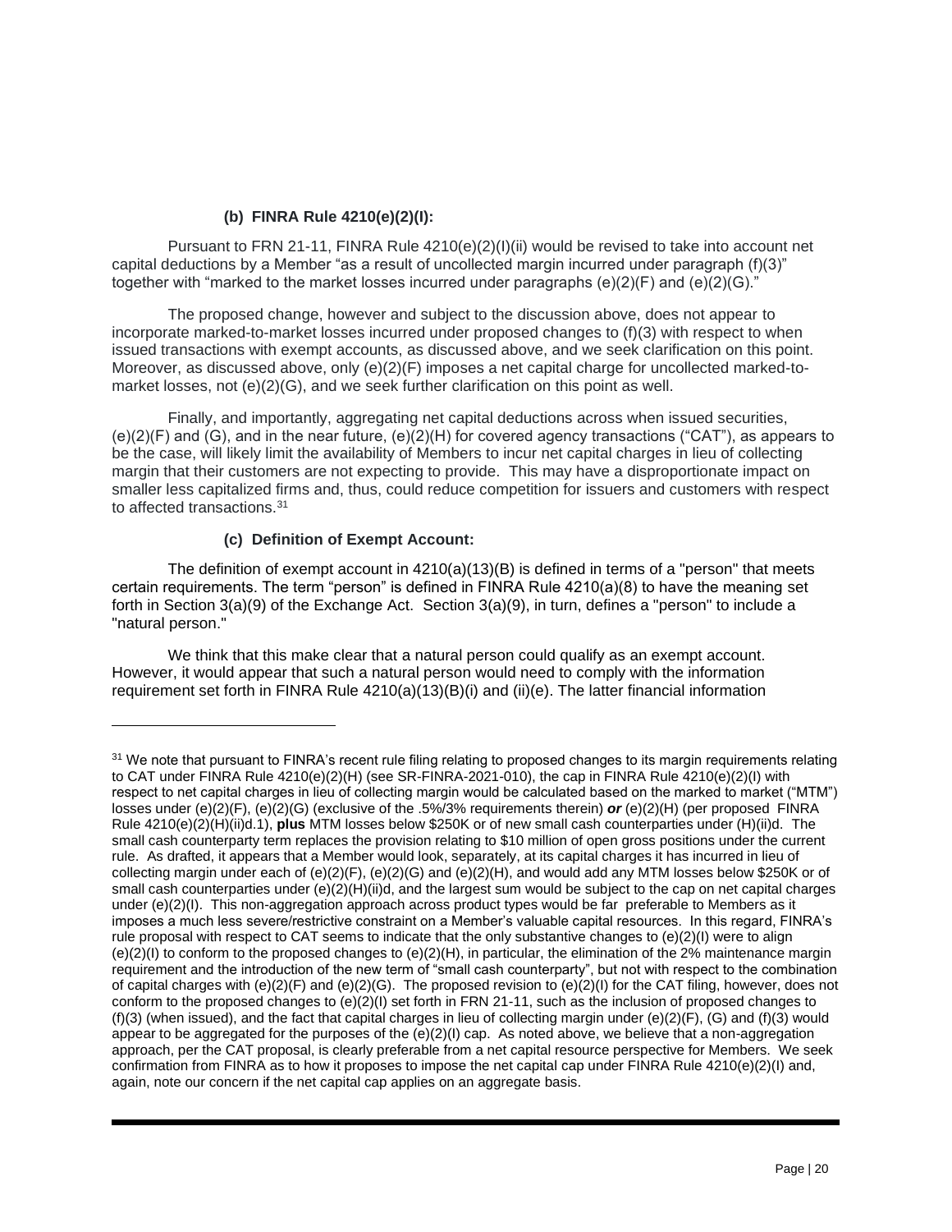**(b) FINRA Rule 4210(e)(2)(I):**

Pursuant to FRN 21-11, FINRA Rule 4210(e)(2)(I)(ii) would be revised to take into account net capital deductions by a Member "as a result of uncollected margin incurred under paragraph (f)(3)" together with "marked to the market losses incurred under paragraphs (e)(2)(F) and (e)(2)(G)."

The proposed change, however and subject to the discussion above, does not appear to incorporate marked-to-market losses incurred under proposed changes to (f)(3) with respect to when issued transactions with exempt accounts, as discussed above, and we seek clarification on this point. Moreover, as discussed above, only (e)(2)(F) imposes a net capital charge for uncollected marked-to-market losses, not (e)(2)(G), and we seek further clarification on this point as well.

Finally, and importantly, aggregating net capital deductions across when issued securities, (e)(2)(F) and (G), and in the near future, (e)(2)(H) for covered agency transactions ("CAT"), as appears to be the case, will likely limit the availability of Members to incur net capital charges in lieu of collecting margin that their customers are not expecting to provide. This may have a disproportionate impact on smaller less capitalized firms and, thus, could reduce competition for issuers and customers with respect to affected transactions.[31]

**(c) Definition of Exempt Account:**

The definition of exempt account in 4210(a)(13)(B) is defined in terms of a "person" that meets certain requirements. The term "person" is defined in FINRA Rule 4210(a)(8) to have the meaning set forth in Section 3(a)(9) of the Exchange Act. Section 3(a)(9), in turn, defines a "person" to include a "natural person."

We think that this make clear that a natural person could qualify as an exempt account. However, it would appear that such a natural person would need to comply with the information requirement set forth in FINRA Rule 4210(a)(13)(B)(i) and (ii)(e). The latter financial information

---

[31] We note that pursuant to FINRA's recent rule filing relating to proposed changes to its margin requirements relating to CAT under FINRA Rule 4210(e)(2)(H) (see SR-FINRA-2021-010), the cap in FINRA Rule 4210(e)(2)(I) with respect to net capital charges in lieu of collecting margin would be calculated based on the marked to market ("MTM") losses under (e)(2)(F), (e)(2)(G) (exclusive of the .5%/3% requirements therein) ***or*** (e)(2)(H) (per proposed FINRA Rule 4210(e)(2)(H)(ii)d.1), **plus** MTM losses below $250K or of new small cash counterparties under (H)(ii)d. The small cash counterparty term replaces the provision relating to $10 million of open gross positions under the current rule. As drafted, it appears that a Member would look, separately, at its capital charges it has incurred in lieu of collecting margin under each of (e)(2)(F), (e)(2)(G) and (e)(2)(H), and would add any MTM losses below $250K or of small cash counterparties under (e)(2)(H)(ii)d, and the largest sum would be subject to the cap on net capital charges under (e)(2)(I). This non-aggregation approach across product types would be far preferable to Members as it imposes a much less severe/restrictive constraint on a Member's valuable capital resources. In this regard, FINRA's rule proposal with respect to CAT seems to indicate that the only substantive changes to (e)(2)(I) were to align (e)(2)(I) to conform to the proposed changes to (e)(2)(H), in particular, the elimination of the 2% maintenance margin requirement and the introduction of the new term of "small cash counterparty", but not with respect to the combination of capital charges with (e)(2)(F) and (e)(2)(G). The proposed revision to (e)(2)(I) for the CAT filing, however, does not conform to the proposed changes to (e)(2)(I) set forth in FRN 21-11, such as the inclusion of proposed changes to (f)(3) (when issued), and the fact that capital charges in lieu of collecting margin under (e)(2)(F), (G) and (f)(3) would appear to be aggregated for the purposes of the (e)(2)(I) cap. As noted above, we believe that a non-aggregation approach, per the CAT proposal, is clearly preferable from a net capital resource perspective for Members. We seek confirmation from FINRA as to how it proposes to impose the net capital cap under FINRA Rule 4210(e)(2)(I) and, again, note our concern if the net capital cap applies on an aggregate basis.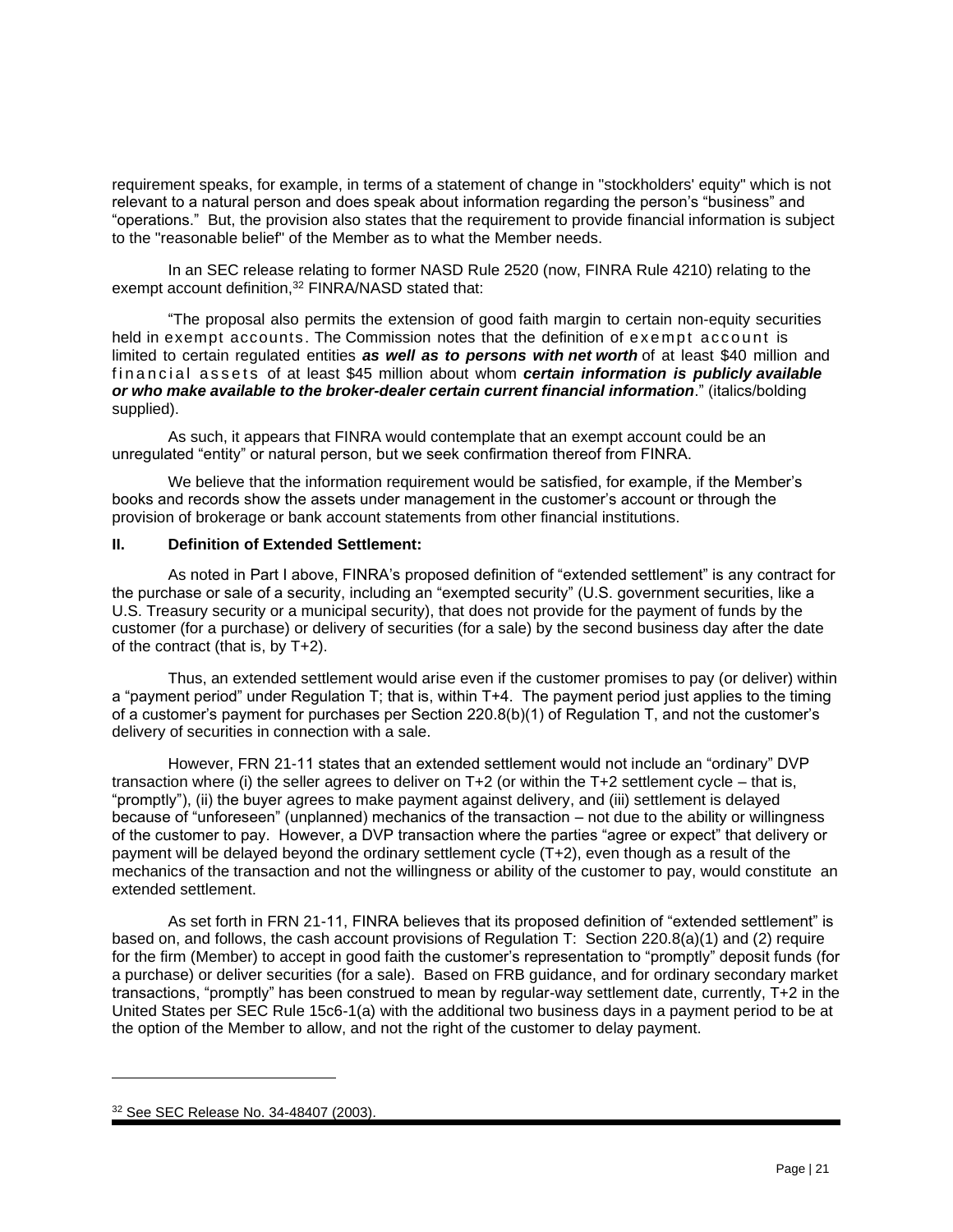requirement speaks, for example, in terms of a statement of change in "stockholders' equity" which is not relevant to a natural person and does speak about information regarding the person's "business" and "operations." But, the provision also states that the requirement to provide financial information is subject to the "reasonable belief" of the Member as to what the Member needs.

In an SEC release relating to former NASD Rule 2520 (now, FINRA Rule 4210) relating to the exempt account definition,[32] FINRA/NASD stated that:

"The proposal also permits the extension of good faith margin to certain non-equity securities held in exempt accounts. The Commission notes that the definition of exempt account is limited to certain regulated entities ***as well as to persons with net worth*** of at least $40 million and financial assets of at least $45 million about whom ***certain information is publicly available or who make available to the broker-dealer certain current financial information***." (italics/bolding supplied).

As such, it appears that FINRA would contemplate that an exempt account could be an unregulated "entity" or natural person, but we seek confirmation thereof from FINRA.

We believe that the information requirement would be satisfied, for example, if the Member's books and records show the assets under management in the customer's account or through the provision of brokerage or bank account statements from other financial institutions.

## II. Definition of Extended Settlement:

As noted in Part I above, FINRA's proposed definition of "extended settlement" is any contract for the purchase or sale of a security, including an "exempted security" (U.S. government securities, like a U.S. Treasury security or a municipal security), that does not provide for the payment of funds by the customer (for a purchase) or delivery of securities (for a sale) by the second business day after the date of the contract (that is, by T+2).

Thus, an extended settlement would arise even if the customer promises to pay (or deliver) within a "payment period" under Regulation T; that is, within T+4. The payment period just applies to the timing of a customer's payment for purchases per Section 220.8(b)(1) of Regulation T, and not the customer's delivery of securities in connection with a sale.

However, FRN 21-11 states that an extended settlement would not include an "ordinary" DVP transaction where (i) the seller agrees to deliver on T+2 (or within the T+2 settlement cycle – that is, "promptly"), (ii) the buyer agrees to make payment against delivery, and (iii) settlement is delayed because of "unforeseen" (unplanned) mechanics of the transaction – not due to the ability or willingness of the customer to pay. However, a DVP transaction where the parties "agree or expect" that delivery or payment will be delayed beyond the ordinary settlement cycle (T+2), even though as a result of the mechanics of the transaction and not the willingness or ability of the customer to pay, would constitute an extended settlement.

As set forth in FRN 21-11, FINRA believes that its proposed definition of "extended settlement" is based on, and follows, the cash account provisions of Regulation T: Section 220.8(a)(1) and (2) require for the firm (Member) to accept in good faith the customer's representation to "promptly" deposit funds (for a purchase) or deliver securities (for a sale). Based on FRB guidance, and for ordinary secondary market transactions, "promptly" has been construed to mean by regular-way settlement date, currently, T+2 in the United States per SEC Rule 15c6-1(a) with the additional two business days in a payment period to be at the option of the Member to allow, and not the right of the customer to delay payment.

---

[32] See SEC Release No. 34-48407 (2003).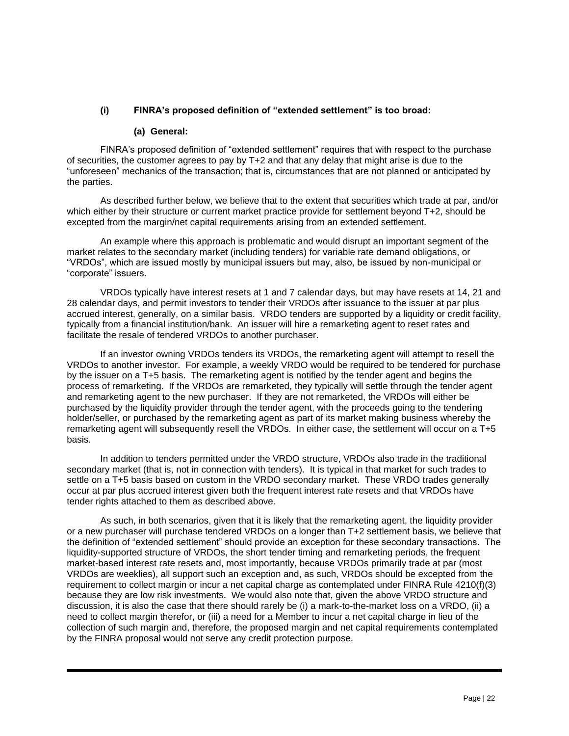### (i) FINRA's proposed definition of "extended settlement" is too broad:

#### (a) General:

FINRA's proposed definition of "extended settlement" requires that with respect to the purchase of securities, the customer agrees to pay by T+2 and that any delay that might arise is due to the "unforeseen" mechanics of the transaction; that is, circumstances that are not planned or anticipated by the parties.

As described further below, we believe that to the extent that securities which trade at par, and/or which either by their structure or current market practice provide for settlement beyond T+2, should be excepted from the margin/net capital requirements arising from an extended settlement.

An example where this approach is problematic and would disrupt an important segment of the market relates to the secondary market (including tenders) for variable rate demand obligations, or "VRDOs", which are issued mostly by municipal issuers but may, also, be issued by non-municipal or "corporate" issuers.

VRDOs typically have interest resets at 1 and 7 calendar days, but may have resets at 14, 21 and 28 calendar days, and permit investors to tender their VRDOs after issuance to the issuer at par plus accrued interest, generally, on a similar basis. VRDO tenders are supported by a liquidity or credit facility, typically from a financial institution/bank. An issuer will hire a remarketing agent to reset rates and facilitate the resale of tendered VRDOs to another purchaser.

If an investor owning VRDOs tenders its VRDOs, the remarketing agent will attempt to resell the VRDOs to another investor. For example, a weekly VRDO would be required to be tendered for purchase by the issuer on a T+5 basis. The remarketing agent is notified by the tender agent and begins the process of remarketing. If the VRDOs are remarketed, they typically will settle through the tender agent and remarketing agent to the new purchaser. If they are not remarketed, the VRDOs will either be purchased by the liquidity provider through the tender agent, with the proceeds going to the tendering holder/seller, or purchased by the remarketing agent as part of its market making business whereby the remarketing agent will subsequently resell the VRDOs. In either case, the settlement will occur on a T+5 basis.

In addition to tenders permitted under the VRDO structure, VRDOs also trade in the traditional secondary market (that is, not in connection with tenders). It is typical in that market for such trades to settle on a T+5 basis based on custom in the VRDO secondary market. These VRDO trades generally occur at par plus accrued interest given both the frequent interest rate resets and that VRDOs have tender rights attached to them as described above.

As such, in both scenarios, given that it is likely that the remarketing agent, the liquidity provider or a new purchaser will purchase tendered VRDOs on a longer than T+2 settlement basis, we believe that the definition of "extended settlement" should provide an exception for these secondary transactions. The liquidity-supported structure of VRDOs, the short tender timing and remarketing periods, the frequent market-based interest rate resets and, most importantly, because VRDOs primarily trade at par (most VRDOs are weeklies), all support such an exception and, as such, VRDOs should be excepted from the requirement to collect margin or incur a net capital charge as contemplated under FINRA Rule 4210(f)(3) because they are low risk investments. We would also note that, given the above VRDO structure and discussion, it is also the case that there should rarely be (i) a mark-to-the-market loss on a VRDO, (ii) a need to collect margin therefor, or (iii) a need for a Member to incur a net capital charge in lieu of the collection of such margin and, therefore, the proposed margin and net capital requirements contemplated by the FINRA proposal would not serve any credit protection purpose.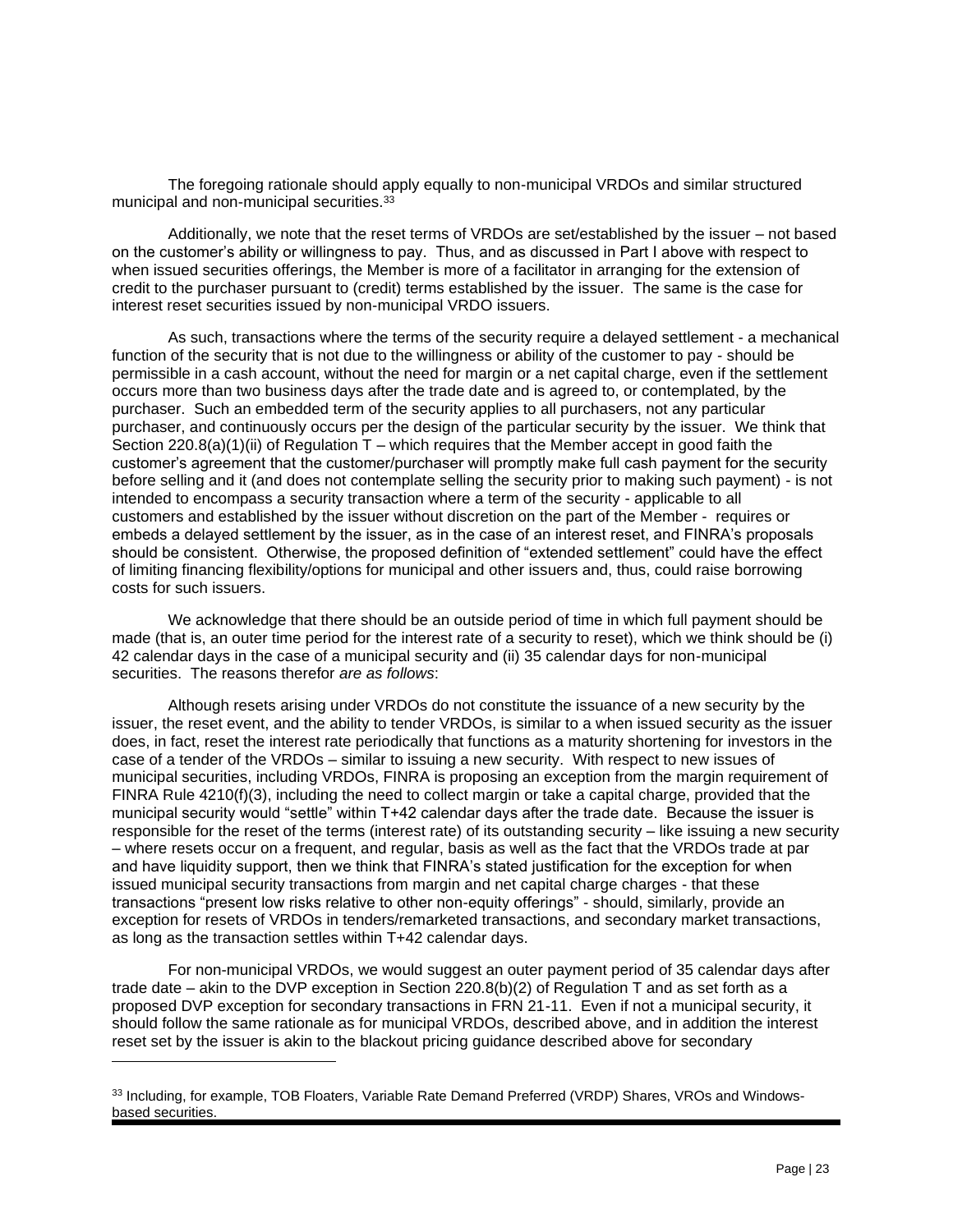The foregoing rationale should apply equally to non-municipal VRDOs and similar structured municipal and non-municipal securities.[33]

Additionally, we note that the reset terms of VRDOs are set/established by the issuer – not based on the customer's ability or willingness to pay. Thus, and as discussed in Part I above with respect to when issued securities offerings, the Member is more of a facilitator in arranging for the extension of credit to the purchaser pursuant to (credit) terms established by the issuer. The same is the case for interest reset securities issued by non-municipal VRDO issuers.

As such, transactions where the terms of the security require a delayed settlement - a mechanical function of the security that is not due to the willingness or ability of the customer to pay - should be permissible in a cash account, without the need for margin or a net capital charge, even if the settlement occurs more than two business days after the trade date and is agreed to, or contemplated, by the purchaser. Such an embedded term of the security applies to all purchasers, not any particular purchaser, and continuously occurs per the design of the particular security by the issuer. We think that Section 220.8(a)(1)(ii) of Regulation T – which requires that the Member accept in good faith the customer's agreement that the customer/purchaser will promptly make full cash payment for the security before selling and it (and does not contemplate selling the security prior to making such payment) - is not intended to encompass a security transaction where a term of the security - applicable to all customers and established by the issuer without discretion on the part of the Member - requires or embeds a delayed settlement by the issuer, as in the case of an interest reset, and FINRA's proposals should be consistent. Otherwise, the proposed definition of "extended settlement" could have the effect of limiting financing flexibility/options for municipal and other issuers and, thus, could raise borrowing costs for such issuers.

We acknowledge that there should be an outside period of time in which full payment should be made (that is, an outer time period for the interest rate of a security to reset), which we think should be (i) 42 calendar days in the case of a municipal security and (ii) 35 calendar days for non-municipal securities. The reasons therefor *are as follows*:

Although resets arising under VRDOs do not constitute the issuance of a new security by the issuer, the reset event, and the ability to tender VRDOs, is similar to a when issued security as the issuer does, in fact, reset the interest rate periodically that functions as a maturity shortening for investors in the case of a tender of the VRDOs – similar to issuing a new security. With respect to new issues of municipal securities, including VRDOs, FINRA is proposing an exception from the margin requirement of FINRA Rule 4210(f)(3), including the need to collect margin or take a capital charge, provided that the municipal security would "settle" within T+42 calendar days after the trade date. Because the issuer is responsible for the reset of the terms (interest rate) of its outstanding security – like issuing a new security – where resets occur on a frequent, and regular, basis as well as the fact that the VRDOs trade at par and have liquidity support, then we think that FINRA's stated justification for the exception for when issued municipal security transactions from margin and net capital charge charges - that these transactions "present low risks relative to other non-equity offerings" - should, similarly, provide an exception for resets of VRDOs in tenders/remarketed transactions, and secondary market transactions, as long as the transaction settles within T+42 calendar days.

For non-municipal VRDOs, we would suggest an outer payment period of 35 calendar days after trade date – akin to the DVP exception in Section 220.8(b)(2) of Regulation T and as set forth as a proposed DVP exception for secondary transactions in FRN 21-11. Even if not a municipal security, it should follow the same rationale as for municipal VRDOs, described above, and in addition the interest reset set by the issuer is akin to the blackout pricing guidance described above for secondary

---

[33] Including, for example, TOB Floaters, Variable Rate Demand Preferred (VRDP) Shares, VROs and Windows-based securities.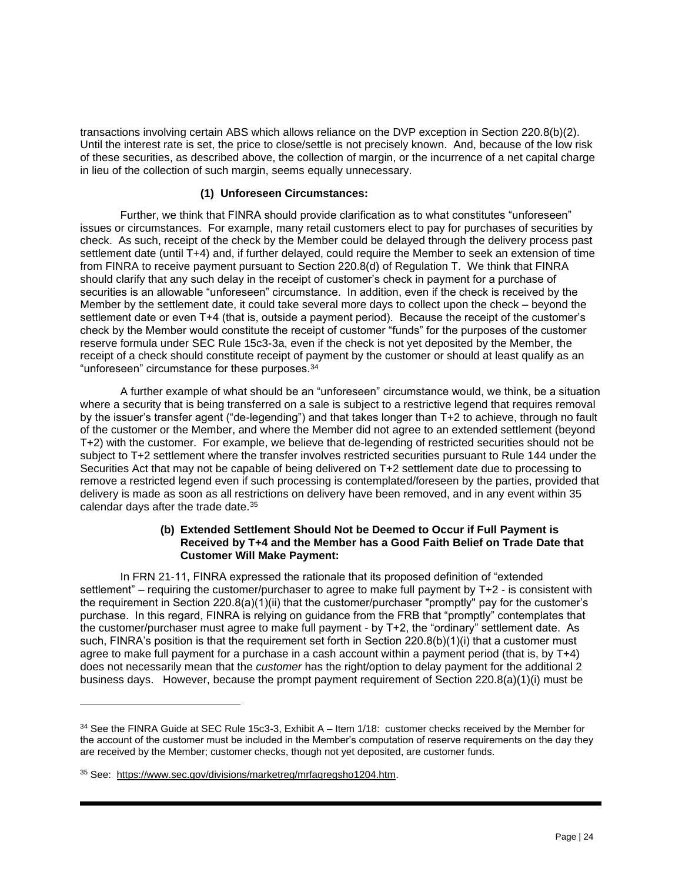transactions involving certain ABS which allows reliance on the DVP exception in Section 220.8(b)(2). Until the interest rate is set, the price to close/settle is not precisely known. And, because of the low risk of these securities, as described above, the collection of margin, or the incurrence of a net capital charge in lieu of the collection of such margin, seems equally unnecessary.

**(1) Unforeseen Circumstances:**

Further, we think that FINRA should provide clarification as to what constitutes "unforeseen" issues or circumstances. For example, many retail customers elect to pay for purchases of securities by check. As such, receipt of the check by the Member could be delayed through the delivery process past settlement date (until T+4) and, if further delayed, could require the Member to seek an extension of time from FINRA to receive payment pursuant to Section 220.8(d) of Regulation T. We think that FINRA should clarify that any such delay in the receipt of customer's check in payment for a purchase of securities is an allowable "unforeseen" circumstance. In addition, even if the check is received by the Member by the settlement date, it could take several more days to collect upon the check – beyond the settlement date or even T+4 (that is, outside a payment period). Because the receipt of the customer's check by the Member would constitute the receipt of customer "funds" for the purposes of the customer reserve formula under SEC Rule 15c3-3a, even if the check is not yet deposited by the Member, the receipt of a check should constitute receipt of payment by the customer or should at least qualify as an "unforeseen" circumstance for these purposes.[34]

A further example of what should be an "unforeseen" circumstance would, we think, be a situation where a security that is being transferred on a sale is subject to a restrictive legend that requires removal by the issuer's transfer agent ("de-legending") and that takes longer than T+2 to achieve, through no fault of the customer or the Member, and where the Member did not agree to an extended settlement (beyond T+2) with the customer. For example, we believe that de-legending of restricted securities should not be subject to T+2 settlement where the transfer involves restricted securities pursuant to Rule 144 under the Securities Act that may not be capable of being delivered on T+2 settlement date due to processing to remove a restricted legend even if such processing is contemplated/foreseen by the parties, provided that delivery is made as soon as all restrictions on delivery have been removed, and in any event within 35 calendar days after the trade date.[35]

**(b) Extended Settlement Should Not be Deemed to Occur if Full Payment is Received by T+4 and the Member has a Good Faith Belief on Trade Date that Customer Will Make Payment:**

In FRN 21-11, FINRA expressed the rationale that its proposed definition of "extended settlement" – requiring the customer/purchaser to agree to make full payment by T+2 - is consistent with the requirement in Section 220.8(a)(1)(ii) that the customer/purchaser "promptly" pay for the customer's purchase. In this regard, FINRA is relying on guidance from the FRB that "promptly" contemplates that the customer/purchaser must agree to make full payment - by T+2, the "ordinary" settlement date. As such, FINRA's position is that the requirement set forth in Section 220.8(b)(1)(i) that a customer must agree to make full payment for a purchase in a cash account within a payment period (that is, by T+4) does not necessarily mean that the *customer* has the right/option to delay payment for the additional 2 business days. However, because the prompt payment requirement of Section 220.8(a)(1)(i) must be

[34] See the FINRA Guide at SEC Rule 15c3-3, Exhibit A – Item 1/18: customer checks received by the Member for the account of the customer must be included in the Member's computation of reserve requirements on the day they are received by the Member; customer checks, though not yet deposited, are customer funds.

[35] See: https://www.sec.gov/divisions/marketreg/mrfaqregsho1204.htm.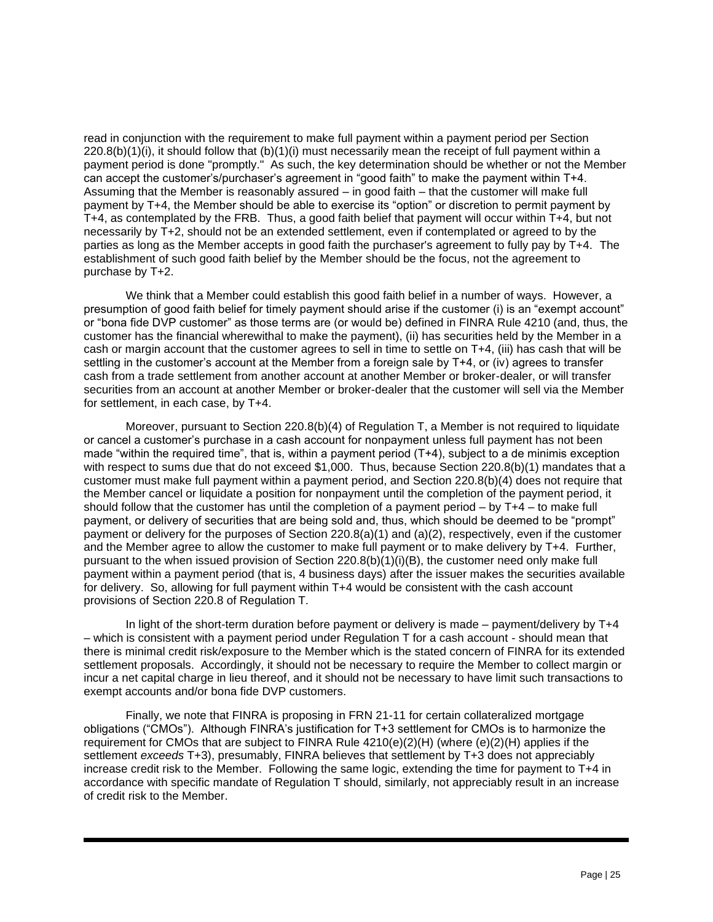read in conjunction with the requirement to make full payment within a payment period per Section 220.8(b)(1)(i), it should follow that (b)(1)(i) must necessarily mean the receipt of full payment within a payment period is done "promptly." As such, the key determination should be whether or not the Member can accept the customer's/purchaser's agreement in "good faith" to make the payment within T+4. Assuming that the Member is reasonably assured – in good faith – that the customer will make full payment by T+4, the Member should be able to exercise its "option" or discretion to permit payment by T+4, as contemplated by the FRB. Thus, a good faith belief that payment will occur within T+4, but not necessarily by T+2, should not be an extended settlement, even if contemplated or agreed to by the parties as long as the Member accepts in good faith the purchaser's agreement to fully pay by T+4. The establishment of such good faith belief by the Member should be the focus, not the agreement to purchase by T+2.

We think that a Member could establish this good faith belief in a number of ways. However, a presumption of good faith belief for timely payment should arise if the customer (i) is an "exempt account" or "bona fide DVP customer" as those terms are (or would be) defined in FINRA Rule 4210 (and, thus, the customer has the financial wherewithal to make the payment), (ii) has securities held by the Member in a cash or margin account that the customer agrees to sell in time to settle on T+4, (iii) has cash that will be settling in the customer's account at the Member from a foreign sale by T+4, or (iv) agrees to transfer cash from a trade settlement from another account at another Member or broker-dealer, or will transfer securities from an account at another Member or broker-dealer that the customer will sell via the Member for settlement, in each case, by T+4.

Moreover, pursuant to Section 220.8(b)(4) of Regulation T, a Member is not required to liquidate or cancel a customer's purchase in a cash account for nonpayment unless full payment has not been made "within the required time", that is, within a payment period (T+4), subject to a de minimis exception with respect to sums due that do not exceed $1,000. Thus, because Section 220.8(b)(1) mandates that a customer must make full payment within a payment period, and Section 220.8(b)(4) does not require that the Member cancel or liquidate a position for nonpayment until the completion of the payment period, it should follow that the customer has until the completion of a payment period – by T+4 – to make full payment, or delivery of securities that are being sold and, thus, which should be deemed to be "prompt" payment or delivery for the purposes of Section 220.8(a)(1) and (a)(2), respectively, even if the customer and the Member agree to allow the customer to make full payment or to make delivery by T+4. Further, pursuant to the when issued provision of Section 220.8(b)(1)(i)(B), the customer need only make full payment within a payment period (that is, 4 business days) after the issuer makes the securities available for delivery. So, allowing for full payment within T+4 would be consistent with the cash account provisions of Section 220.8 of Regulation T.

In light of the short-term duration before payment or delivery is made – payment/delivery by T+4 – which is consistent with a payment period under Regulation T for a cash account - should mean that there is minimal credit risk/exposure to the Member which is the stated concern of FINRA for its extended settlement proposals. Accordingly, it should not be necessary to require the Member to collect margin or incur a net capital charge in lieu thereof, and it should not be necessary to have limit such transactions to exempt accounts and/or bona fide DVP customers.

Finally, we note that FINRA is proposing in FRN 21-11 for certain collateralized mortgage obligations ("CMOs"). Although FINRA's justification for T+3 settlement for CMOs is to harmonize the requirement for CMOs that are subject to FINRA Rule 4210(e)(2)(H) (where (e)(2)(H) applies if the settlement *exceeds* T+3), presumably, FINRA believes that settlement by T+3 does not appreciably increase credit risk to the Member. Following the same logic, extending the time for payment to T+4 in accordance with specific mandate of Regulation T should, similarly, not appreciably result in an increase of credit risk to the Member.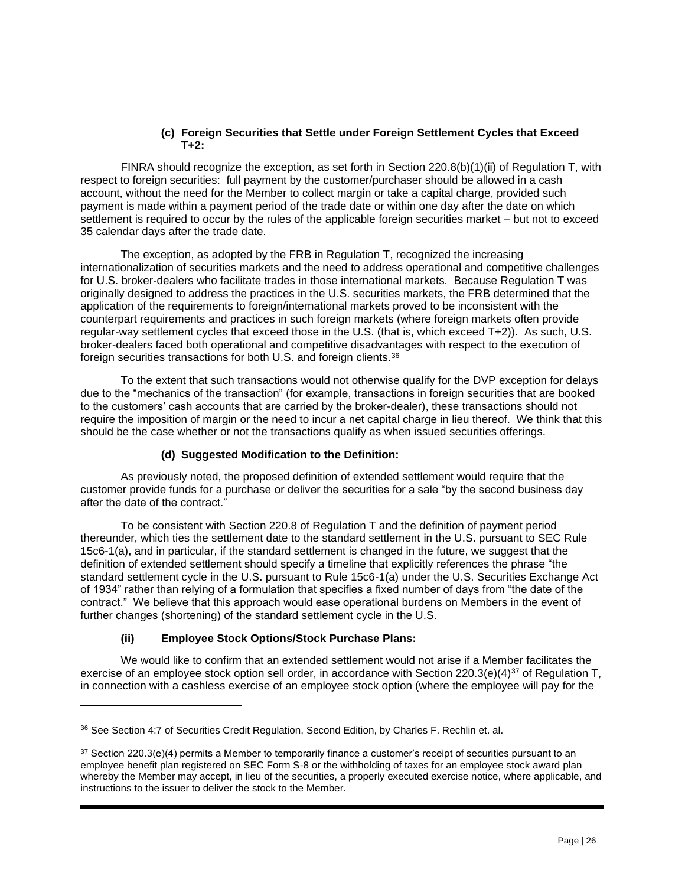#### (c) Foreign Securities that Settle under Foreign Settlement Cycles that Exceed T+2:

FINRA should recognize the exception, as set forth in Section 220.8(b)(1)(ii) of Regulation T, with respect to foreign securities: full payment by the customer/purchaser should be allowed in a cash account, without the need for the Member to collect margin or take a capital charge, provided such payment is made within a payment period of the trade date or within one day after the date on which settlement is required to occur by the rules of the applicable foreign securities market – but not to exceed 35 calendar days after the trade date.

The exception, as adopted by the FRB in Regulation T, recognized the increasing internationalization of securities markets and the need to address operational and competitive challenges for U.S. broker-dealers who facilitate trades in those international markets. Because Regulation T was originally designed to address the practices in the U.S. securities markets, the FRB determined that the application of the requirements to foreign/international markets proved to be inconsistent with the counterpart requirements and practices in such foreign markets (where foreign markets often provide regular-way settlement cycles that exceed those in the U.S. (that is, which exceed T+2)). As such, U.S. broker-dealers faced both operational and competitive disadvantages with respect to the execution of foreign securities transactions for both U.S. and foreign clients.[36]

To the extent that such transactions would not otherwise qualify for the DVP exception for delays due to the "mechanics of the transaction" (for example, transactions in foreign securities that are booked to the customers' cash accounts that are carried by the broker-dealer), these transactions should not require the imposition of margin or the need to incur a net capital charge in lieu thereof. We think that this should be the case whether or not the transactions qualify as when issued securities offerings.

#### (d) Suggested Modification to the Definition:

As previously noted, the proposed definition of extended settlement would require that the customer provide funds for a purchase or deliver the securities for a sale "by the second business day after the date of the contract."

To be consistent with Section 220.8 of Regulation T and the definition of payment period thereunder, which ties the settlement date to the standard settlement in the U.S. pursuant to SEC Rule 15c6-1(a), and in particular, if the standard settlement is changed in the future, we suggest that the definition of extended settlement should specify a timeline that explicitly references the phrase "the standard settlement cycle in the U.S. pursuant to Rule 15c6-1(a) under the U.S. Securities Exchange Act of 1934" rather than relying of a formulation that specifies a fixed number of days from "the date of the contract." We believe that this approach would ease operational burdens on Members in the event of further changes (shortening) of the standard settlement cycle in the U.S.

#### (ii) Employee Stock Options/Stock Purchase Plans:

We would like to confirm that an extended settlement would not arise if a Member facilitates the exercise of an employee stock option sell order, in accordance with Section 220.3(e)(4)[37] of Regulation T, in connection with a cashless exercise of an employee stock option (where the employee will pay for the

---

[36] See Section 4:7 of Securities Credit Regulation, Second Edition, by Charles F. Rechlin et. al.

[37] Section 220.3(e)(4) permits a Member to temporarily finance a customer's receipt of securities pursuant to an employee benefit plan registered on SEC Form S-8 or the withholding of taxes for an employee stock award plan whereby the Member may accept, in lieu of the securities, a properly executed exercise notice, where applicable, and instructions to the issuer to deliver the stock to the Member.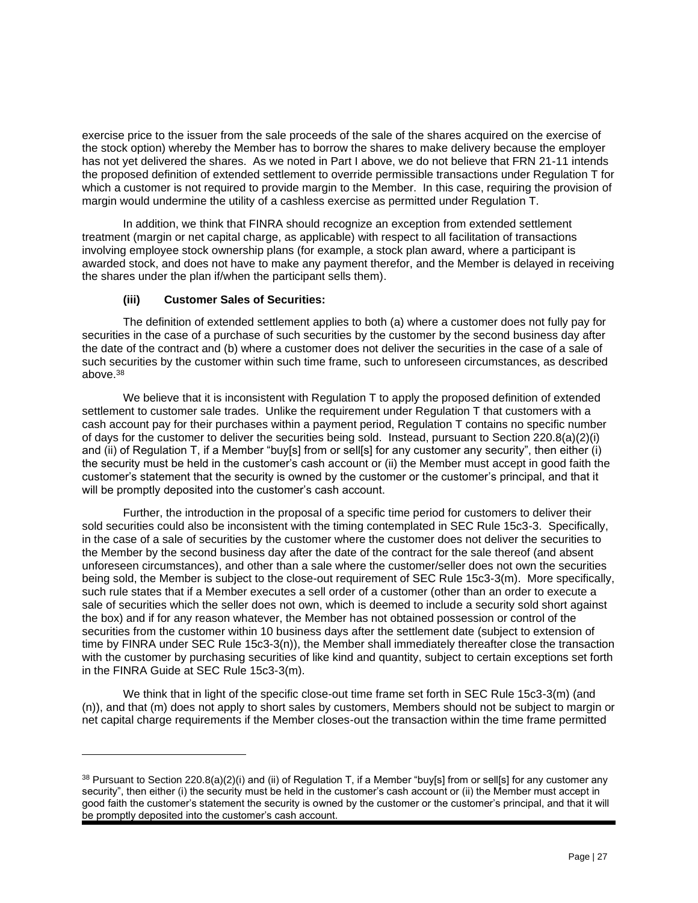exercise price to the issuer from the sale proceeds of the sale of the shares acquired on the exercise of the stock option) whereby the Member has to borrow the shares to make delivery because the employer has not yet delivered the shares. As we noted in Part I above, we do not believe that FRN 21-11 intends the proposed definition of extended settlement to override permissible transactions under Regulation T for which a customer is not required to provide margin to the Member. In this case, requiring the provision of margin would undermine the utility of a cashless exercise as permitted under Regulation T.

In addition, we think that FINRA should recognize an exception from extended settlement treatment (margin or net capital charge, as applicable) with respect to all facilitation of transactions involving employee stock ownership plans (for example, a stock plan award, where a participant is awarded stock, and does not have to make any payment therefor, and the Member is delayed in receiving the shares under the plan if/when the participant sells them).

**(iii) Customer Sales of Securities:**

The definition of extended settlement applies to both (a) where a customer does not fully pay for securities in the case of a purchase of such securities by the customer by the second business day after the date of the contract and (b) where a customer does not deliver the securities in the case of a sale of such securities by the customer within such time frame, such to unforeseen circumstances, as described above.[38]

We believe that it is inconsistent with Regulation T to apply the proposed definition of extended settlement to customer sale trades. Unlike the requirement under Regulation T that customers with a cash account pay for their purchases within a payment period, Regulation T contains no specific number of days for the customer to deliver the securities being sold. Instead, pursuant to Section 220.8(a)(2)(i) and (ii) of Regulation T, if a Member "buy[s] from or sell[s] for any customer any security", then either (i) the security must be held in the customer's cash account or (ii) the Member must accept in good faith the customer's statement that the security is owned by the customer or the customer's principal, and that it will be promptly deposited into the customer's cash account.

Further, the introduction in the proposal of a specific time period for customers to deliver their sold securities could also be inconsistent with the timing contemplated in SEC Rule 15c3-3. Specifically, in the case of a sale of securities by the customer where the customer does not deliver the securities to the Member by the second business day after the date of the contract for the sale thereof (and absent unforeseen circumstances), and other than a sale where the customer/seller does not own the securities being sold, the Member is subject to the close-out requirement of SEC Rule 15c3-3(m). More specifically, such rule states that if a Member executes a sell order of a customer (other than an order to execute a sale of securities which the seller does not own, which is deemed to include a security sold short against the box) and if for any reason whatever, the Member has not obtained possession or control of the securities from the customer within 10 business days after the settlement date (subject to extension of time by FINRA under SEC Rule 15c3-3(n)), the Member shall immediately thereafter close the transaction with the customer by purchasing securities of like kind and quantity, subject to certain exceptions set forth in the FINRA Guide at SEC Rule 15c3-3(m).

We think that in light of the specific close-out time frame set forth in SEC Rule 15c3-3(m) (and (n)), and that (m) does not apply to short sales by customers, Members should not be subject to margin or net capital charge requirements if the Member closes-out the transaction within the time frame permitted

---

[38] Pursuant to Section 220.8(a)(2)(i) and (ii) of Regulation T, if a Member "buy[s] from or sell[s] for any customer any security", then either (i) the security must be held in the customer's cash account or (ii) the Member must accept in good faith the customer's statement the security is owned by the customer or the customer's principal, and that it will be promptly deposited into the customer's cash account.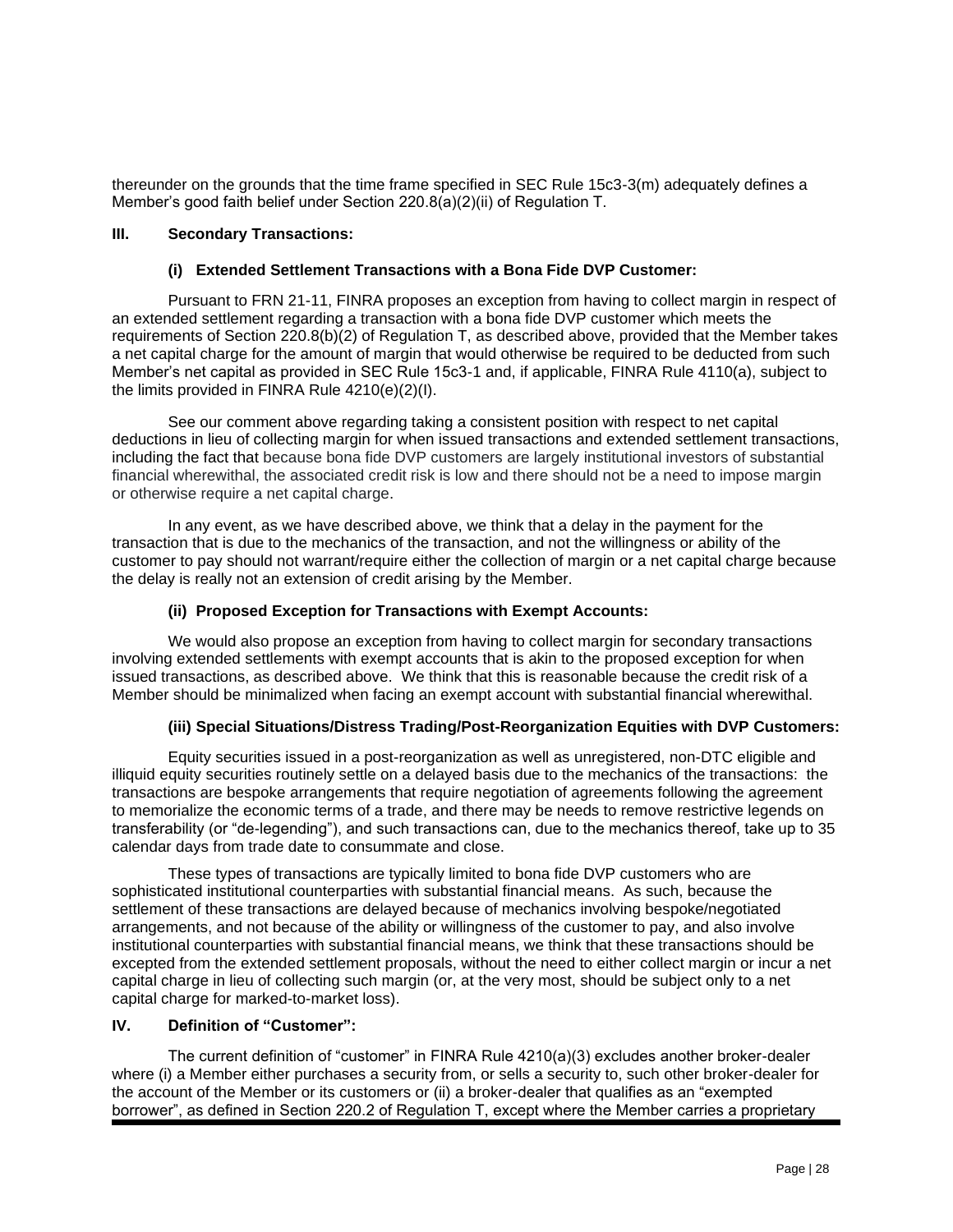thereunder on the grounds that the time frame specified in SEC Rule 15c3-3(m) adequately defines a Member's good faith belief under Section 220.8(a)(2)(ii) of Regulation T.

## III. Secondary Transactions:

### (i) Extended Settlement Transactions with a Bona Fide DVP Customer:

Pursuant to FRN 21-11, FINRA proposes an exception from having to collect margin in respect of an extended settlement regarding a transaction with a bona fide DVP customer which meets the requirements of Section 220.8(b)(2) of Regulation T, as described above, provided that the Member takes a net capital charge for the amount of margin that would otherwise be required to be deducted from such Member's net capital as provided in SEC Rule 15c3-1 and, if applicable, FINRA Rule 4110(a), subject to the limits provided in FINRA Rule 4210(e)(2)(I).

See our comment above regarding taking a consistent position with respect to net capital deductions in lieu of collecting margin for when issued transactions and extended settlement transactions, including the fact that because bona fide DVP customers are largely institutional investors of substantial financial wherewithal, the associated credit risk is low and there should not be a need to impose margin or otherwise require a net capital charge.

In any event, as we have described above, we think that a delay in the payment for the transaction that is due to the mechanics of the transaction, and not the willingness or ability of the customer to pay should not warrant/require either the collection of margin or a net capital charge because the delay is really not an extension of credit arising by the Member.

### (ii) Proposed Exception for Transactions with Exempt Accounts:

We would also propose an exception from having to collect margin for secondary transactions involving extended settlements with exempt accounts that is akin to the proposed exception for when issued transactions, as described above. We think that this is reasonable because the credit risk of a Member should be minimalized when facing an exempt account with substantial financial wherewithal.

### (iii) Special Situations/Distress Trading/Post-Reorganization Equities with DVP Customers:

Equity securities issued in a post-reorganization as well as unregistered, non-DTC eligible and illiquid equity securities routinely settle on a delayed basis due to the mechanics of the transactions: the transactions are bespoke arrangements that require negotiation of agreements following the agreement to memorialize the economic terms of a trade, and there may be needs to remove restrictive legends on transferability (or "de-legending"), and such transactions can, due to the mechanics thereof, take up to 35 calendar days from trade date to consummate and close.

These types of transactions are typically limited to bona fide DVP customers who are sophisticated institutional counterparties with substantial financial means. As such, because the settlement of these transactions are delayed because of mechanics involving bespoke/negotiated arrangements, and not because of the ability or willingness of the customer to pay, and also involve institutional counterparties with substantial financial means, we think that these transactions should be excepted from the extended settlement proposals, without the need to either collect margin or incur a net capital charge in lieu of collecting such margin (or, at the very most, should be subject only to a net capital charge for marked-to-market loss).

## IV. Definition of "Customer":

The current definition of "customer" in FINRA Rule 4210(a)(3) excludes another broker-dealer where (i) a Member either purchases a security from, or sells a security to, such other broker-dealer for the account of the Member or its customers or (ii) a broker-dealer that qualifies as an "exempted borrower", as defined in Section 220.2 of Regulation T, except where the Member carries a proprietary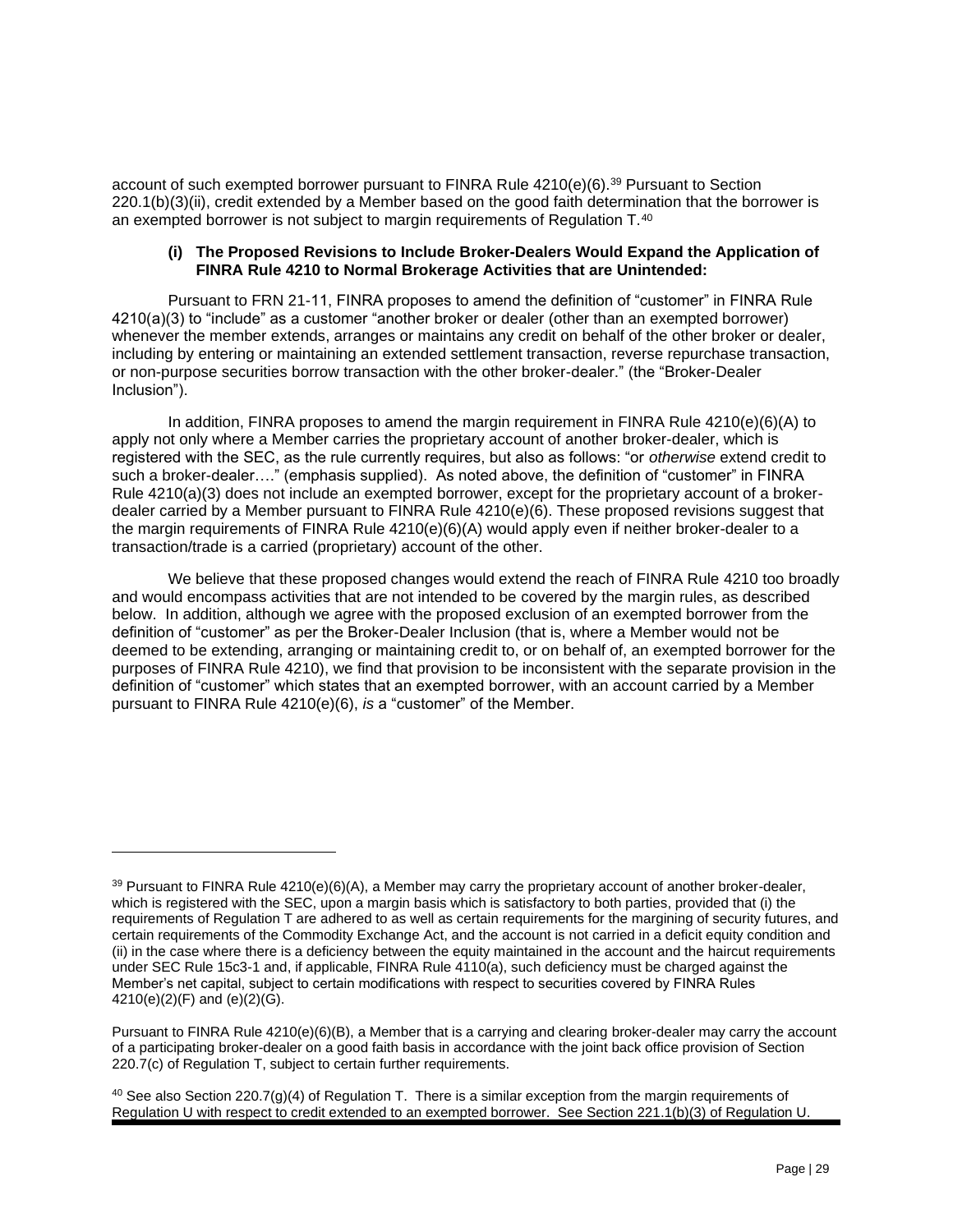account of such exempted borrower pursuant to FINRA Rule 4210(e)(6).[39] Pursuant to Section 220.1(b)(3)(ii), credit extended by a Member based on the good faith determination that the borrower is an exempted borrower is not subject to margin requirements of Regulation T.[40]

#### (i) The Proposed Revisions to Include Broker-Dealers Would Expand the Application of FINRA Rule 4210 to Normal Brokerage Activities that are Unintended:

Pursuant to FRN 21-11, FINRA proposes to amend the definition of "customer" in FINRA Rule 4210(a)(3) to "include" as a customer "another broker or dealer (other than an exempted borrower) whenever the member extends, arranges or maintains any credit on behalf of the other broker or dealer, including by entering or maintaining an extended settlement transaction, reverse repurchase transaction, or non-purpose securities borrow transaction with the other broker-dealer." (the "Broker-Dealer Inclusion").

In addition, FINRA proposes to amend the margin requirement in FINRA Rule 4210(e)(6)(A) to apply not only where a Member carries the proprietary account of another broker-dealer, which is registered with the SEC, as the rule currently requires, but also as follows: "or *otherwise* extend credit to such a broker-dealer…." (emphasis supplied). As noted above, the definition of "customer" in FINRA Rule 4210(a)(3) does not include an exempted borrower, except for the proprietary account of a broker-dealer carried by a Member pursuant to FINRA Rule 4210(e)(6). These proposed revisions suggest that the margin requirements of FINRA Rule 4210(e)(6)(A) would apply even if neither broker-dealer to a transaction/trade is a carried (proprietary) account of the other.

We believe that these proposed changes would extend the reach of FINRA Rule 4210 too broadly and would encompass activities that are not intended to be covered by the margin rules, as described below. In addition, although we agree with the proposed exclusion of an exempted borrower from the definition of "customer" as per the Broker-Dealer Inclusion (that is, where a Member would not be deemed to be extending, arranging or maintaining credit to, or on behalf of, an exempted borrower for the purposes of FINRA Rule 4210), we find that provision to be inconsistent with the separate provision in the definition of "customer" which states that an exempted borrower, with an account carried by a Member pursuant to FINRA Rule 4210(e)(6), *is* a "customer" of the Member.

---

[39] Pursuant to FINRA Rule 4210(e)(6)(A), a Member may carry the proprietary account of another broker-dealer, which is registered with the SEC, upon a margin basis which is satisfactory to both parties, provided that (i) the requirements of Regulation T are adhered to as well as certain requirements for the margining of security futures, and certain requirements of the Commodity Exchange Act, and the account is not carried in a deficit equity condition and (ii) in the case where there is a deficiency between the equity maintained in the account and the haircut requirements under SEC Rule 15c3-1 and, if applicable, FINRA Rule 4110(a), such deficiency must be charged against the Member's net capital, subject to certain modifications with respect to securities covered by FINRA Rules 4210(e)(2)(F) and (e)(2)(G).

Pursuant to FINRA Rule 4210(e)(6)(B), a Member that is a carrying and clearing broker-dealer may carry the account of a participating broker-dealer on a good faith basis in accordance with the joint back office provision of Section 220.7(c) of Regulation T, subject to certain further requirements.

[40] See also Section 220.7(g)(4) of Regulation T. There is a similar exception from the margin requirements of Regulation U with respect to credit extended to an exempted borrower. See Section 221.1(b)(3) of Regulation U.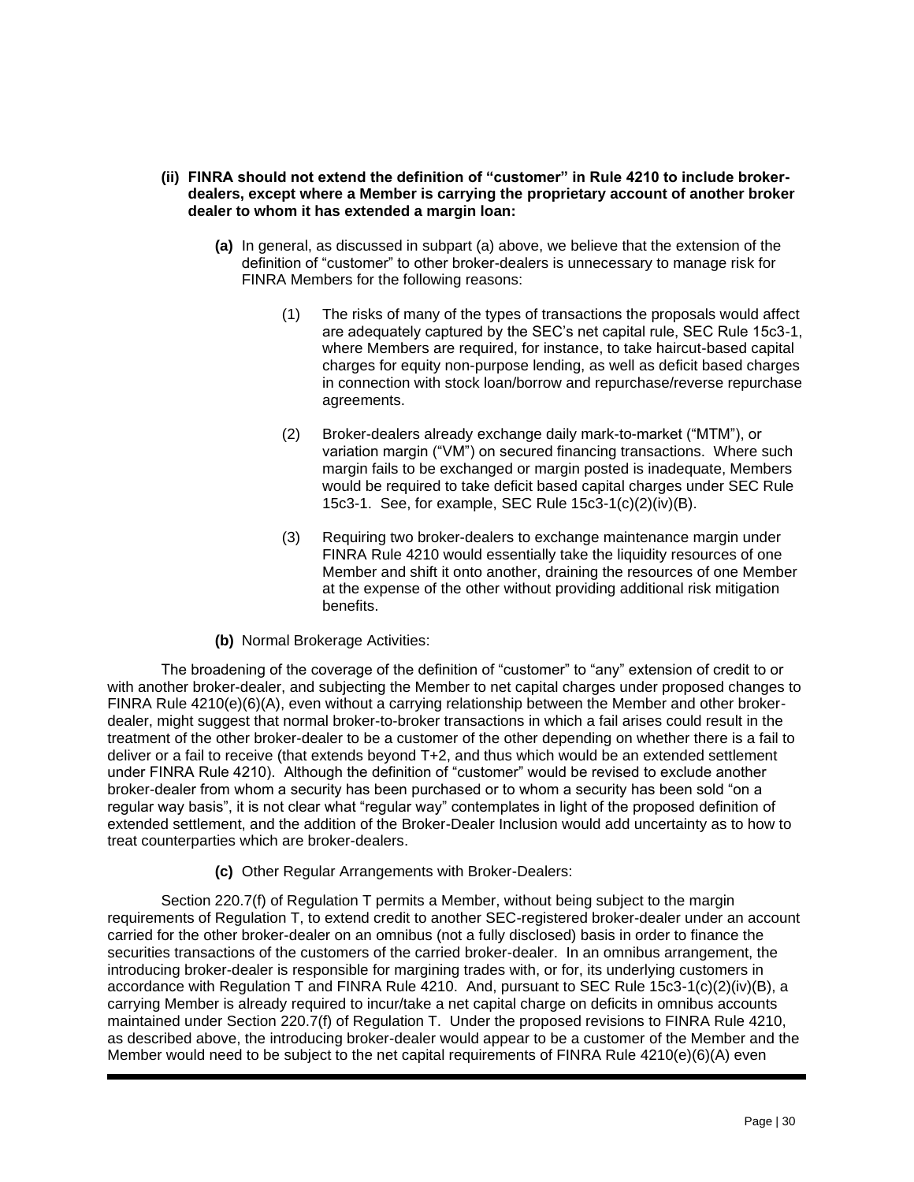**(ii) FINRA should not extend the definition of "customer" in Rule 4210 to include broker-dealers, except where a Member is carrying the proprietary account of another broker dealer to whom it has extended a margin loan:**

**(a)** In general, as discussed in subpart (a) above, we believe that the extension of the definition of "customer" to other broker-dealers is unnecessary to manage risk for FINRA Members for the following reasons:

(1) The risks of many of the types of transactions the proposals would affect are adequately captured by the SEC's net capital rule, SEC Rule 15c3-1, where Members are required, for instance, to take haircut-based capital charges for equity non-purpose lending, as well as deficit based charges in connection with stock loan/borrow and repurchase/reverse repurchase agreements.

(2) Broker-dealers already exchange daily mark-to-market ("MTM"), or variation margin ("VM") on secured financing transactions. Where such margin fails to be exchanged or margin posted is inadequate, Members would be required to take deficit based capital charges under SEC Rule 15c3-1. See, for example, SEC Rule 15c3-1(c)(2)(iv)(B).

(3) Requiring two broker-dealers to exchange maintenance margin under FINRA Rule 4210 would essentially take the liquidity resources of one Member and shift it onto another, draining the resources of one Member at the expense of the other without providing additional risk mitigation benefits.

**(b)** Normal Brokerage Activities:

The broadening of the coverage of the definition of "customer" to "any" extension of credit to or with another broker-dealer, and subjecting the Member to net capital charges under proposed changes to FINRA Rule 4210(e)(6)(A), even without a carrying relationship between the Member and other broker-dealer, might suggest that normal broker-to-broker transactions in which a fail arises could result in the treatment of the other broker-dealer to be a customer of the other depending on whether there is a fail to deliver or a fail to receive (that extends beyond T+2, and thus which would be an extended settlement under FINRA Rule 4210). Although the definition of "customer" would be revised to exclude another broker-dealer from whom a security has been purchased or to whom a security has been sold "on a regular way basis", it is not clear what "regular way" contemplates in light of the proposed definition of extended settlement, and the addition of the Broker-Dealer Inclusion would add uncertainty as to how to treat counterparties which are broker-dealers.

**(c)** Other Regular Arrangements with Broker-Dealers:

Section 220.7(f) of Regulation T permits a Member, without being subject to the margin requirements of Regulation T, to extend credit to another SEC-registered broker-dealer under an account carried for the other broker-dealer on an omnibus (not a fully disclosed) basis in order to finance the securities transactions of the customers of the carried broker-dealer. In an omnibus arrangement, the introducing broker-dealer is responsible for margining trades with, or for, its underlying customers in accordance with Regulation T and FINRA Rule 4210. And, pursuant to SEC Rule 15c3-1(c)(2)(iv)(B), a carrying Member is already required to incur/take a net capital charge on deficits in omnibus accounts maintained under Section 220.7(f) of Regulation T. Under the proposed revisions to FINRA Rule 4210, as described above, the introducing broker-dealer would appear to be a customer of the Member and the Member would need to be subject to the net capital requirements of FINRA Rule 4210(e)(6)(A) even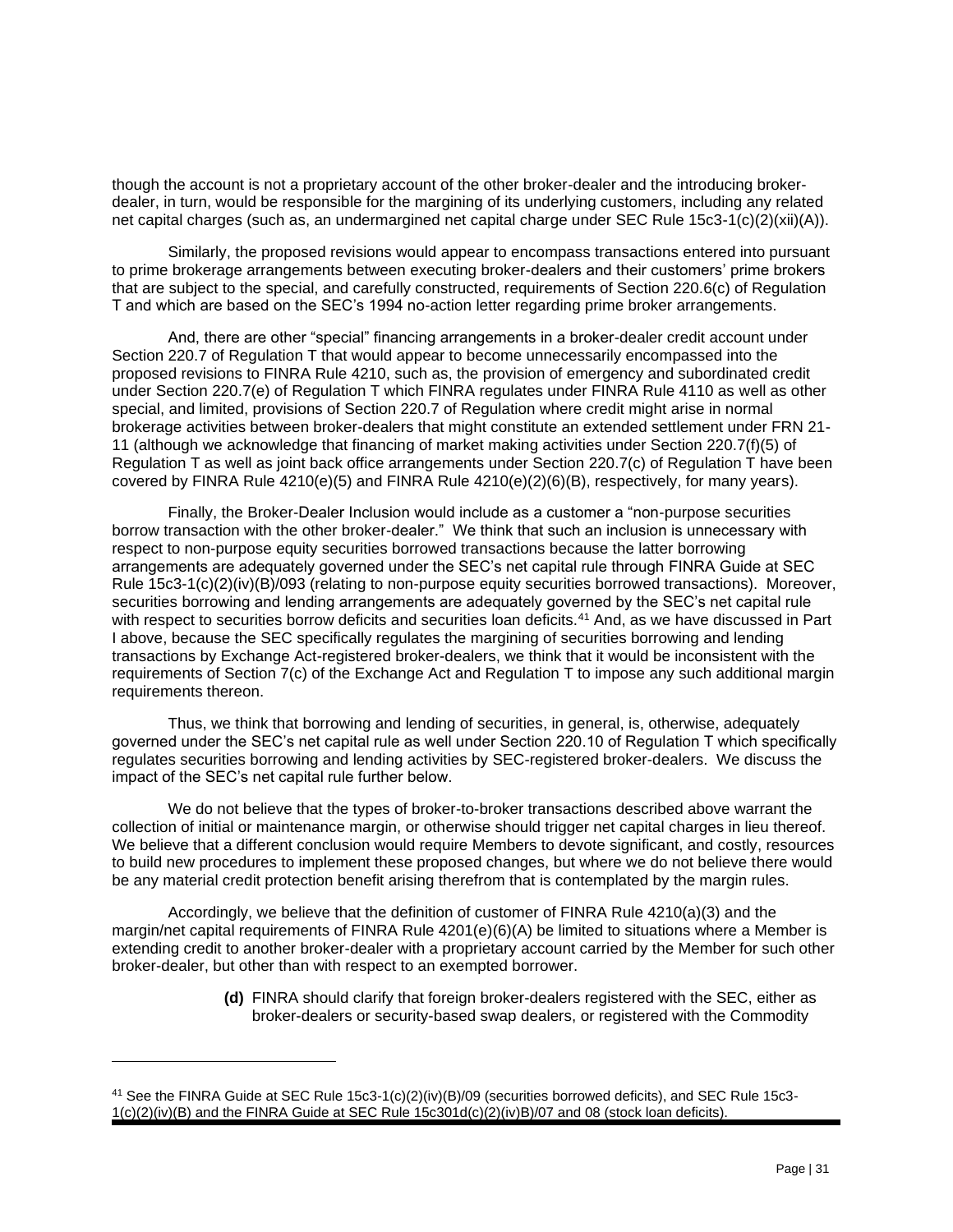though the account is not a proprietary account of the other broker-dealer and the introducing broker-dealer, in turn, would be responsible for the margining of its underlying customers, including any related net capital charges (such as, an undermargined net capital charge under SEC Rule 15c3-1(c)(2)(xii)(A)).

Similarly, the proposed revisions would appear to encompass transactions entered into pursuant to prime brokerage arrangements between executing broker-dealers and their customers' prime brokers that are subject to the special, and carefully constructed, requirements of Section 220.6(c) of Regulation T and which are based on the SEC's 1994 no-action letter regarding prime broker arrangements.

And, there are other "special" financing arrangements in a broker-dealer credit account under Section 220.7 of Regulation T that would appear to become unnecessarily encompassed into the proposed revisions to FINRA Rule 4210, such as, the provision of emergency and subordinated credit under Section 220.7(e) of Regulation T which FINRA regulates under FINRA Rule 4110 as well as other special, and limited, provisions of Section 220.7 of Regulation where credit might arise in normal brokerage activities between broker-dealers that might constitute an extended settlement under FRN 21-11 (although we acknowledge that financing of market making activities under Section 220.7(f)(5) of Regulation T as well as joint back office arrangements under Section 220.7(c) of Regulation T have been covered by FINRA Rule 4210(e)(5) and FINRA Rule 4210(e)(2)(6)(B), respectively, for many years).

Finally, the Broker-Dealer Inclusion would include as a customer a "non-purpose securities borrow transaction with the other broker-dealer." We think that such an inclusion is unnecessary with respect to non-purpose equity securities borrowed transactions because the latter borrowing arrangements are adequately governed under the SEC's net capital rule through FINRA Guide at SEC Rule 15c3-1(c)(2)(iv)(B)/093 (relating to non-purpose equity securities borrowed transactions). Moreover, securities borrowing and lending arrangements are adequately governed by the SEC's net capital rule with respect to securities borrow deficits and securities loan deficits.[41] And, as we have discussed in Part I above, because the SEC specifically regulates the margining of securities borrowing and lending transactions by Exchange Act-registered broker-dealers, we think that it would be inconsistent with the requirements of Section 7(c) of the Exchange Act and Regulation T to impose any such additional margin requirements thereon.

Thus, we think that borrowing and lending of securities, in general, is, otherwise, adequately governed under the SEC's net capital rule as well under Section 220.10 of Regulation T which specifically regulates securities borrowing and lending activities by SEC-registered broker-dealers. We discuss the impact of the SEC's net capital rule further below.

We do not believe that the types of broker-to-broker transactions described above warrant the collection of initial or maintenance margin, or otherwise should trigger net capital charges in lieu thereof. We believe that a different conclusion would require Members to devote significant, and costly, resources to build new procedures to implement these proposed changes, but where we do not believe there would be any material credit protection benefit arising therefrom that is contemplated by the margin rules.

Accordingly, we believe that the definition of customer of FINRA Rule 4210(a)(3) and the margin/net capital requirements of FINRA Rule 4201(e)(6)(A) be limited to situations where a Member is extending credit to another broker-dealer with a proprietary account carried by the Member for such other broker-dealer, but other than with respect to an exempted borrower.

> **(d)** FINRA should clarify that foreign broker-dealers registered with the SEC, either as broker-dealers or security-based swap dealers, or registered with the Commodity

---

[41] See the FINRA Guide at SEC Rule 15c3-1(c)(2)(iv)(B)/09 (securities borrowed deficits), and SEC Rule 15c3-1(c)(2)(iv)(B) and the FINRA Guide at SEC Rule 15c301d(c)(2)(iv)B)/07 and 08 (stock loan deficits).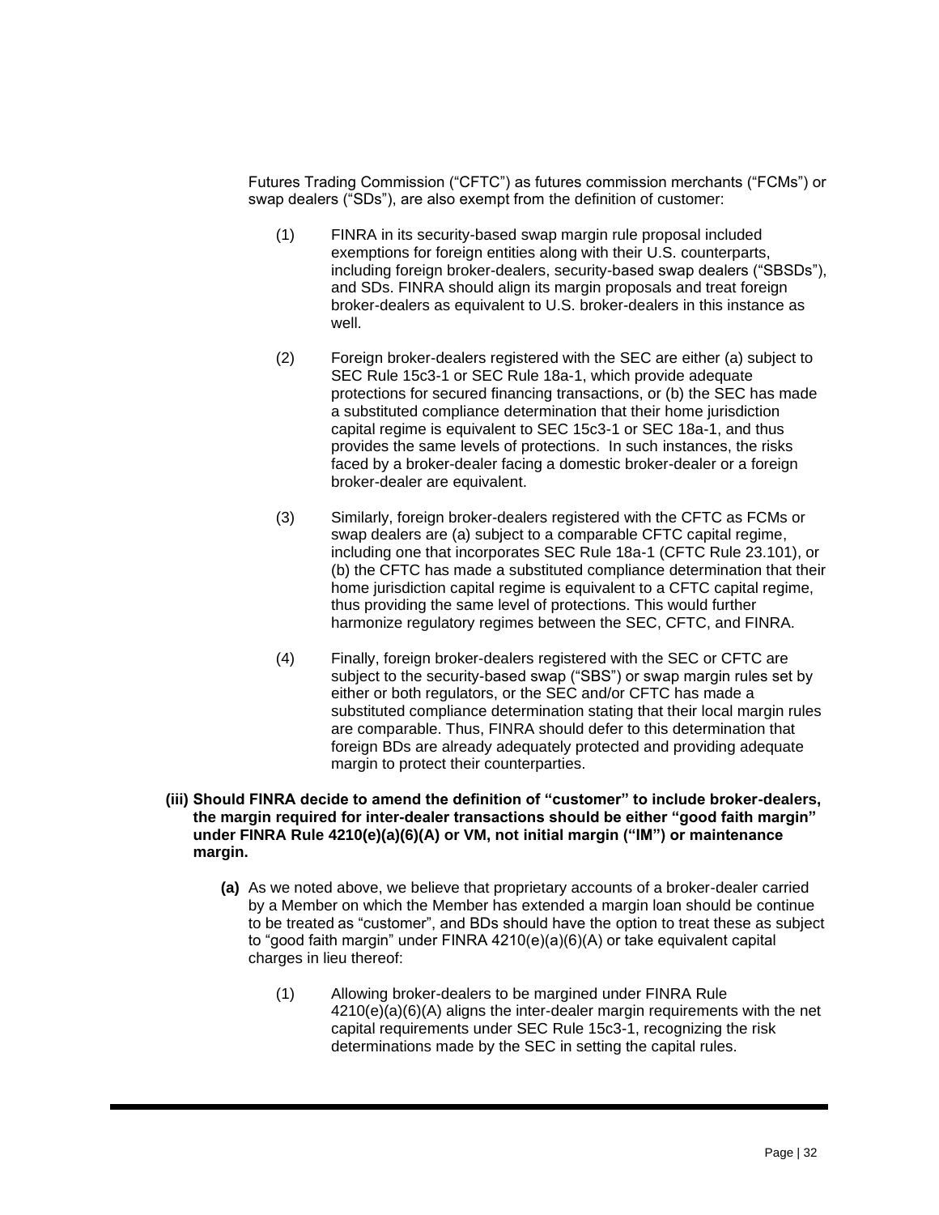Futures Trading Commission ("CFTC") as futures commission merchants ("FCMs") or swap dealers ("SDs"), are also exempt from the definition of customer:

(1) FINRA in its security-based swap margin rule proposal included exemptions for foreign entities along with their U.S. counterparts, including foreign broker-dealers, security-based swap dealers ("SBSDs"), and SDs. FINRA should align its margin proposals and treat foreign broker-dealers as equivalent to U.S. broker-dealers in this instance as well.

(2) Foreign broker-dealers registered with the SEC are either (a) subject to SEC Rule 15c3-1 or SEC Rule 18a-1, which provide adequate protections for secured financing transactions, or (b) the SEC has made a substituted compliance determination that their home jurisdiction capital regime is equivalent to SEC 15c3-1 or SEC 18a-1, and thus provides the same levels of protections. In such instances, the risks faced by a broker-dealer facing a domestic broker-dealer or a foreign broker-dealer are equivalent.

(3) Similarly, foreign broker-dealers registered with the CFTC as FCMs or swap dealers are (a) subject to a comparable CFTC capital regime, including one that incorporates SEC Rule 18a-1 (CFTC Rule 23.101), or (b) the CFTC has made a substituted compliance determination that their home jurisdiction capital regime is equivalent to a CFTC capital regime, thus providing the same level of protections. This would further harmonize regulatory regimes between the SEC, CFTC, and FINRA.

(4) Finally, foreign broker-dealers registered with the SEC or CFTC are subject to the security-based swap ("SBS") or swap margin rules set by either or both regulators, or the SEC and/or CFTC has made a substituted compliance determination stating that their local margin rules are comparable. Thus, FINRA should defer to this determination that foreign BDs are already adequately protected and providing adequate margin to protect their counterparties.

**(iii) Should FINRA decide to amend the definition of "customer" to include broker-dealers, the margin required for inter-dealer transactions should be either "good faith margin" under FINRA Rule 4210(e)(a)(6)(A) or VM, not initial margin ("IM") or maintenance margin.**

**(a)** As we noted above, we believe that proprietary accounts of a broker-dealer carried by a Member on which the Member has extended a margin loan should be continue to be treated as "customer", and BDs should have the option to treat these as subject to "good faith margin" under FINRA 4210(e)(a)(6)(A) or take equivalent capital charges in lieu thereof:

(1) Allowing broker-dealers to be margined under FINRA Rule 4210(e)(a)(6)(A) aligns the inter-dealer margin requirements with the net capital requirements under SEC Rule 15c3-1, recognizing the risk determinations made by the SEC in setting the capital rules.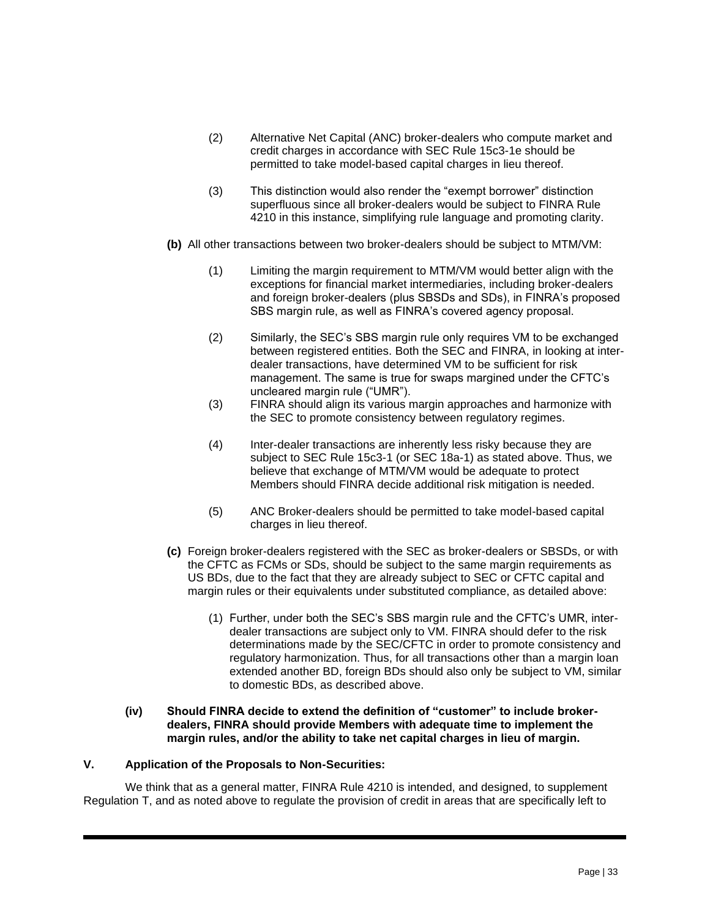(2) Alternative Net Capital (ANC) broker-dealers who compute market and credit charges in accordance with SEC Rule 15c3-1e should be permitted to take model-based capital charges in lieu thereof.

(3) This distinction would also render the "exempt borrower" distinction superfluous since all broker-dealers would be subject to FINRA Rule 4210 in this instance, simplifying rule language and promoting clarity.

**(b)** All other transactions between two broker-dealers should be subject to MTM/VM:

(1) Limiting the margin requirement to MTM/VM would better align with the exceptions for financial market intermediaries, including broker-dealers and foreign broker-dealers (plus SBSDs and SDs), in FINRA's proposed SBS margin rule, as well as FINRA's covered agency proposal.

(2) Similarly, the SEC's SBS margin rule only requires VM to be exchanged between registered entities. Both the SEC and FINRA, in looking at inter-dealer transactions, have determined VM to be sufficient for risk management. The same is true for swaps margined under the CFTC's uncleared margin rule ("UMR").

(3) FINRA should align its various margin approaches and harmonize with the SEC to promote consistency between regulatory regimes.

(4) Inter-dealer transactions are inherently less risky because they are subject to SEC Rule 15c3-1 (or SEC 18a-1) as stated above. Thus, we believe that exchange of MTM/VM would be adequate to protect Members should FINRA decide additional risk mitigation is needed.

(5) ANC Broker-dealers should be permitted to take model-based capital charges in lieu thereof.

**(c)** Foreign broker-dealers registered with the SEC as broker-dealers or SBSDs, or with the CFTC as FCMs or SDs, should be subject to the same margin requirements as US BDs, due to the fact that they are already subject to SEC or CFTC capital and margin rules or their equivalents under substituted compliance, as detailed above:

(1) Further, under both the SEC's SBS margin rule and the CFTC's UMR, inter-dealer transactions are subject only to VM. FINRA should defer to the risk determinations made by the SEC/CFTC in order to promote consistency and regulatory harmonization. Thus, for all transactions other than a margin loan extended another BD, foreign BDs should also only be subject to VM, similar to domestic BDs, as described above.

**(iv) Should FINRA decide to extend the definition of "customer" to include broker-dealers, FINRA should provide Members with adequate time to implement the margin rules, and/or the ability to take net capital charges in lieu of margin.**

## V. Application of the Proposals to Non-Securities:

We think that as a general matter, FINRA Rule 4210 is intended, and designed, to supplement Regulation T, and as noted above to regulate the provision of credit in areas that are specifically left to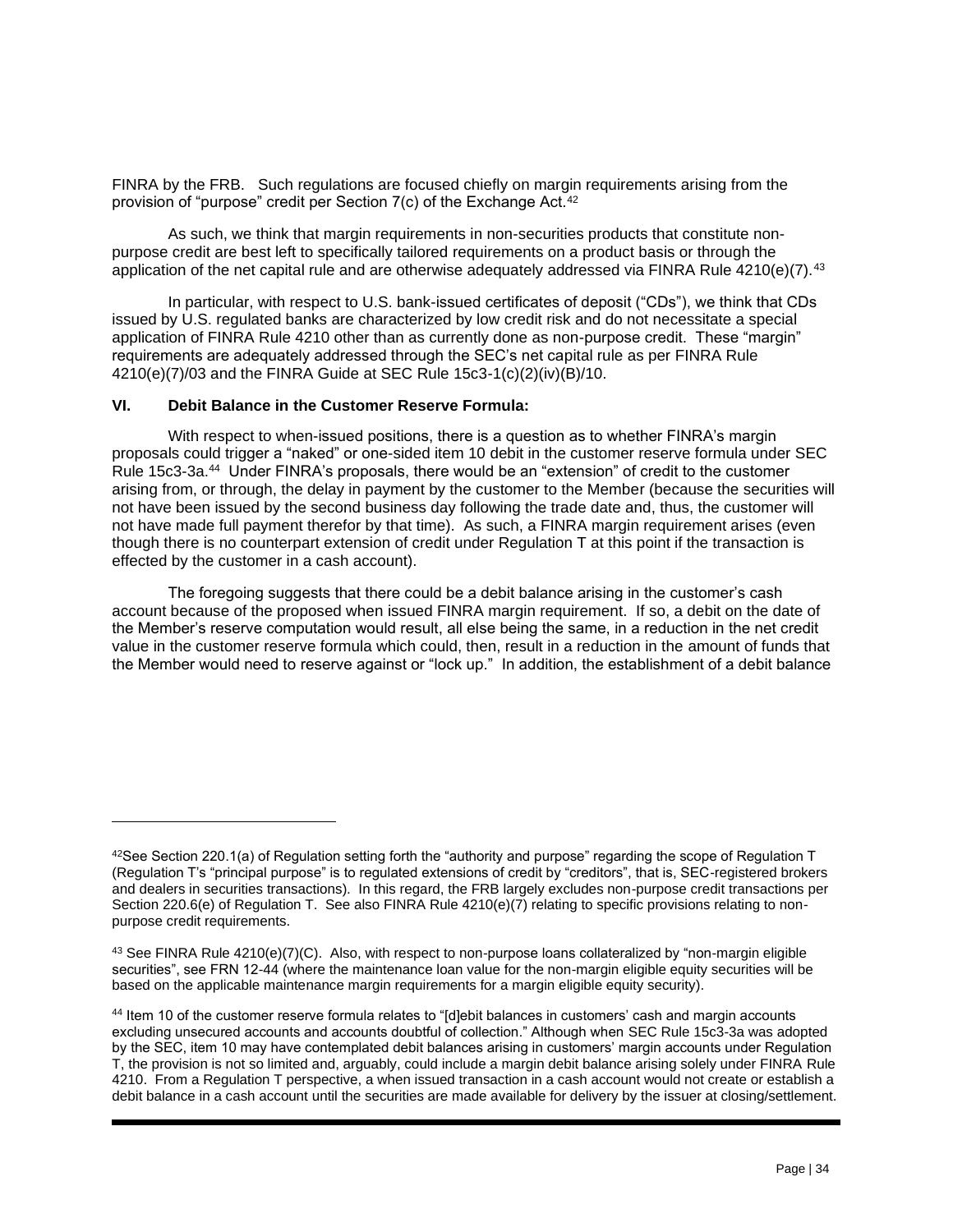FINRA by the FRB. Such regulations are focused chiefly on margin requirements arising from the provision of "purpose" credit per Section 7(c) of the Exchange Act.[42]

As such, we think that margin requirements in non-securities products that constitute non-purpose credit are best left to specifically tailored requirements on a product basis or through the application of the net capital rule and are otherwise adequately addressed via FINRA Rule 4210(e)(7).[43]

In particular, with respect to U.S. bank-issued certificates of deposit ("CDs"), we think that CDs issued by U.S. regulated banks are characterized by low credit risk and do not necessitate a special application of FINRA Rule 4210 other than as currently done as non-purpose credit. These "margin" requirements are adequately addressed through the SEC's net capital rule as per FINRA Rule 4210(e)(7)/03 and the FINRA Guide at SEC Rule 15c3-1(c)(2)(iv)(B)/10.

### VI. Debit Balance in the Customer Reserve Formula:

With respect to when-issued positions, there is a question as to whether FINRA's margin proposals could trigger a "naked" or one-sided item 10 debit in the customer reserve formula under SEC Rule 15c3-3a.[44] Under FINRA's proposals, there would be an "extension" of credit to the customer arising from, or through, the delay in payment by the customer to the Member (because the securities will not have been issued by the second business day following the trade date and, thus, the customer will not have made full payment therefor by that time). As such, a FINRA margin requirement arises (even though there is no counterpart extension of credit under Regulation T at this point if the transaction is effected by the customer in a cash account).

The foregoing suggests that there could be a debit balance arising in the customer's cash account because of the proposed when issued FINRA margin requirement. If so, a debit on the date of the Member's reserve computation would result, all else being the same, in a reduction in the net credit value in the customer reserve formula which could, then, result in a reduction in the amount of funds that the Member would need to reserve against or "lock up." In addition, the establishment of a debit balance

---

[42] See Section 220.1(a) of Regulation setting forth the "authority and purpose" regarding the scope of Regulation T (Regulation T's "principal purpose" is to regulated extensions of credit by "creditors", that is, SEC-registered brokers and dealers in securities transactions). In this regard, the FRB largely excludes non-purpose credit transactions per Section 220.6(e) of Regulation T. See also FINRA Rule 4210(e)(7) relating to specific provisions relating to non-purpose credit requirements.

[43] See FINRA Rule 4210(e)(7)(C). Also, with respect to non-purpose loans collateralized by "non-margin eligible securities", see FRN 12-44 (where the maintenance loan value for the non-margin eligible equity securities will be based on the applicable maintenance margin requirements for a margin eligible equity security).

[44] Item 10 of the customer reserve formula relates to "[d]ebit balances in customers' cash and margin accounts excluding unsecured accounts and accounts doubtful of collection." Although when SEC Rule 15c3-3a was adopted by the SEC, item 10 may have contemplated debit balances arising in customers' margin accounts under Regulation T, the provision is not so limited and, arguably, could include a margin debit balance arising solely under FINRA Rule 4210. From a Regulation T perspective, a when issued transaction in a cash account would not create or establish a debit balance in a cash account until the securities are made available for delivery by the issuer at closing/settlement.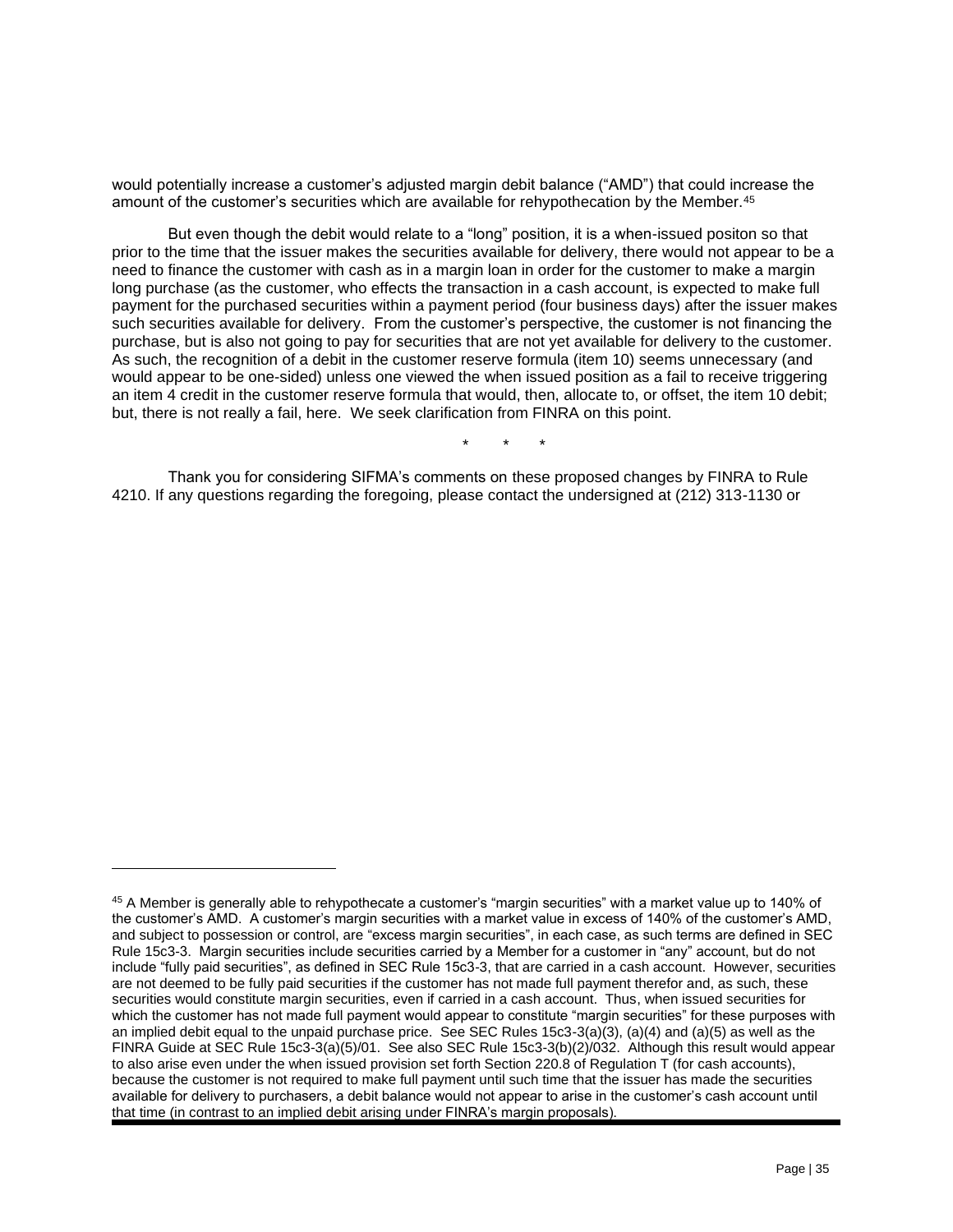would potentially increase a customer's adjusted margin debit balance ("AMD") that could increase the amount of the customer's securities which are available for rehypothecation by the Member.[45]

But even though the debit would relate to a "long" position, it is a when-issued positon so that prior to the time that the issuer makes the securities available for delivery, there would not appear to be a need to finance the customer with cash as in a margin loan in order for the customer to make a margin long purchase (as the customer, who effects the transaction in a cash account, is expected to make full payment for the purchased securities within a payment period (four business days) after the issuer makes such securities available for delivery. From the customer's perspective, the customer is not financing the purchase, but is also not going to pay for securities that are not yet available for delivery to the customer. As such, the recognition of a debit in the customer reserve formula (item 10) seems unnecessary (and would appear to be one-sided) unless one viewed the when issued position as a fail to receive triggering an item 4 credit in the customer reserve formula that would, then, allocate to, or offset, the item 10 debit; but, there is not really a fail, here. We seek clarification from FINRA on this point.

\* \* \*

Thank you for considering SIFMA's comments on these proposed changes by FINRA to Rule 4210. If any questions regarding the foregoing, please contact the undersigned at (212) 313-1130 or

---

[45] A Member is generally able to rehypothecate a customer's "margin securities" with a market value up to 140% of the customer's AMD. A customer's margin securities with a market value in excess of 140% of the customer's AMD, and subject to possession or control, are "excess margin securities", in each case, as such terms are defined in SEC Rule 15c3-3. Margin securities include securities carried by a Member for a customer in "any" account, but do not include "fully paid securities", as defined in SEC Rule 15c3-3, that are carried in a cash account. However, securities are not deemed to be fully paid securities if the customer has not made full payment therefor and, as such, these securities would constitute margin securities, even if carried in a cash account. Thus, when issued securities for which the customer has not made full payment would appear to constitute "margin securities" for these purposes with an implied debit equal to the unpaid purchase price. See SEC Rules 15c3-3(a)(3), (a)(4) and (a)(5) as well as the FINRA Guide at SEC Rule 15c3-3(a)(5)/01. See also SEC Rule 15c3-3(b)(2)/032. Although this result would appear to also arise even under the when issued provision set forth Section 220.8 of Regulation T (for cash accounts), because the customer is not required to make full payment until such time that the issuer has made the securities available for delivery to purchasers, a debit balance would not appear to arise in the customer's cash account until that time (in contrast to an implied debit arising under FINRA's margin proposals).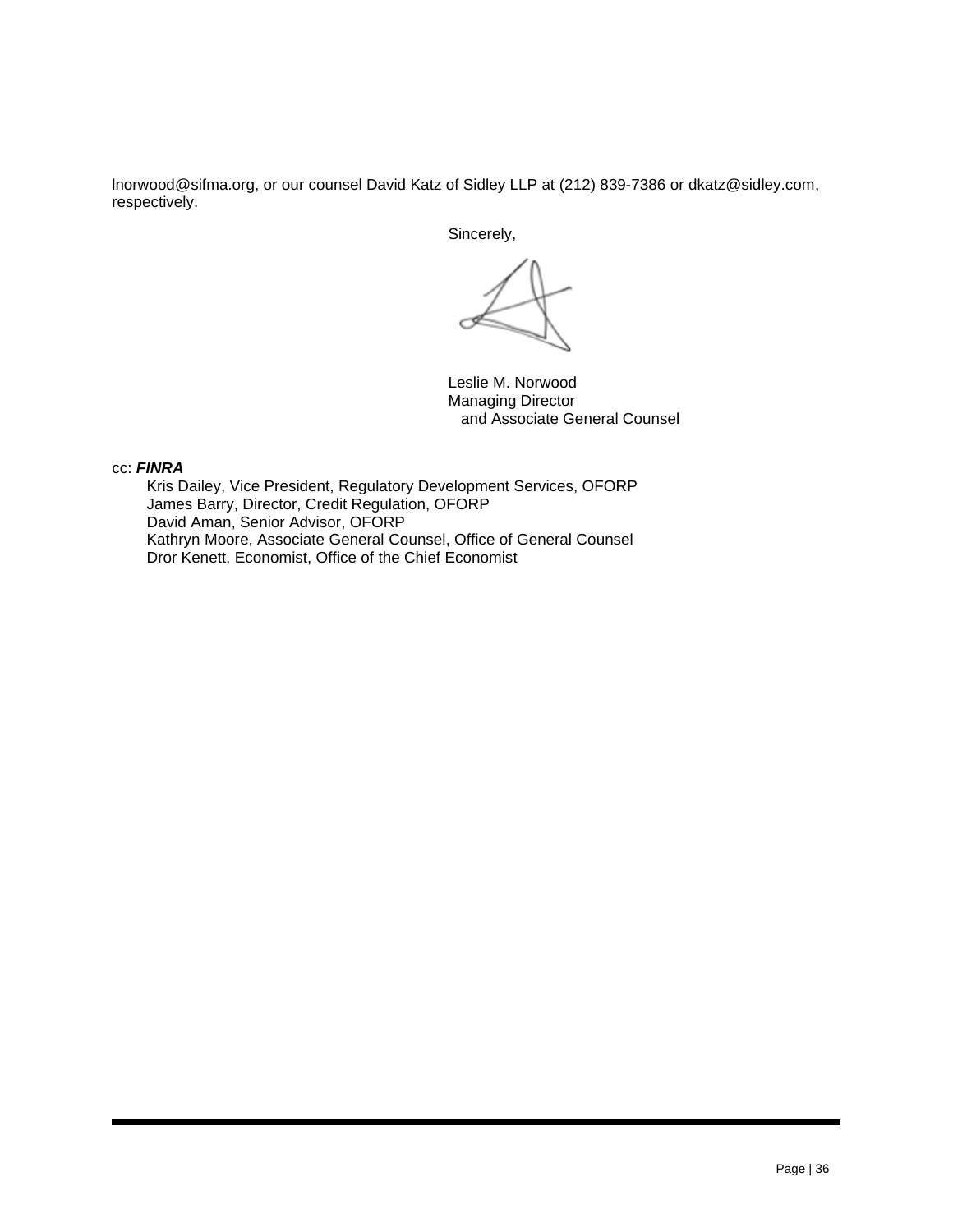lnorwood@sifma.org, or our counsel David Katz of Sidley LLP at (212) 839-7386 or dkatz@sidley.com, respectively.

Sincerely,

Leslie M. Norwood
Managing Director
and Associate General Counsel

cc: ***FINRA***

Kris Dailey, Vice President, Regulatory Development Services, OFORP
James Barry, Director, Credit Regulation, OFORP
David Aman, Senior Advisor, OFORP
Kathryn Moore, Associate General Counsel, Office of General Counsel
Dror Kenett, Economist, Office of the Chief Economist